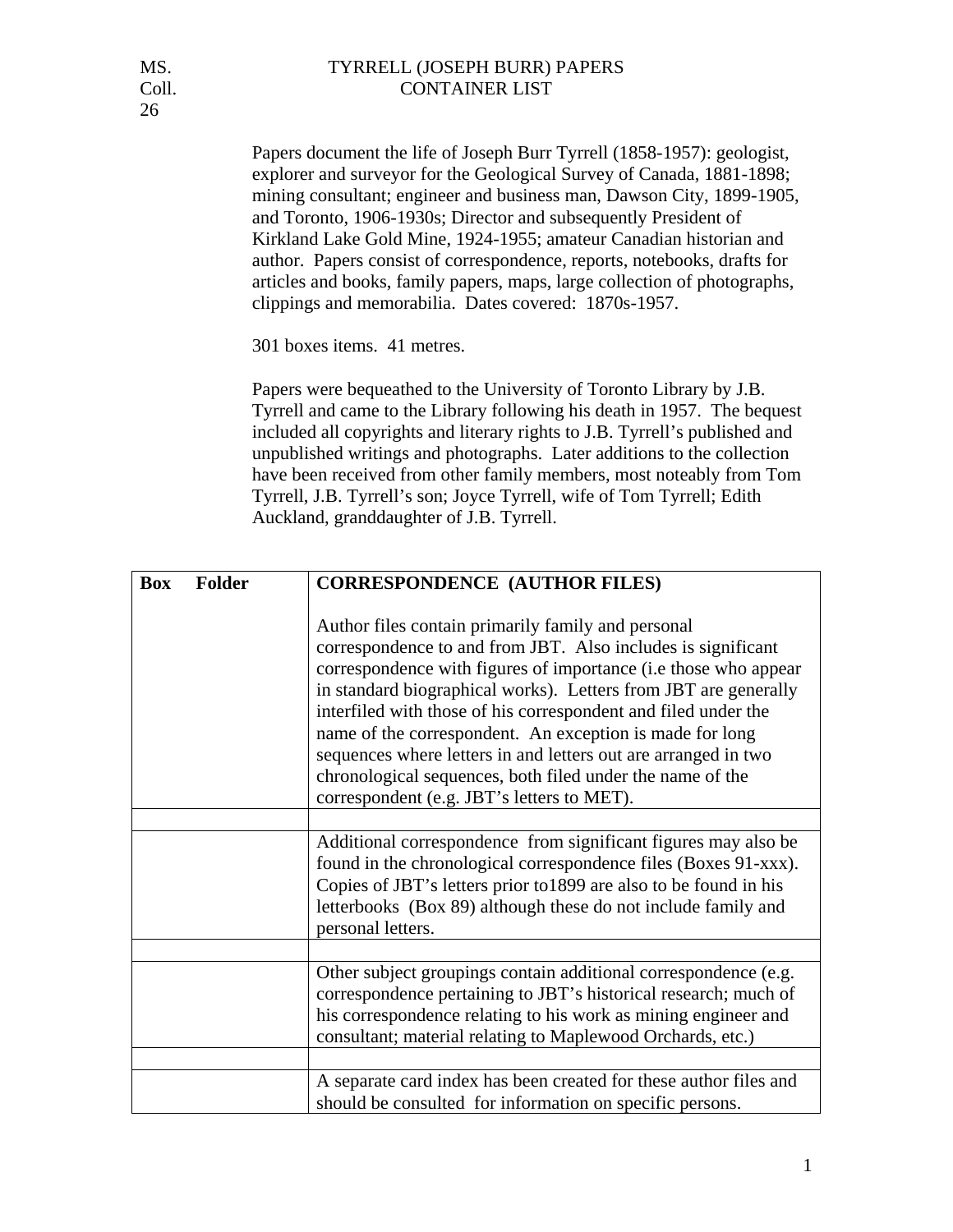MS. Coll. 26

# TYRRELL (JOSEPH BURR) PAPERS
## CONTAINER LIST

Papers document the life of Joseph Burr Tyrrell (1858-1957): geologist, explorer and surveyor for the Geological Survey of Canada, 1881-1898; mining consultant; engineer and business man, Dawson City, 1899-1905, and Toronto, 1906-1930s; Director and subsequently President of Kirkland Lake Gold Mine, 1924-1955; amateur Canadian historian and author. Papers consist of correspondence, reports, notebooks, drafts for articles and books, family papers, maps, large collection of photographs, clippings and memorabilia. Dates covered: 1870s-1957.

301 boxes items. 41 metres.

Papers were bequeathed to the University of Toronto Library by J.B. Tyrrell and came to the Library following his death in 1957. The bequest included all copyrights and literary rights to J.B. Tyrrell's published and unpublished writings and photographs. Later additions to the collection have been received from other family members, most noteably from Tom Tyrrell, J.B. Tyrrell's son; Joyce Tyrrell, wife of Tom Tyrrell; Edith Auckland, granddaughter of J.B. Tyrrell.

| Box Folder | **CORRESPONDENCE (AUTHOR FILES)** |
| --- | --- |
| | Author files contain primarily family and personal correspondence to and from JBT. Also includes is significant correspondence with figures of importance (i.e those who appear in standard biographical works). Letters from JBT are generally interfiled with those of his correspondent and filed under the name of the correspondent. An exception is made for long sequences where letters in and letters out are arranged in two chronological sequences, both filed under the name of the correspondent (e.g. JBT's letters to MET). |
| | |
| | Additional correspondence from significant figures may also be found in the chronological correspondence files (Boxes 91-xxx). Copies of JBT's letters prior to1899 are also to be found in his letterbooks (Box 89) although these do not include family and personal letters. |
| | |
| | Other subject groupings contain additional correspondence (e.g. correspondence pertaining to JBT's historical research; much of his correspondence relating to his work as mining engineer and consultant; material relating to Maplewood Orchards, etc.) |
| | |
| | A separate card index has been created for these author files and should be consulted for information on specific persons. |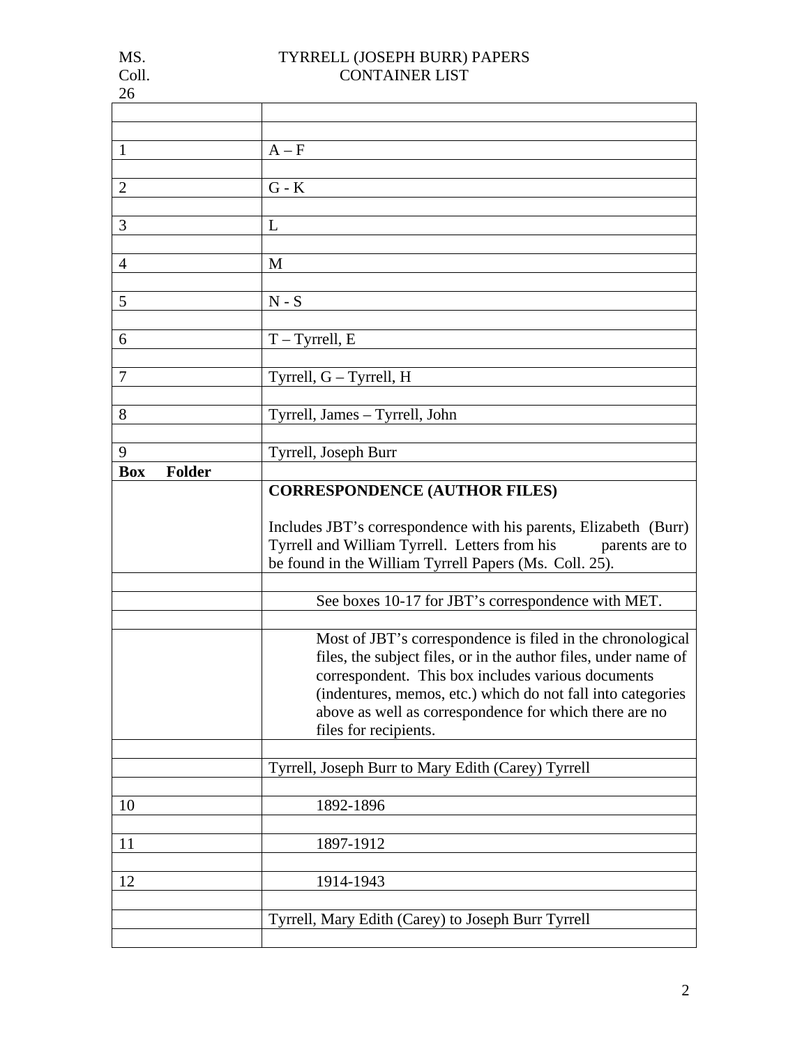MS. Coll. 26 TYRRELL (JOSEPH BURR) PAPERS
CONTAINER LIST

| | |
|---|---|
| | |
| | |
| 1 | A – F |
| | |
| 2 | G - K |
| | |
| 3 | L |
| | |
| 4 | M |
| | |
| 5 | N - S |
| | |
| 6 | T – Tyrrell, E |
| | |
| 7 | Tyrrell, G – Tyrrell, H |
| | |
| 8 | Tyrrell, James – Tyrrell, John |
| | |
| 9 | Tyrrell, Joseph Burr |
| **Box Folder** | |
| | **CORRESPONDENCE (AUTHOR FILES)**<br><br>Includes JBT's correspondence with his parents, Elizabeth (Burr) Tyrrell and William Tyrrell. Letters from his parents are to be found in the William Tyrrell Papers (Ms. Coll. 25). |
| | |
| | See boxes 10-17 for JBT's correspondence with MET. |
| | |
| | Most of JBT's correspondence is filed in the chronological files, the subject files, or in the author files, under name of correspondent. This box includes various documents (indentures, memos, etc.) which do not fall into categories above as well as correspondence for which there are no files for recipients. |
| | |
| | Tyrrell, Joseph Burr to Mary Edith (Carey) Tyrrell |
| | |
| 10 | 1892-1896 |
| | |
| 11 | 1897-1912 |
| | |
| 12 | 1914-1943 |
| | |
| | Tyrrell, Mary Edith (Carey) to Joseph Burr Tyrrell |
| | |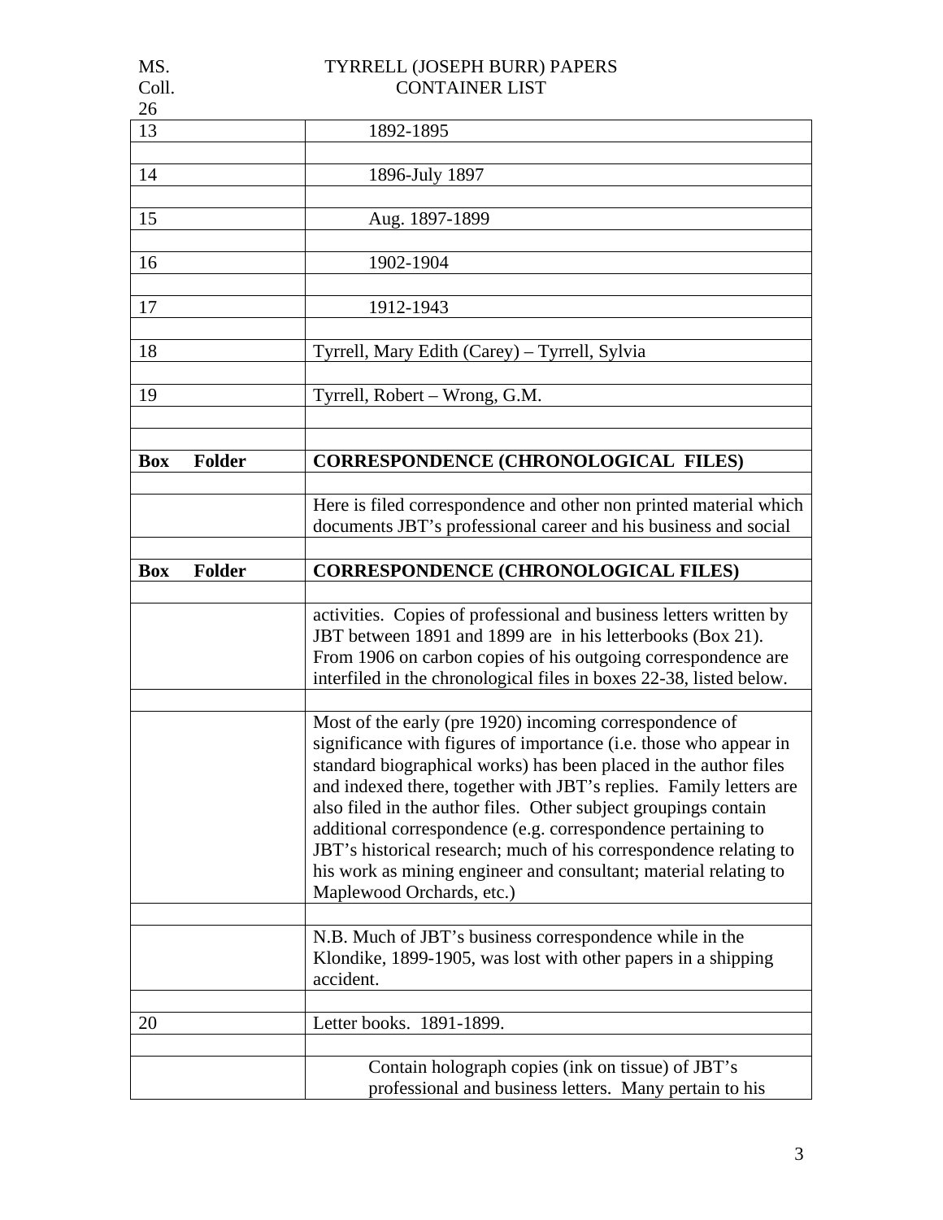| | |
|---|---|
| 13 | 1892-1895 |
| | |
| 14 | 1896-July 1897 |
| | |
| 15 | Aug. 1897-1899 |
| | |
| 16 | 1902-1904 |
| | |
| 17 | 1912-1943 |
| | |
| 18 | Tyrrell, Mary Edith (Carey) – Tyrrell, Sylvia |
| | |
| 19 | Tyrrell, Robert – Wrong, G.M. |
| | |
| | |
| **Box Folder** | **CORRESPONDENCE (CHRONOLOGICAL FILES)** |
| | |
| | Here is filed correspondence and other non printed material which documents JBT's professional career and his business and social |
| | |
| **Box Folder** | **CORRESPONDENCE (CHRONOLOGICAL FILES)** |
| | |
| | activities. Copies of professional and business letters written by JBT between 1891 and 1899 are in his letterbooks (Box 21). From 1906 on carbon copies of his outgoing correspondence are interfiled in the chronological files in boxes 22-38, listed below. |
| | |
| | Most of the early (pre 1920) incoming correspondence of significance with figures of importance (i.e. those who appear in standard biographical works) has been placed in the author files and indexed there, together with JBT's replies. Family letters are also filed in the author files. Other subject groupings contain additional correspondence (e.g. correspondence pertaining to JBT's historical research; much of his correspondence relating to his work as mining engineer and consultant; material relating to Maplewood Orchards, etc.) |
| | |
| | N.B. Much of JBT's business correspondence while in the Klondike, 1899-1905, was lost with other papers in a shipping accident. |
| | |
| 20 | Letter books. 1891-1899. |
| | |
| | Contain holograph copies (ink on tissue) of JBT's professional and business letters. Many pertain to his |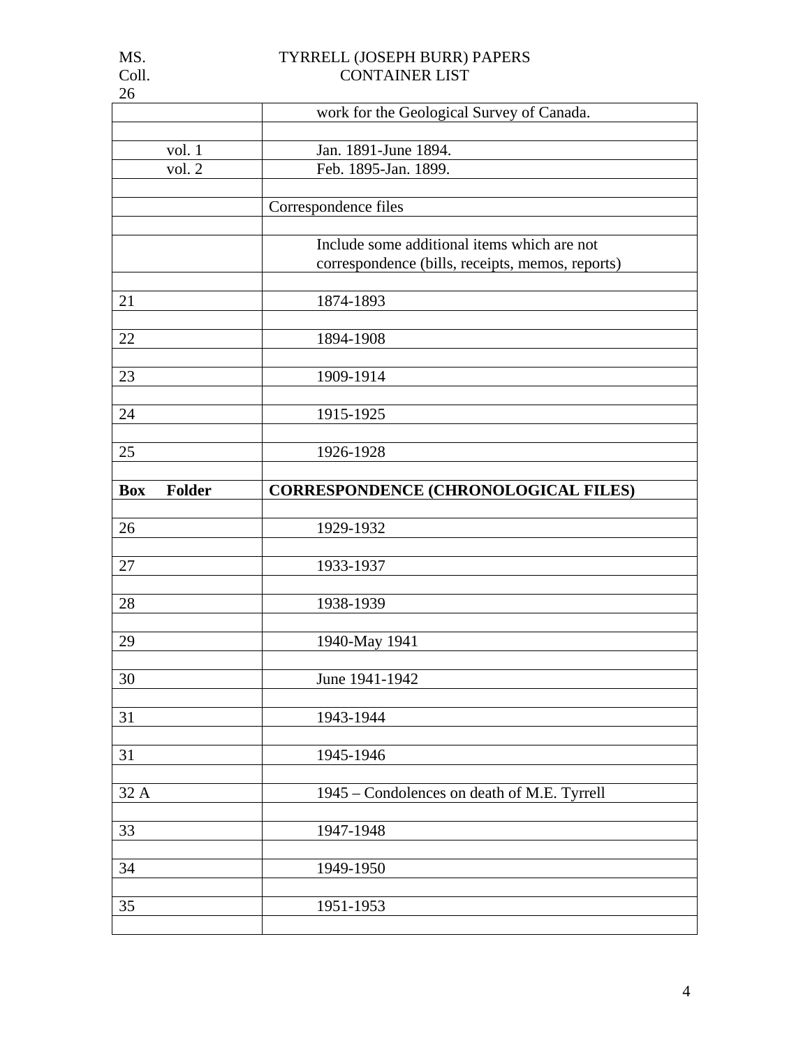| | |
|---|---|
| | work for the Geological Survey of Canada. |
| | |
| vol. 1 | Jan. 1891-June 1894. |
| vol. 2 | Feb. 1895-Jan. 1899. |
| | |
| | Correspondence files |
| | |
| | Include some additional items which are not correspondence (bills, receipts, memos, reports) |
| | |
| 21 | 1874-1893 |
| | |
| 22 | 1894-1908 |
| | |
| 23 | 1909-1914 |
| | |
| 24 | 1915-1925 |
| | |
| 25 | 1926-1928 |
| | |
| **Box Folder** | **CORRESPONDENCE (CHRONOLOGICAL FILES)** |
| | |
| 26 | 1929-1932 |
| | |
| 27 | 1933-1937 |
| | |
| 28 | 1938-1939 |
| | |
| 29 | 1940-May 1941 |
| | |
| 30 | June 1941-1942 |
| | |
| 31 | 1943-1944 |
| | |
| 31 | 1945-1946 |
| | |
| 32 A | 1945 – Condolences on death of M.E. Tyrrell |
| | |
| 33 | 1947-1948 |
| | |
| 34 | 1949-1950 |
| | |
| 35 | 1951-1953 |
| | |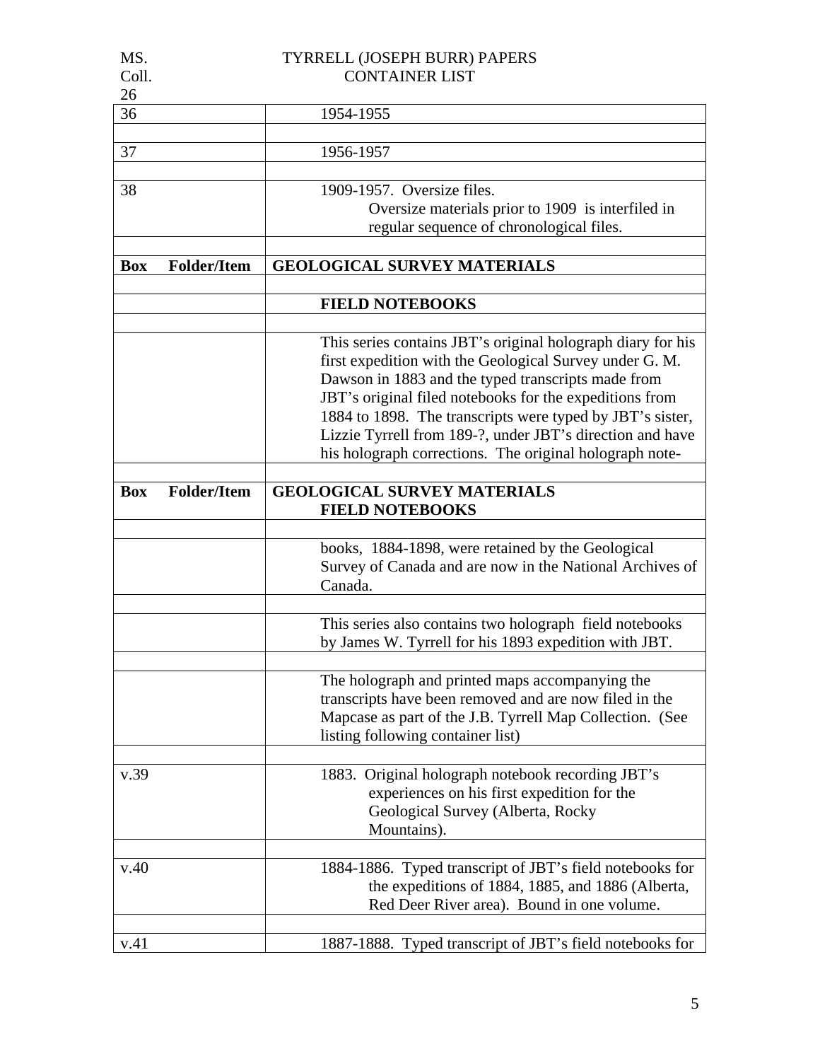| | |
|---|---|
| 36 | 1954-1955 |
| | |
| 37 | 1956-1957 |
| | |
| 38 | 1909-1957. Oversize files. Oversize materials prior to 1909 is interfiled in regular sequence of chronological files. |
| | |
| **Box Folder/Item** | **GEOLOGICAL SURVEY MATERIALS** |
| | |
| | **FIELD NOTEBOOKS** |
| | |
| | This series contains JBT's original holograph diary for his first expedition with the Geological Survey under G. M. Dawson in 1883 and the typed transcripts made from JBT's original filed notebooks for the expeditions from 1884 to 1898. The transcripts were typed by JBT's sister, Lizzie Tyrrell from 189-?, under JBT's direction and have his holograph corrections. The original holograph note- |
| | |
| **Box Folder/Item** | **GEOLOGICAL SURVEY MATERIALS FIELD NOTEBOOKS** |
| | |
| | books, 1884-1898, were retained by the Geological Survey of Canada and are now in the National Archives of Canada. |
| | |
| | This series also contains two holograph field notebooks by James W. Tyrrell for his 1893 expedition with JBT. |
| | |
| | The holograph and printed maps accompanying the transcripts have been removed and are now filed in the Mapcase as part of the J.B. Tyrrell Map Collection. (See listing following container list) |
| | |
| v.39 | 1883. Original holograph notebook recording JBT's experiences on his first expedition for the Geological Survey (Alberta, Rocky Mountains). |
| | |
| v.40 | 1884-1886. Typed transcript of JBT's field notebooks for the expeditions of 1884, 1885, and 1886 (Alberta, Red Deer River area). Bound in one volume. |
| | |
| v.41 | 1887-1888. Typed transcript of JBT's field notebooks for |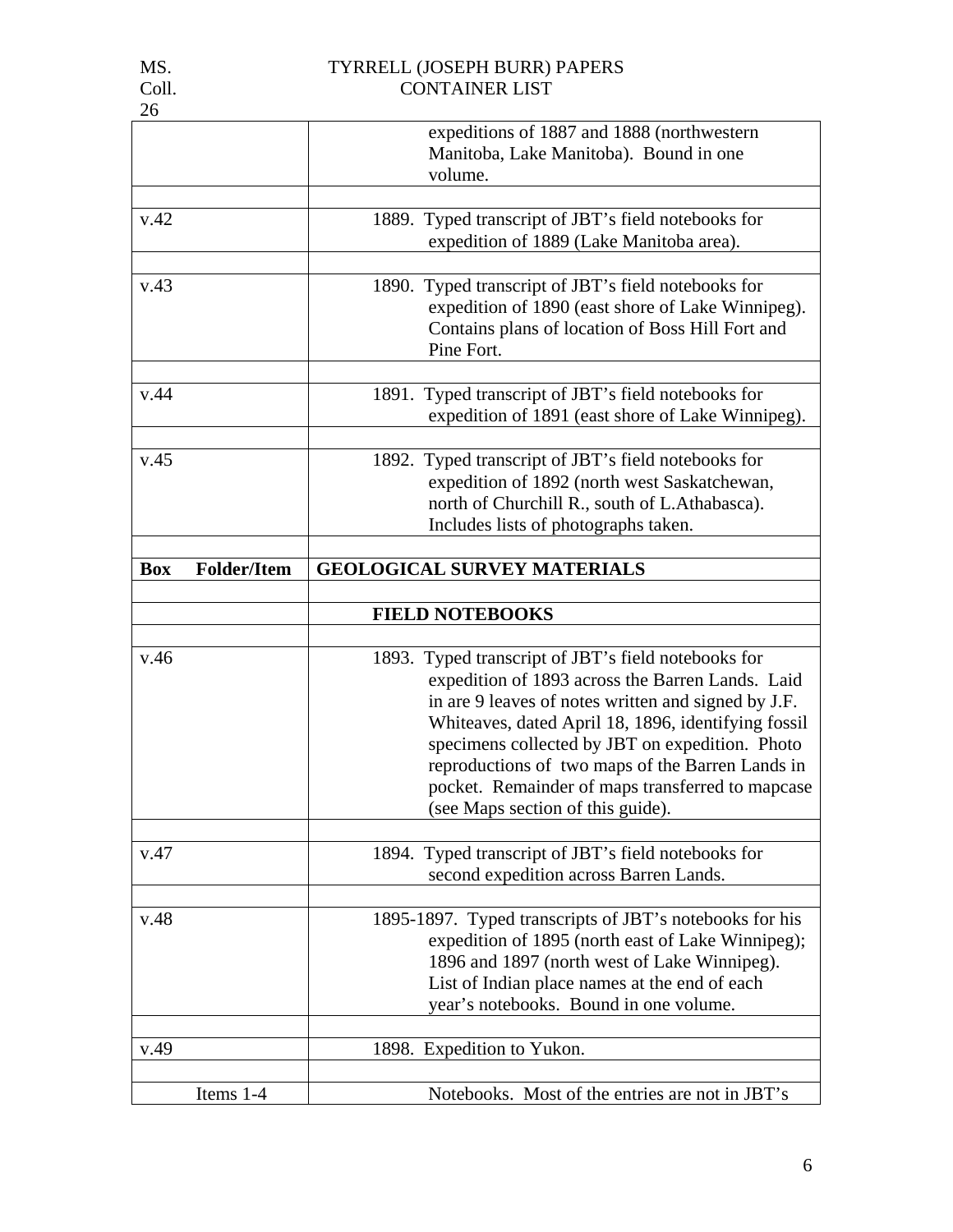| | |
|---|---|
| | expeditions of 1887 and 1888 (northwestern Manitoba, Lake Manitoba). Bound in one volume. |
| | |
| v.42 | 1889. Typed transcript of JBT's field notebooks for expedition of 1889 (Lake Manitoba area). |
| | |
| v.43 | 1890. Typed transcript of JBT's field notebooks for expedition of 1890 (east shore of Lake Winnipeg). Contains plans of location of Boss Hill Fort and Pine Fort. |
| | |
| v.44 | 1891. Typed transcript of JBT's field notebooks for expedition of 1891 (east shore of Lake Winnipeg). |
| | |
| v.45 | 1892. Typed transcript of JBT's field notebooks for expedition of 1892 (north west Saskatchewan, north of Churchill R., south of L.Athabasca). Includes lists of photographs taken. |
| | |
| **Box Folder/Item** | **GEOLOGICAL SURVEY MATERIALS** |
| | |
| | **FIELD NOTEBOOKS** |
| | |
| v.46 | 1893. Typed transcript of JBT's field notebooks for expedition of 1893 across the Barren Lands. Laid in are 9 leaves of notes written and signed by J.F. Whiteaves, dated April 18, 1896, identifying fossil specimens collected by JBT on expedition. Photo reproductions of two maps of the Barren Lands in pocket. Remainder of maps transferred to mapcase (see Maps section of this guide). |
| | |
| v.47 | 1894. Typed transcript of JBT's field notebooks for second expedition across Barren Lands. |
| | |
| v.48 | 1895-1897. Typed transcripts of JBT's notebooks for his expedition of 1895 (north east of Lake Winnipeg); 1896 and 1897 (north west of Lake Winnipeg). List of Indian place names at the end of each year's notebooks. Bound in one volume. |
| | |
| v.49 | 1898. Expedition to Yukon. |
| | |
| Items 1-4 | Notebooks. Most of the entries are not in JBT's |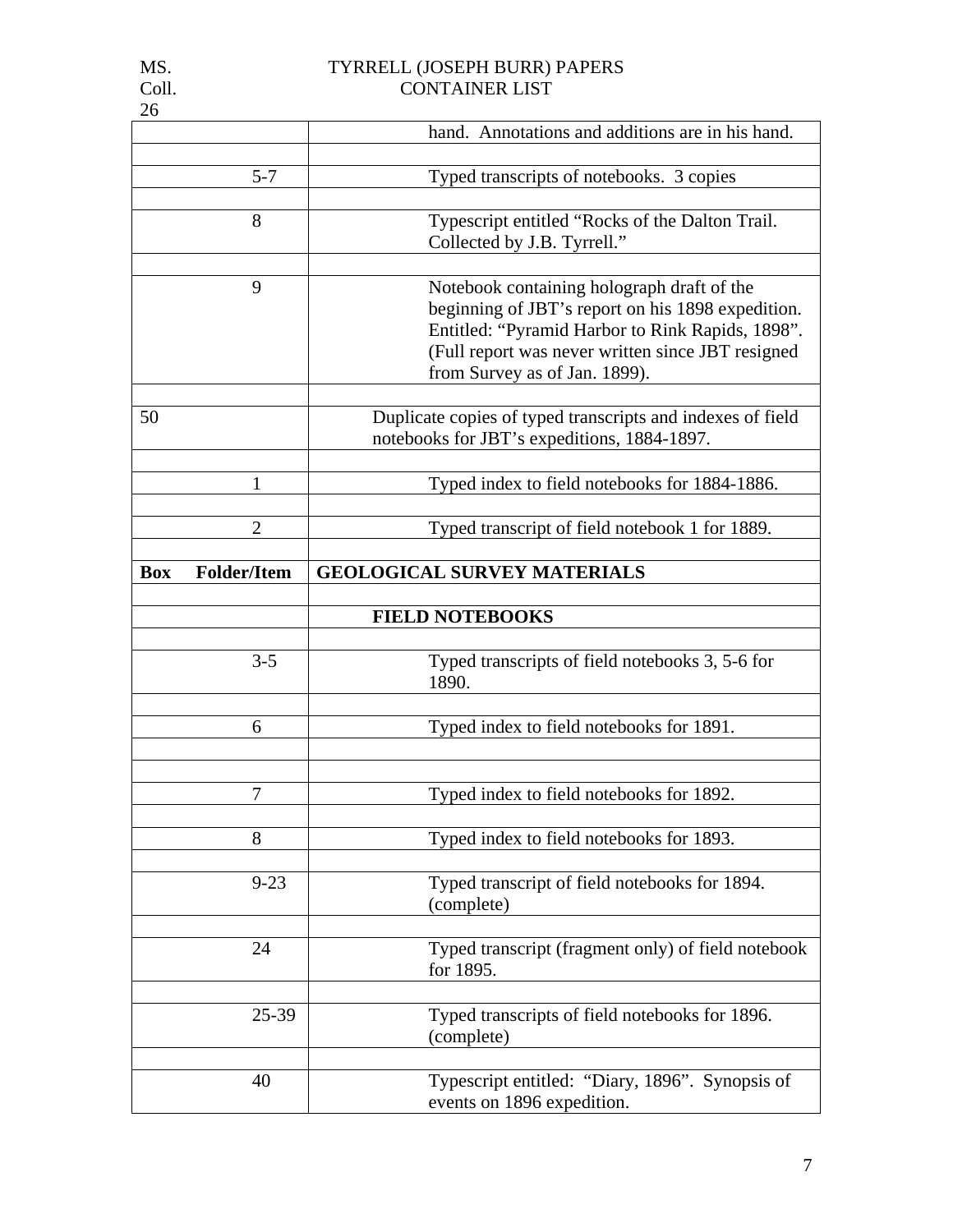| | |
|---|---|
| | hand. Annotations and additions are in his hand. |
| 5-7 | Typed transcripts of notebooks. 3 copies |
| 8 | Typescript entitled "Rocks of the Dalton Trail. Collected by J.B. Tyrrell." |
| 9 | Notebook containing holograph draft of the beginning of JBT's report on his 1898 expedition. Entitled: "Pyramid Harbor to Rink Rapids, 1898". (Full report was never written since JBT resigned from Survey as of Jan. 1899). |
| 50 | Duplicate copies of typed transcripts and indexes of field notebooks for JBT's expeditions, 1884-1897. |
| 1 | Typed index to field notebooks for 1884-1886. |
| 2 | Typed transcript of field notebook 1 for 1889. |
| **Box Folder/Item** | **GEOLOGICAL SURVEY MATERIALS** |
| | **FIELD NOTEBOOKS** |
| 3-5 | Typed transcripts of field notebooks 3, 5-6 for 1890. |
| 6 | Typed index to field notebooks for 1891. |
| 7 | Typed index to field notebooks for 1892. |
| 8 | Typed index to field notebooks for 1893. |
| 9-23 | Typed transcript of field notebooks for 1894. (complete) |
| 24 | Typed transcript (fragment only) of field notebook for 1895. |
| 25-39 | Typed transcripts of field notebooks for 1896. (complete) |
| 40 | Typescript entitled: "Diary, 1896". Synopsis of events on 1896 expedition. |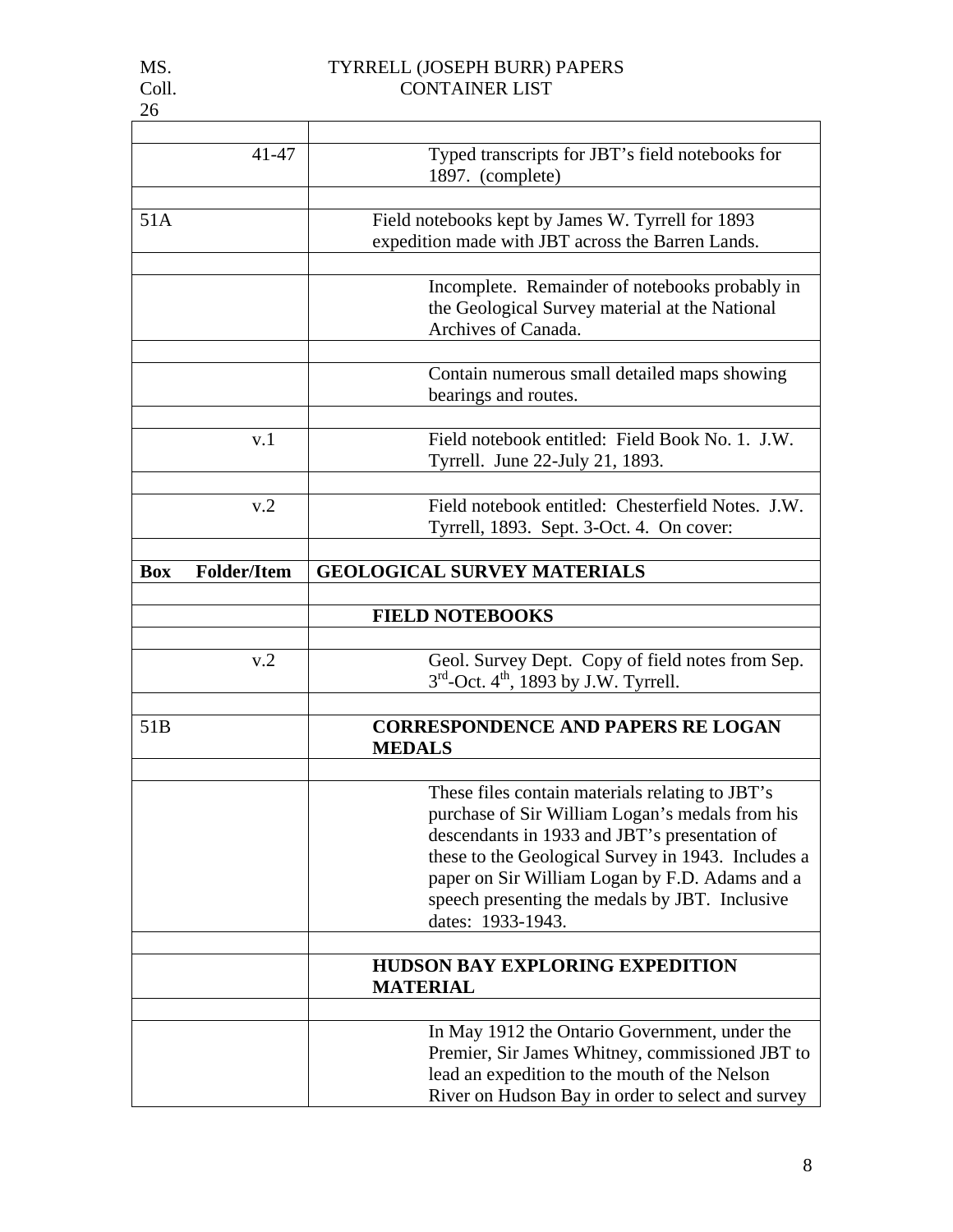| | |
|---|---|
| 41-47 | Typed transcripts for JBT's field notebooks for 1897. (complete) |
| | |
| 51A | Field notebooks kept by James W. Tyrrell for 1893 expedition made with JBT across the Barren Lands. |
| | |
| | Incomplete. Remainder of notebooks probably in the Geological Survey material at the National Archives of Canada. |
| | |
| | Contain numerous small detailed maps showing bearings and routes. |
| | |
| v.1 | Field notebook entitled: Field Book No. 1. J.W. Tyrrell. June 22-July 21, 1893. |
| | |
| v.2 | Field notebook entitled: Chesterfield Notes. J.W. Tyrrell, 1893. Sept. 3-Oct. 4. On cover: |
| | |
| **Box Folder/Item** | **GEOLOGICAL SURVEY MATERIALS** |
| | |
| | **FIELD NOTEBOOKS** |
| | |
| v.2 | Geol. Survey Dept. Copy of field notes from Sep. 3rd-Oct. 4th, 1893 by J.W. Tyrrell. |
| | |
| 51B | **CORRESPONDENCE AND PAPERS RE LOGAN MEDALS** |
| | |
| | These files contain materials relating to JBT's purchase of Sir William Logan's medals from his descendants in 1933 and JBT's presentation of these to the Geological Survey in 1943. Includes a paper on Sir William Logan by F.D. Adams and a speech presenting the medals by JBT. Inclusive dates: 1933-1943. |
| | |
| | **HUDSON BAY EXPLORING EXPEDITION MATERIAL** |
| | |
| | In May 1912 the Ontario Government, under the Premier, Sir James Whitney, commissioned JBT to lead an expedition to the mouth of the Nelson River on Hudson Bay in order to select and survey |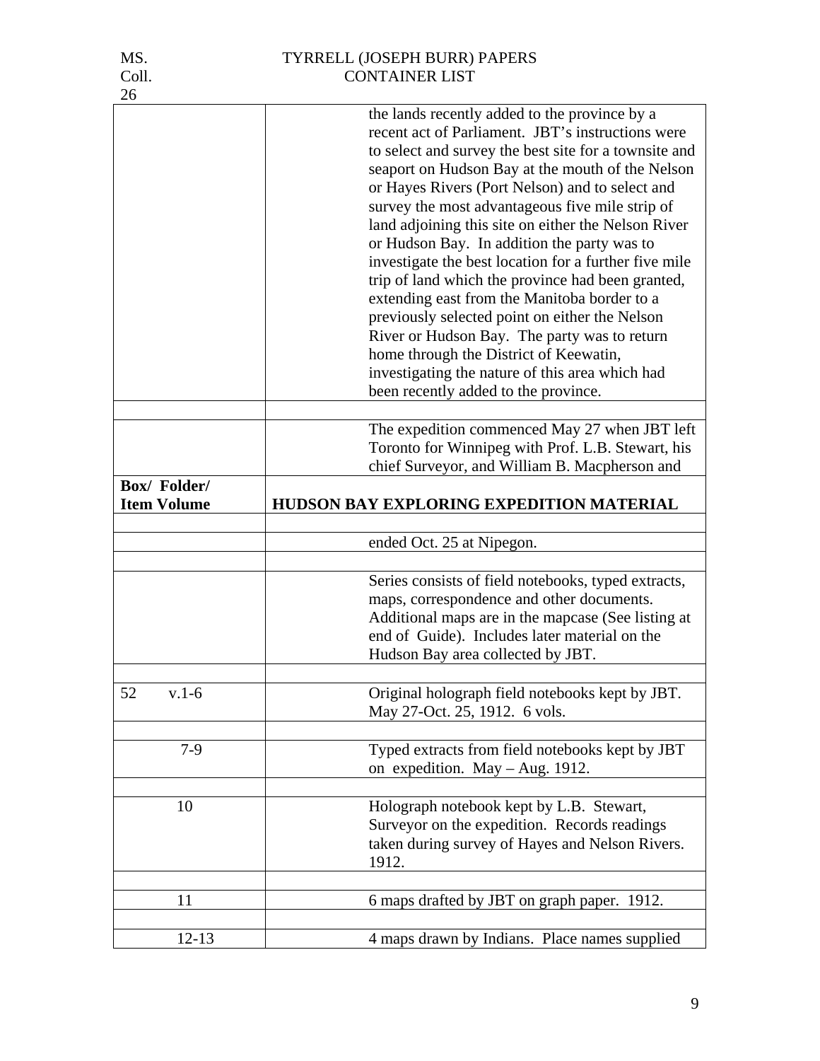| | |
|---|---|
| | the lands recently added to the province by a recent act of Parliament. JBT's instructions were to select and survey the best site for a townsite and seaport on Hudson Bay at the mouth of the Nelson or Hayes Rivers (Port Nelson) and to select and survey the most advantageous five mile strip of land adjoining this site on either the Nelson River or Hudson Bay. In addition the party was to investigate the best location for a further five mile trip of land which the province had been granted, extending east from the Manitoba border to a previously selected point on either the Nelson River or Hudson Bay. The party was to return home through the District of Keewatin, investigating the nature of this area which had been recently added to the province. |
| | |
| | The expedition commenced May 27 when JBT left Toronto for Winnipeg with Prof. L.B. Stewart, his chief Surveyor, and William B. Macpherson and |

| **Box/ Folder/ Item Volume** | **HUDSON BAY EXPLORING EXPEDITION MATERIAL** |
|---|---|
| | |
| | ended Oct. 25 at Nipegon. |
| | |
| | Series consists of field notebooks, typed extracts, maps, correspondence and other documents. Additional maps are in the mapcase (See listing at end of Guide). Includes later material on the Hudson Bay area collected by JBT. |
| | |
| 52 v.1-6 | Original holograph field notebooks kept by JBT. May 27-Oct. 25, 1912. 6 vols. |
| | |
| 7-9 | Typed extracts from field notebooks kept by JBT on expedition. May – Aug. 1912. |
| | |
| 10 | Holograph notebook kept by L.B. Stewart, Surveyor on the expedition. Records readings taken during survey of Hayes and Nelson Rivers. 1912. |
| | |
| 11 | 6 maps drafted by JBT on graph paper. 1912. |
| | |
| 12-13 | 4 maps drawn by Indians. Place names supplied |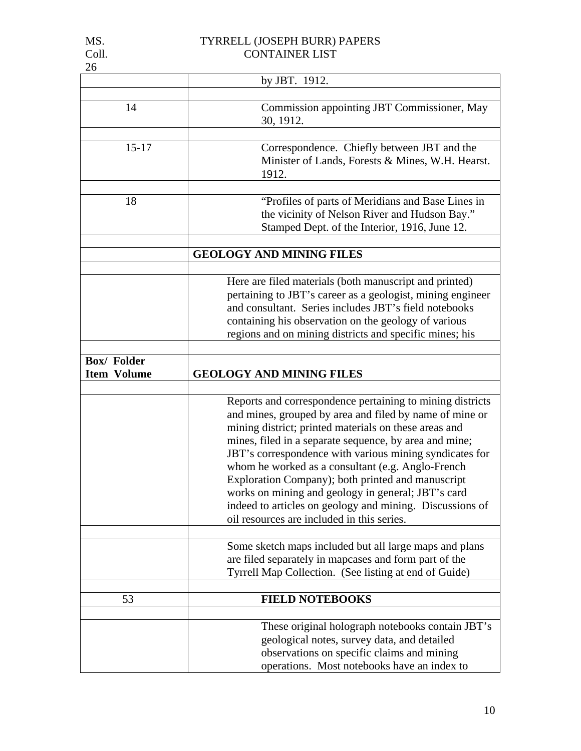| | by JBT. 1912. |
|---|---|
| | |
| 14 | Commission appointing JBT Commissioner, May 30, 1912. |
| | |
| 15-17 | Correspondence. Chiefly between JBT and the Minister of Lands, Forests & Mines, W.H. Hearst. 1912. |
| | |
| 18 | "Profiles of parts of Meridians and Base Lines in the vicinity of Nelson River and Hudson Bay." Stamped Dept. of the Interior, 1916, June 12. |
| | |
| | **GEOLOGY AND MINING FILES** |
| | |
| | Here are filed materials (both manuscript and printed) pertaining to JBT's career as a geologist, mining engineer and consultant. Series includes JBT's field notebooks containing his observation on the geology of various regions and on mining districts and specific mines; his |
| | |
| **Box/ Folder Item Volume** | **GEOLOGY AND MINING FILES** |
| | |
| | Reports and correspondence pertaining to mining districts and mines, grouped by area and filed by name of mine or mining district; printed materials on these areas and mines, filed in a separate sequence, by area and mine; JBT's correspondence with various mining syndicates for whom he worked as a consultant (e.g. Anglo-French Exploration Company); both printed and manuscript works on mining and geology in general; JBT's card indeed to articles on geology and mining. Discussions of oil resources are included in this series. |
| | |
| | Some sketch maps included but all large maps and plans are filed separately in mapcases and form part of the Tyrrell Map Collection. (See listing at end of Guide) |
| | |
| 53 | **FIELD NOTEBOOKS** |
| | |
| | These original holograph notebooks contain JBT's geological notes, survey data, and detailed observations on specific claims and mining operations. Most notebooks have an index to |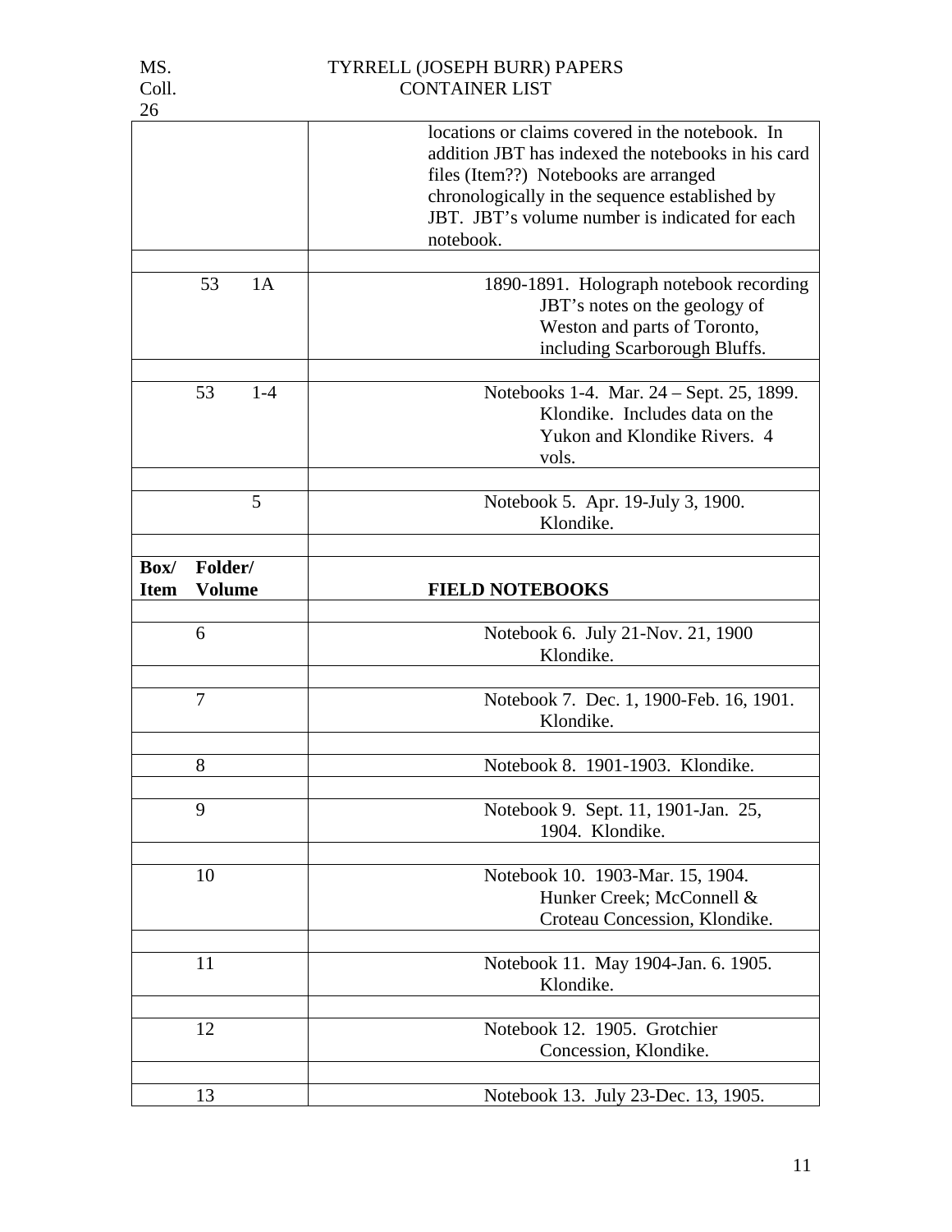| | |
|---|---|
| | locations or claims covered in the notebook. In addition JBT has indexed the notebooks in his card files (Item??) Notebooks are arranged chronologically in the sequence established by JBT. JBT's volume number is indicated for each notebook. |
| | |
| 53 1A | 1890-1891. Holograph notebook recording JBT's notes on the geology of Weston and parts of Toronto, including Scarborough Bluffs. |
| | |
| 53 1-4 | Notebooks 1-4. Mar. 24 – Sept. 25, 1899. Klondike. Includes data on the Yukon and Klondike Rivers. 4 vols. |
| | |
| 5 | Notebook 5. Apr. 19-July 3, 1900. Klondike. |
| | |
| **Box/ Item Folder/ Volume** | **FIELD NOTEBOOKS** |
| | |
| 6 | Notebook 6. July 21-Nov. 21, 1900 Klondike. |
| | |
| 7 | Notebook 7. Dec. 1, 1900-Feb. 16, 1901. Klondike. |
| | |
| 8 | Notebook 8. 1901-1903. Klondike. |
| | |
| 9 | Notebook 9. Sept. 11, 1901-Jan. 25, 1904. Klondike. |
| | |
| 10 | Notebook 10. 1903-Mar. 15, 1904. Hunker Creek; McConnell & Croteau Concession, Klondike. |
| | |
| 11 | Notebook 11. May 1904-Jan. 6. 1905. Klondike. |
| | |
| 12 | Notebook 12. 1905. Grotchier Concession, Klondike. |
| | |
| 13 | Notebook 13. July 23-Dec. 13, 1905. |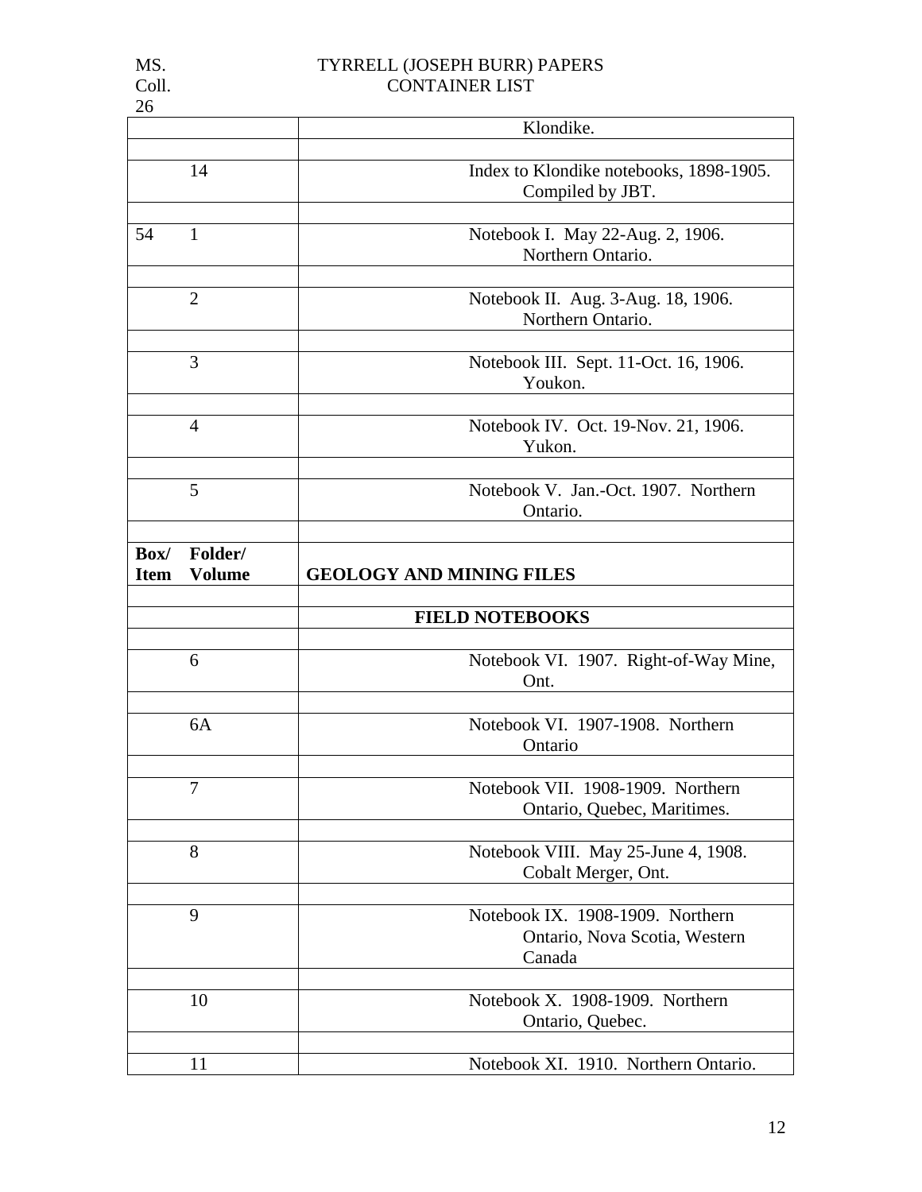| | | |
|---|---|---|
| | | Klondike. |
| | | |
| | 14 | Index to Klondike notebooks, 1898-1905. Compiled by JBT. |
| | | |
| 54 | 1 | Notebook I. May 22-Aug. 2, 1906. Northern Ontario. |
| | | |
| | 2 | Notebook II. Aug. 3-Aug. 18, 1906. Northern Ontario. |
| | | |
| | 3 | Notebook III. Sept. 11-Oct. 16, 1906. Youkon. |
| | | |
| | 4 | Notebook IV. Oct. 19-Nov. 21, 1906. Yukon. |
| | | |
| | 5 | Notebook V. Jan.-Oct. 1907. Northern Ontario. |
| | | |
| **Box/ Item** | **Folder/ Volume** | **GEOLOGY AND MINING FILES** |
| | | |
| | | **FIELD NOTEBOOKS** |
| | | |
| | 6 | Notebook VI. 1907. Right-of-Way Mine, Ont. |
| | | |
| | 6A | Notebook VI. 1907-1908. Northern Ontario |
| | | |
| | 7 | Notebook VII. 1908-1909. Northern Ontario, Quebec, Maritimes. |
| | | |
| | 8 | Notebook VIII. May 25-June 4, 1908. Cobalt Merger, Ont. |
| | | |
| | 9 | Notebook IX. 1908-1909. Northern Ontario, Nova Scotia, Western Canada |
| | | |
| | 10 | Notebook X. 1908-1909. Northern Ontario, Quebec. |
| | | |
| | 11 | Notebook XI. 1910. Northern Ontario. |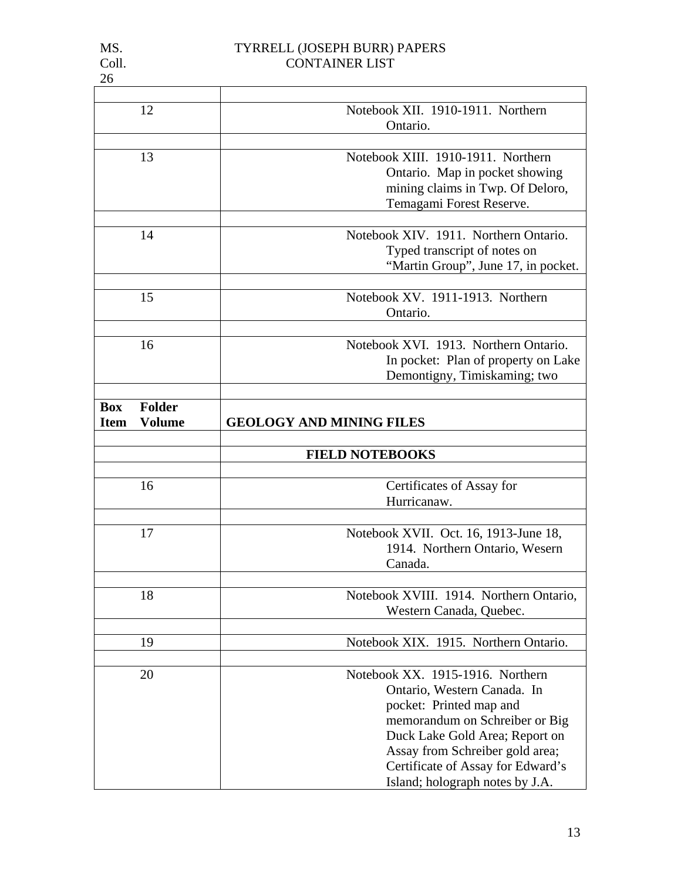| | |
|---|---|
| 12 | Notebook XII. 1910-1911. Northern Ontario. |
| | |
| 13 | Notebook XIII. 1910-1911. Northern Ontario. Map in pocket showing mining claims in Twp. Of Deloro, Temagami Forest Reserve. |
| | |
| 14 | Notebook XIV. 1911. Northern Ontario. Typed transcript of notes on "Martin Group", June 17, in pocket. |
| | |
| 15 | Notebook XV. 1911-1913. Northern Ontario. |
| | |
| 16 | Notebook XVI. 1913. Northern Ontario. In pocket: Plan of property on Lake Demontigny, Timiskaming; two |

| **Box Item** **Folder Volume** | **GEOLOGY AND MINING FILES** |
|---|---|
| | |
| | **FIELD NOTEBOOKS** |
| | |
| 16 | Certificates of Assay for Hurricanaw. |
| | |
| 17 | Notebook XVII. Oct. 16, 1913-June 18, 1914. Northern Ontario, Wesern Canada. |
| | |
| 18 | Notebook XVIII. 1914. Northern Ontario, Western Canada, Quebec. |
| | |
| 19 | Notebook XIX. 1915. Northern Ontario. |
| | |
| 20 | Notebook XX. 1915-1916. Northern Ontario, Western Canada. In pocket: Printed map and memorandum on Schreiber or Big Duck Lake Gold Area; Report on Assay from Schreiber gold area; Certificate of Assay for Edward's Island; holograph notes by J.A. |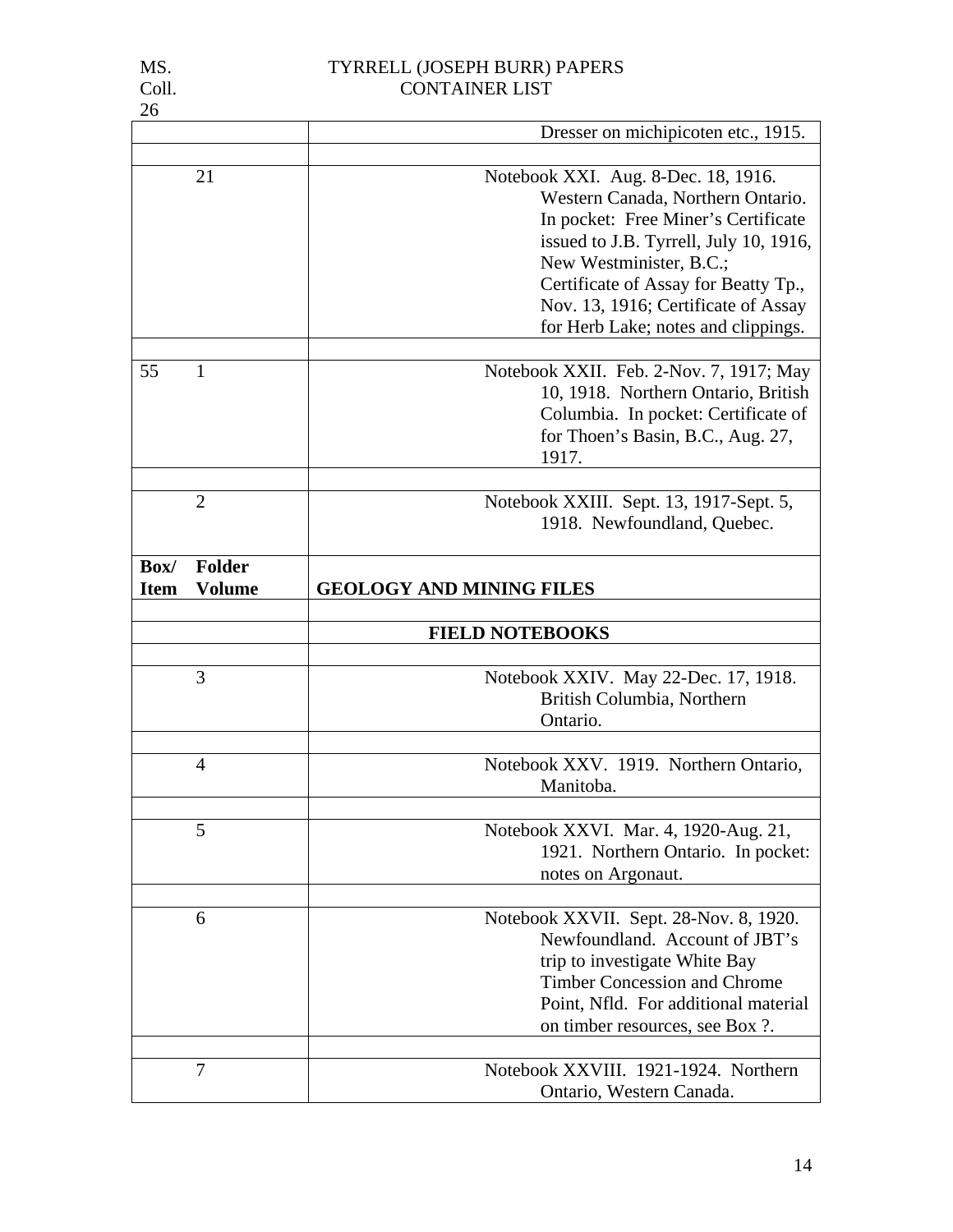| Box/ Item | Folder Volume | |
|---|---|---|
| | | Dresser on michipicoten etc., 1915. |
| | 21 | Notebook XXI. Aug. 8-Dec. 18, 1916. Western Canada, Northern Ontario. In pocket: Free Miner's Certificate issued to J.B. Tyrrell, July 10, 1916, New Westminister, B.C.; Certificate of Assay for Beatty Tp., Nov. 13, 1916; Certificate of Assay for Herb Lake; notes and clippings. |
| 55 | 1 | Notebook XXII. Feb. 2-Nov. 7, 1917; May 10, 1918. Northern Ontario, British Columbia. In pocket: Certificate of for Thoen's Basin, B.C., Aug. 27, 1917. |
| | 2 | Notebook XXIII. Sept. 13, 1917-Sept. 5, 1918. Newfoundland, Quebec. |

| Box/ Item | Folder Volume | GEOLOGY AND MINING FILES |
|---|---|---|
| | | **FIELD NOTEBOOKS** |
| | 3 | Notebook XXIV. May 22-Dec. 17, 1918. British Columbia, Northern Ontario. |
| | 4 | Notebook XXV. 1919. Northern Ontario, Manitoba. |
| | 5 | Notebook XXVI. Mar. 4, 1920-Aug. 21, 1921. Northern Ontario. In pocket: notes on Argonaut. |
| | 6 | Notebook XXVII. Sept. 28-Nov. 8, 1920. Newfoundland. Account of JBT's trip to investigate White Bay Timber Concession and Chrome Point, Nfld. For additional material on timber resources, see Box ?. |
| | 7 | Notebook XXVIII. 1921-1924. Northern Ontario, Western Canada. |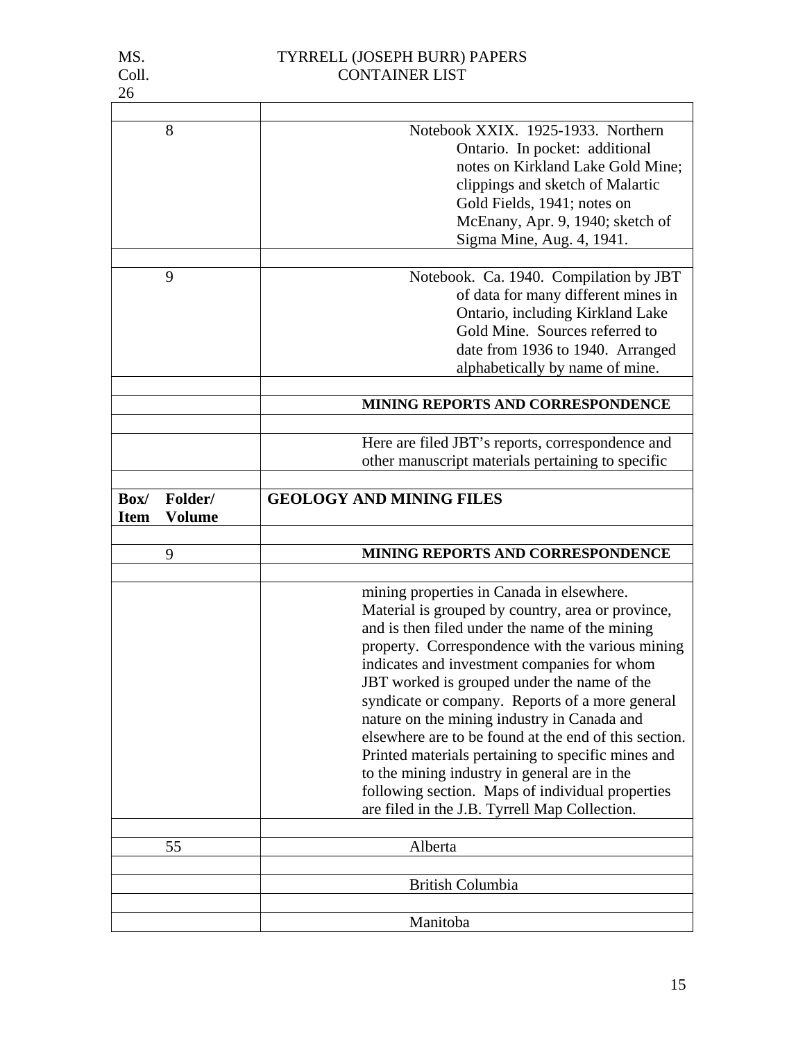| | |
|---|---|
| 8 | Notebook XXIX. 1925-1933. Northern Ontario. In pocket: additional notes on Kirkland Lake Gold Mine; clippings and sketch of Malartic Gold Fields, 1941; notes on McEnany, Apr. 9, 1940; sketch of Sigma Mine, Aug. 4, 1941. |
| | |
| 9 | Notebook. Ca. 1940. Compilation by JBT of data for many different mines in Ontario, including Kirkland Lake Gold Mine. Sources referred to date from 1936 to 1940. Arranged alphabetically by name of mine. |
| | |
| | **MINING REPORTS AND CORRESPONDENCE** |
| | |
| | Here are filed JBT's reports, correspondence and other manuscript materials pertaining to specific |

| **Box/ Item Folder/ Volume** | **GEOLOGY AND MINING FILES** |
|---|---|
| | |
| 9 | **MINING REPORTS AND CORRESPONDENCE** |
| | |
| | mining properties in Canada in elsewhere. Material is grouped by country, area or province, and is then filed under the name of the mining property. Correspondence with the various mining indicates and investment companies for whom JBT worked is grouped under the name of the syndicate or company. Reports of a more general nature on the mining industry in Canada and elsewhere are to be found at the end of this section. Printed materials pertaining to specific mines and to the mining industry in general are in the following section. Maps of individual properties are filed in the J.B. Tyrrell Map Collection. |
| | |
| 55 | Alberta |
| | |
| | British Columbia |
| | |
| | Manitoba |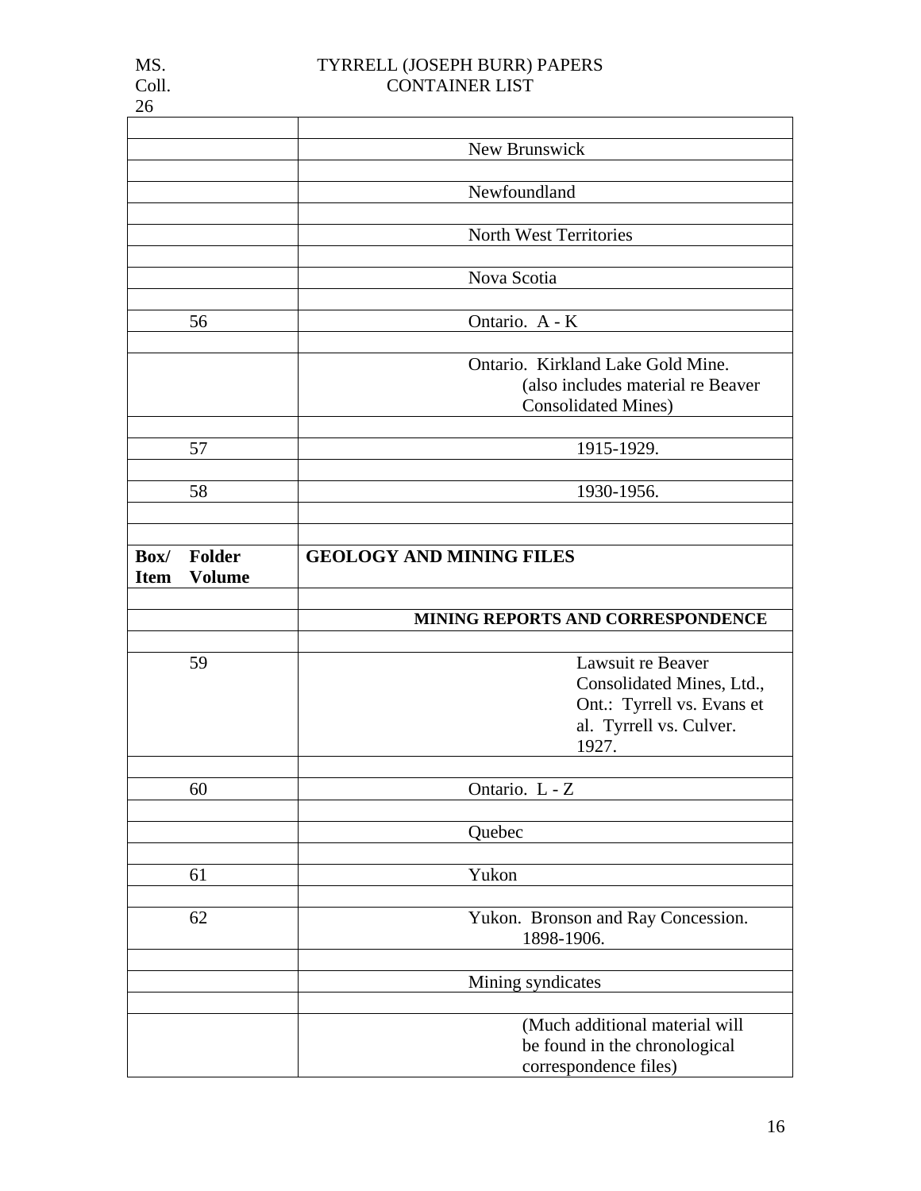| Box/Item Folder Volume | |
|---|---|
| | New Brunswick |
| | Newfoundland |
| | North West Territories |
| | Nova Scotia |
| 56 | Ontario. A - K |
| | Ontario. Kirkland Lake Gold Mine. (also includes material re Beaver Consolidated Mines) |
| 57 | 1915-1929. |
| 58 | 1930-1956. |

| Box/ Item | Folder Volume | GEOLOGY AND MINING FILES |
|---|---|---|
| | | **MINING REPORTS AND CORRESPONDENCE** |
| | 59 | Lawsuit re Beaver Consolidated Mines, Ltd., Ont.: Tyrrell vs. Evans et al. Tyrrell vs. Culver. 1927. |
| | 60 | Ontario. L - Z |
| | | Quebec |
| | 61 | Yukon |
| | 62 | Yukon. Bronson and Ray Concession. 1898-1906. |
| | | Mining syndicates |
| | | (Much additional material will be found in the chronological correspondence files) |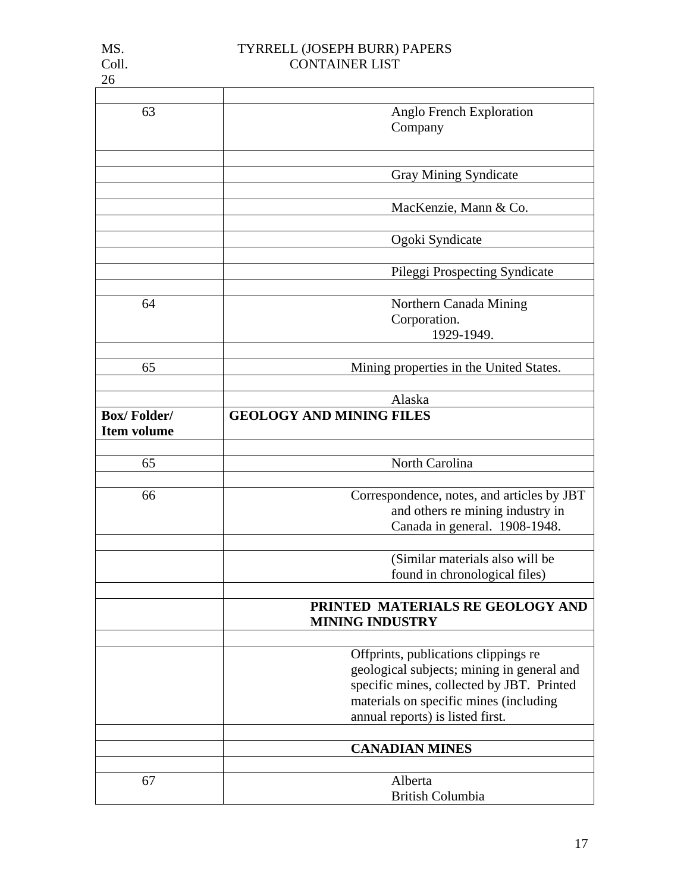| | |
|---|---|
| 63 | Anglo French Exploration Company |
| | |
| | Gray Mining Syndicate |
| | |
| | MacKenzie, Mann & Co. |
| | |
| | Ogoki Syndicate |
| | |
| | Pileggi Prospecting Syndicate |
| | |
| 64 | Northern Canada Mining Corporation. 1929-1949. |
| | |
| 65 | Mining properties in the United States. |
| | |
| | Alaska |
| **Box/ Folder/ Item volume** | **GEOLOGY AND MINING FILES** |
| | |
| 65 | North Carolina |
| | |
| 66 | Correspondence, notes, and articles by JBT and others re mining industry in Canada in general. 1908-1948. |
| | |
| | (Similar materials also will be found in chronological files) |
| | |
| | **PRINTED MATERIALS RE GEOLOGY AND MINING INDUSTRY** |
| | |
| | Offprints, publications clippings re geological subjects; mining in general and specific mines, collected by JBT. Printed materials on specific mines (including annual reports) is listed first. |
| | |
| | **CANADIAN MINES** |
| | |
| 67 | Alberta<br>British Columbia |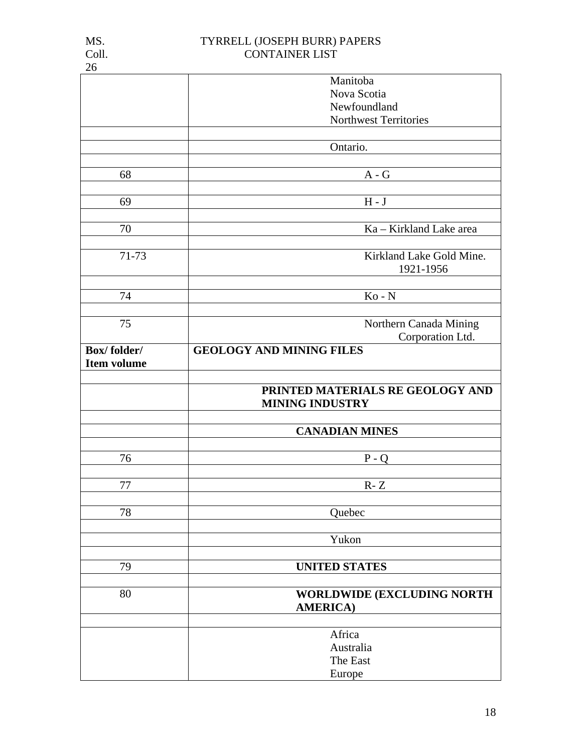| | |
|---|---|
| | Manitoba<br>Nova Scotia<br>Newfoundland<br>Northwest Territories |
| | |
| | Ontario. |
| | |
| 68 | A - G |
| | |
| 69 | H - J |
| | |
| 70 | Ka – Kirkland Lake area |
| | |
| 71-73 | Kirkland Lake Gold Mine. 1921-1956 |
| | |
| 74 | Ko - N |
| | |
| 75 | Northern Canada Mining Corporation Ltd. |
| **Box/ folder/ Item volume** | **GEOLOGY AND MINING FILES** |
| | |
| | **PRINTED MATERIALS RE GEOLOGY AND MINING INDUSTRY** |
| | |
| | **CANADIAN MINES** |
| | |
| 76 | P - Q |
| | |
| 77 | R- Z |
| | |
| 78 | Quebec |
| | |
| | Yukon |
| | |
| 79 | **UNITED STATES** |
| | |
| 80 | **WORLDWIDE (EXCLUDING NORTH AMERICA)** |
| | |
| | Africa<br>Australia<br>The East<br>Europe |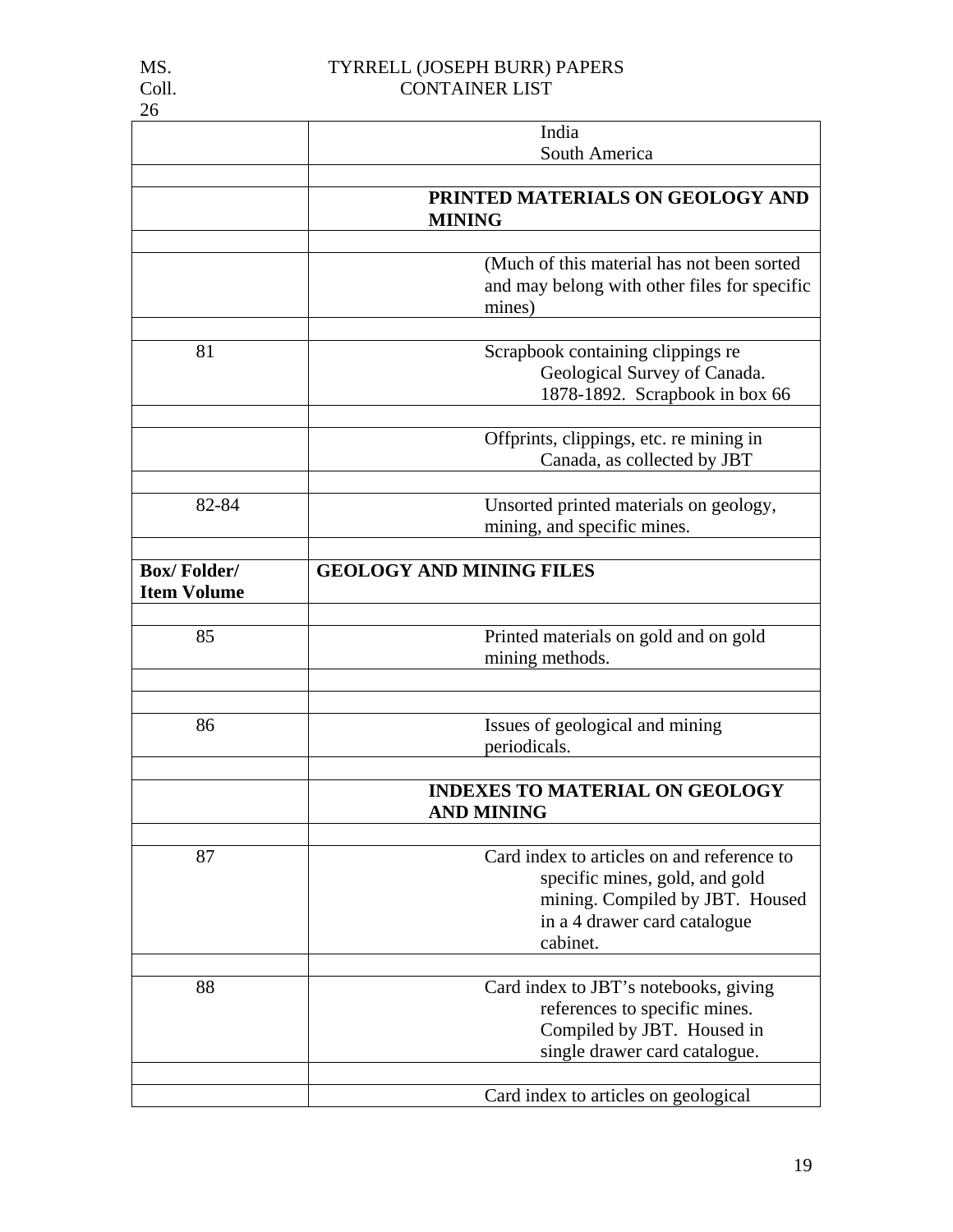| | |
|---|---|
| | India<br>South America |
| | |
| | **PRINTED MATERIALS ON GEOLOGY AND MINING** |
| | |
| | (Much of this material has not been sorted and may belong with other files for specific mines) |
| | |
| 81 | Scrapbook containing clippings re Geological Survey of Canada. 1878-1892. Scrapbook in box 66 |
| | |
| | Offprints, clippings, etc. re mining in Canada, as collected by JBT |
| | |
| 82-84 | Unsorted printed materials on geology, mining, and specific mines. |
| | |
| **Box/ Folder/ Item Volume** | **GEOLOGY AND MINING FILES** |
| | |
| 85 | Printed materials on gold and on gold mining methods. |
| | |
| | |
| 86 | Issues of geological and mining periodicals. |
| | |
| | **INDEXES TO MATERIAL ON GEOLOGY AND MINING** |
| | |
| 87 | Card index to articles on and reference to specific mines, gold, and gold mining. Compiled by JBT. Housed in a 4 drawer card catalogue cabinet. |
| | |
| 88 | Card index to JBT's notebooks, giving references to specific mines. Compiled by JBT. Housed in single drawer card catalogue. |
| | |
| | Card index to articles on geological |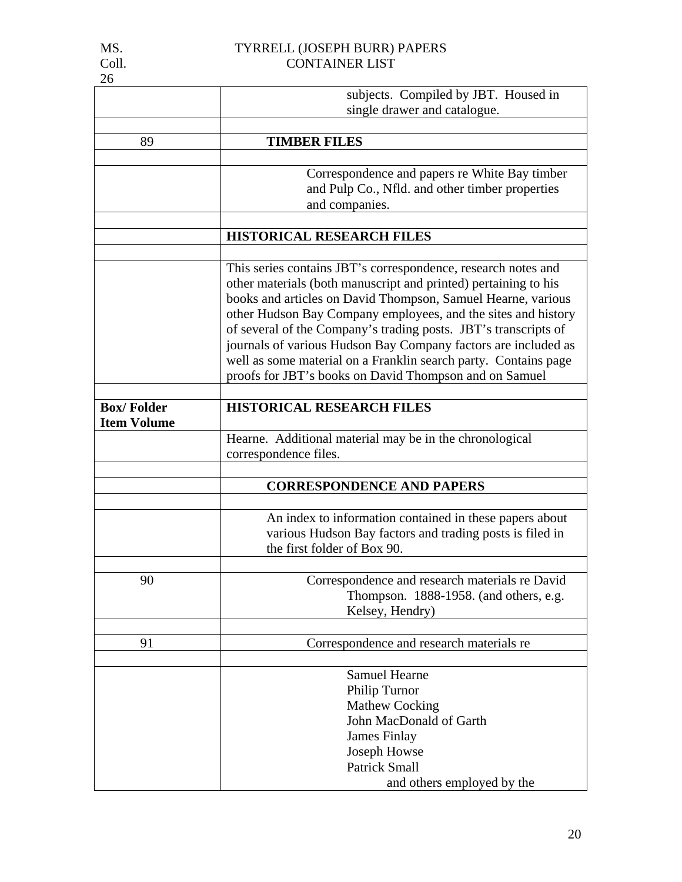| | |
|---|---|
| | subjects. Compiled by JBT. Housed in single drawer and catalogue. |
| | |
| 89 | **TIMBER FILES** |
| | |
| | Correspondence and papers re White Bay timber and Pulp Co., Nfld. and other timber properties and companies. |
| | |
| | **HISTORICAL RESEARCH FILES** |
| | |
| | This series contains JBT's correspondence, research notes and other materials (both manuscript and printed) pertaining to his books and articles on David Thompson, Samuel Hearne, various other Hudson Bay Company employees, and the sites and history of several of the Company's trading posts. JBT's transcripts of journals of various Hudson Bay Company factors are included as well as some material on a Franklin search party. Contains page proofs for JBT's books on David Thompson and on Samuel |
| | |
| **Box/ Folder Item Volume** | **HISTORICAL RESEARCH FILES** |
| | Hearne. Additional material may be in the chronological correspondence files. |
| | |
| | **CORRESPONDENCE AND PAPERS** |
| | |
| | An index to information contained in these papers about various Hudson Bay factors and trading posts is filed in the first folder of Box 90. |
| | |
| 90 | Correspondence and research materials re David Thompson. 1888-1958. (and others, e.g. Kelsey, Hendry) |
| | |
| 91 | Correspondence and research materials re |
| | |
| | Samuel Hearne<br>Philip Turnor<br>Mathew Cocking<br>John MacDonald of Garth<br>James Finlay<br>Joseph Howse<br>Patrick Small<br>and others employed by the |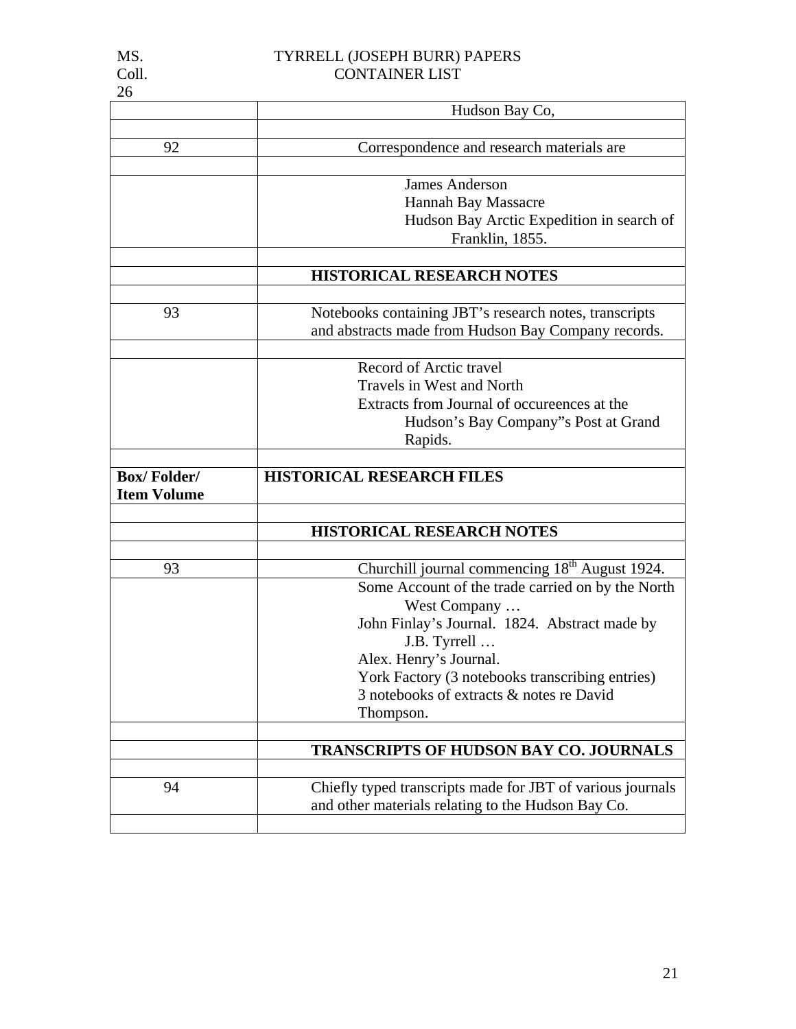| | |
|---|---|
| | Hudson Bay Co, |
| | |
| 92 | Correspondence and research materials are |
| | |
| | James Anderson<br>Hannah Bay Massacre<br>Hudson Bay Arctic Expedition in search of Franklin, 1855. |
| | |
| | **HISTORICAL RESEARCH NOTES** |
| | |
| 93 | Notebooks containing JBT's research notes, transcripts and abstracts made from Hudson Bay Company records. |
| | |
| | Record of Arctic travel<br>Travels in West and North<br>Extracts from Journal of occureences at the Hudson's Bay Company"s Post at Grand Rapids. |
| | |
| **Box/ Folder/ Item Volume** | **HISTORICAL RESEARCH FILES** |
| | |
| | **HISTORICAL RESEARCH NOTES** |
| | |
| 93 | Churchill journal commencing 18th August 1924. |
| | Some Account of the trade carried on by the North West Company …<br>John Finlay's Journal. 1824. Abstract made by J.B. Tyrrell …<br>Alex. Henry's Journal.<br>York Factory (3 notebooks transcribing entries)<br>3 notebooks of extracts & notes re David Thompson. |
| | |
| | **TRANSCRIPTS OF HUDSON BAY CO. JOURNALS** |
| | |
| 94 | Chiefly typed transcripts made for JBT of various journals and other materials relating to the Hudson Bay Co. |
| | |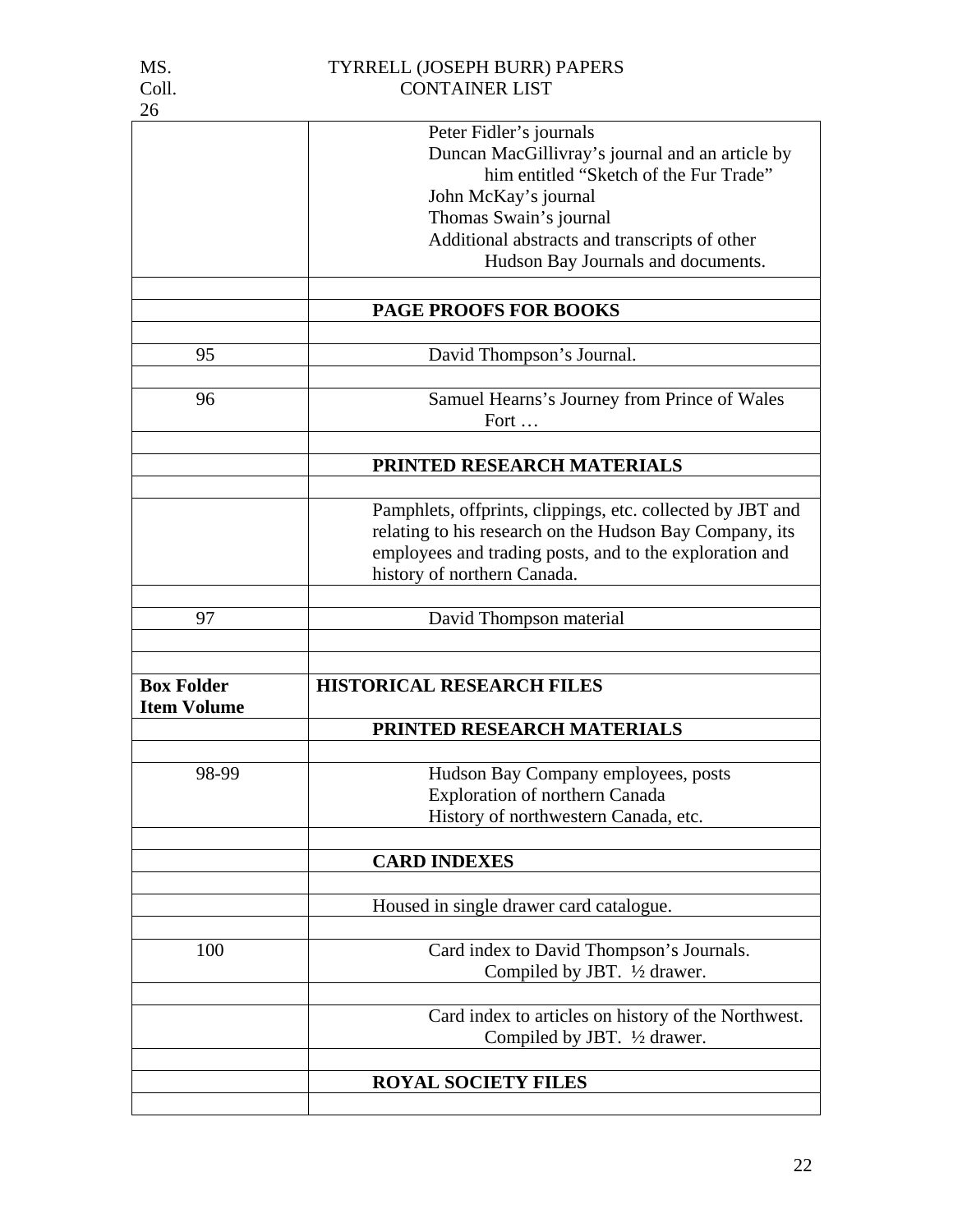| | |
|---|---|
| | Peter Fidler's journals<br>Duncan MacGillivray's journal and an article by him entitled "Sketch of the Fur Trade"<br>John McKay's journal<br>Thomas Swain's journal<br>Additional abstracts and transcripts of other Hudson Bay Journals and documents. |
| | |
| | **PAGE PROOFS FOR BOOKS** |
| | |
| 95 | David Thompson's Journal. |
| | |
| 96 | Samuel Hearns's Journey from Prince of Wales Fort … |
| | |
| | **PRINTED RESEARCH MATERIALS** |
| | |
| | Pamphlets, offprints, clippings, etc. collected by JBT and relating to his research on the Hudson Bay Company, its employees and trading posts, and to the exploration and history of northern Canada. |
| | |
| 97 | David Thompson material |
| | |
| | |
| **Box Folder Item Volume** | **HISTORICAL RESEARCH FILES** |
| | **PRINTED RESEARCH MATERIALS** |
| | |
| 98-99 | Hudson Bay Company employees, posts<br>Exploration of northern Canada<br>History of northwestern Canada, etc. |
| | |
| | **CARD INDEXES** |
| | |
| | Housed in single drawer card catalogue. |
| | |
| 100 | Card index to David Thompson's Journals. Compiled by JBT. ½ drawer. |
| | |
| | Card index to articles on history of the Northwest. Compiled by JBT. ½ drawer. |
| | |
| | **ROYAL SOCIETY FILES** |
| | |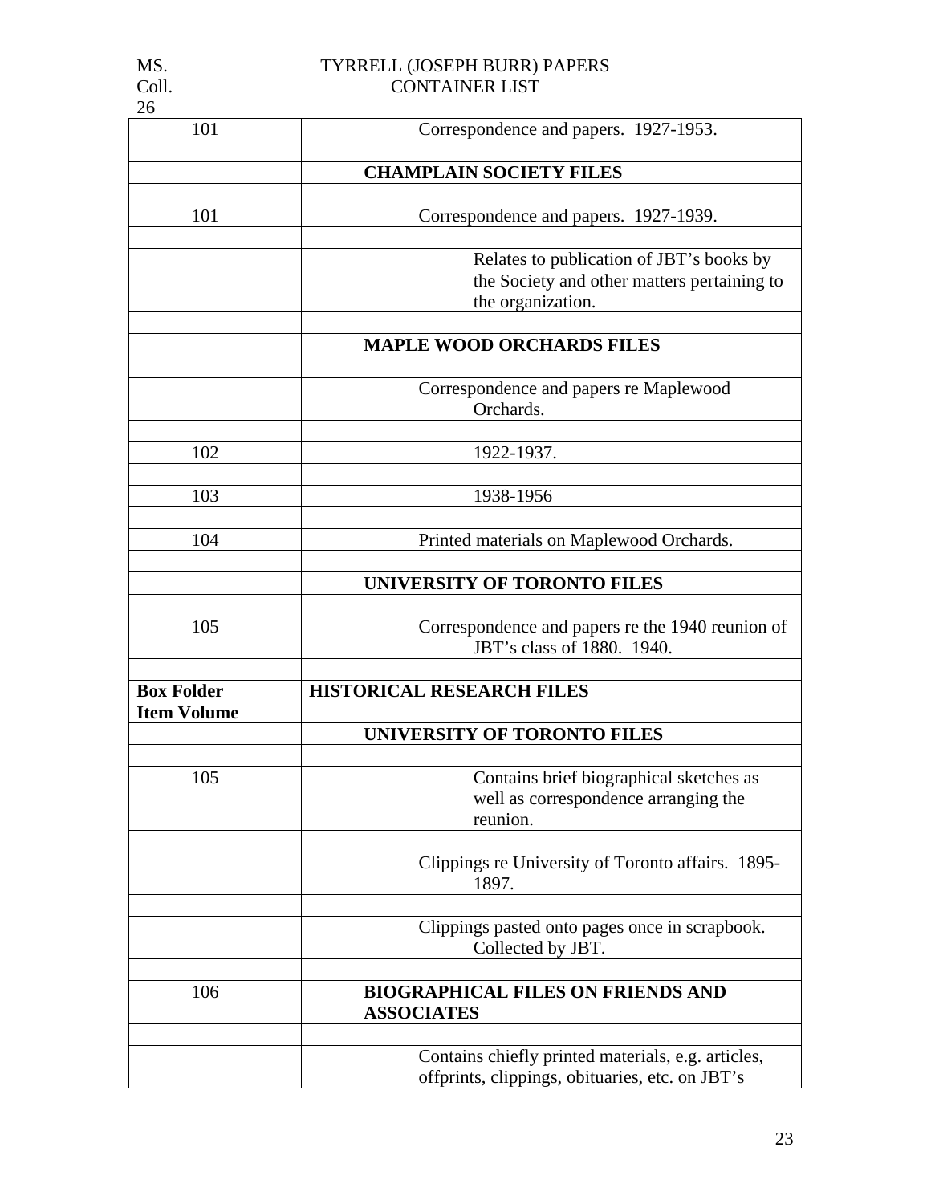| | |
|---|---|
| 101 | Correspondence and papers. 1927-1953. |
| | |
| | **CHAMPLAIN SOCIETY FILES** |
| | |
| 101 | Correspondence and papers. 1927-1939. |
| | |
| | Relates to publication of JBT's books by the Society and other matters pertaining to the organization. |
| | |
| | **MAPLE WOOD ORCHARDS FILES** |
| | |
| | Correspondence and papers re Maplewood Orchards. |
| | |
| 102 | 1922-1937. |
| | |
| 103 | 1938-1956 |
| | |
| 104 | Printed materials on Maplewood Orchards. |
| | |
| | **UNIVERSITY OF TORONTO FILES** |
| | |
| 105 | Correspondence and papers re the 1940 reunion of JBT's class of 1880. 1940. |
| | |
| **Box Folder Item Volume** | **HISTORICAL RESEARCH FILES** |
| | **UNIVERSITY OF TORONTO FILES** |
| | |
| 105 | Contains brief biographical sketches as well as correspondence arranging the reunion. |
| | |
| | Clippings re University of Toronto affairs. 1895-1897. |
| | |
| | Clippings pasted onto pages once in scrapbook. Collected by JBT. |
| | |
| 106 | **BIOGRAPHICAL FILES ON FRIENDS AND ASSOCIATES** |
| | |
| | Contains chiefly printed materials, e.g. articles, offprints, clippings, obituaries, etc. on JBT's |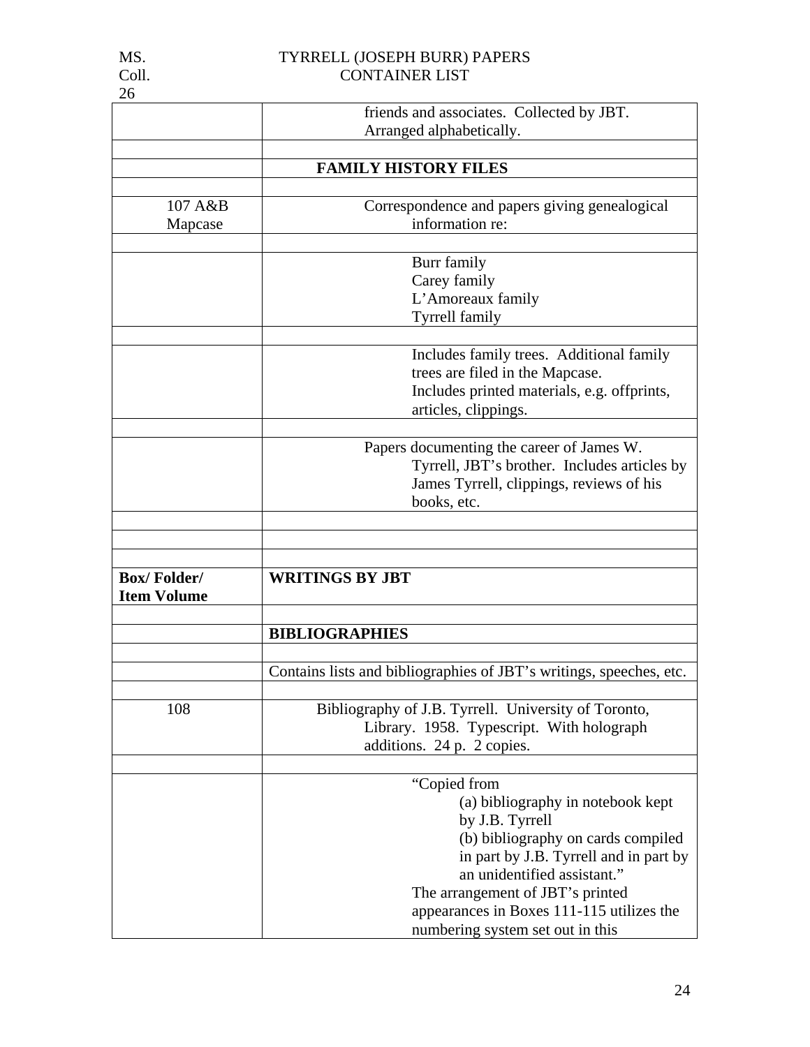| | |
|---|---|
| | friends and associates. Collected by JBT. Arranged alphabetically. |
| | |
| | **FAMILY HISTORY FILES** |
| | |
| 107 A&B Mapcase | Correspondence and papers giving genealogical information re: |
| | |
| | Burr family<br>Carey family<br>L'Amoreaux family<br>Tyrrell family |
| | |
| | Includes family trees. Additional family trees are filed in the Mapcase.<br>Includes printed materials, e.g. offprints, articles, clippings. |
| | |
| | Papers documenting the career of James W. Tyrrell, JBT's brother. Includes articles by James Tyrrell, clippings, reviews of his books, etc. |
| | |
| | |
| | |
| **Box/ Folder/ Item Volume** | **WRITINGS BY JBT** |
| | |
| | **BIBLIOGRAPHIES** |
| | |
| | Contains lists and bibliographies of JBT's writings, speeches, etc. |
| | |
| 108 | Bibliography of J.B. Tyrrell. University of Toronto, Library. 1958. Typescript. With holograph additions. 24 p. 2 copies. |
| | |
| | "Copied from<br>(a) bibliography in notebook kept by J.B. Tyrrell<br>(b) bibliography on cards compiled in part by J.B. Tyrrell and in part by an unidentified assistant."<br>The arrangement of JBT's printed appearances in Boxes 111-115 utilizes the numbering system set out in this |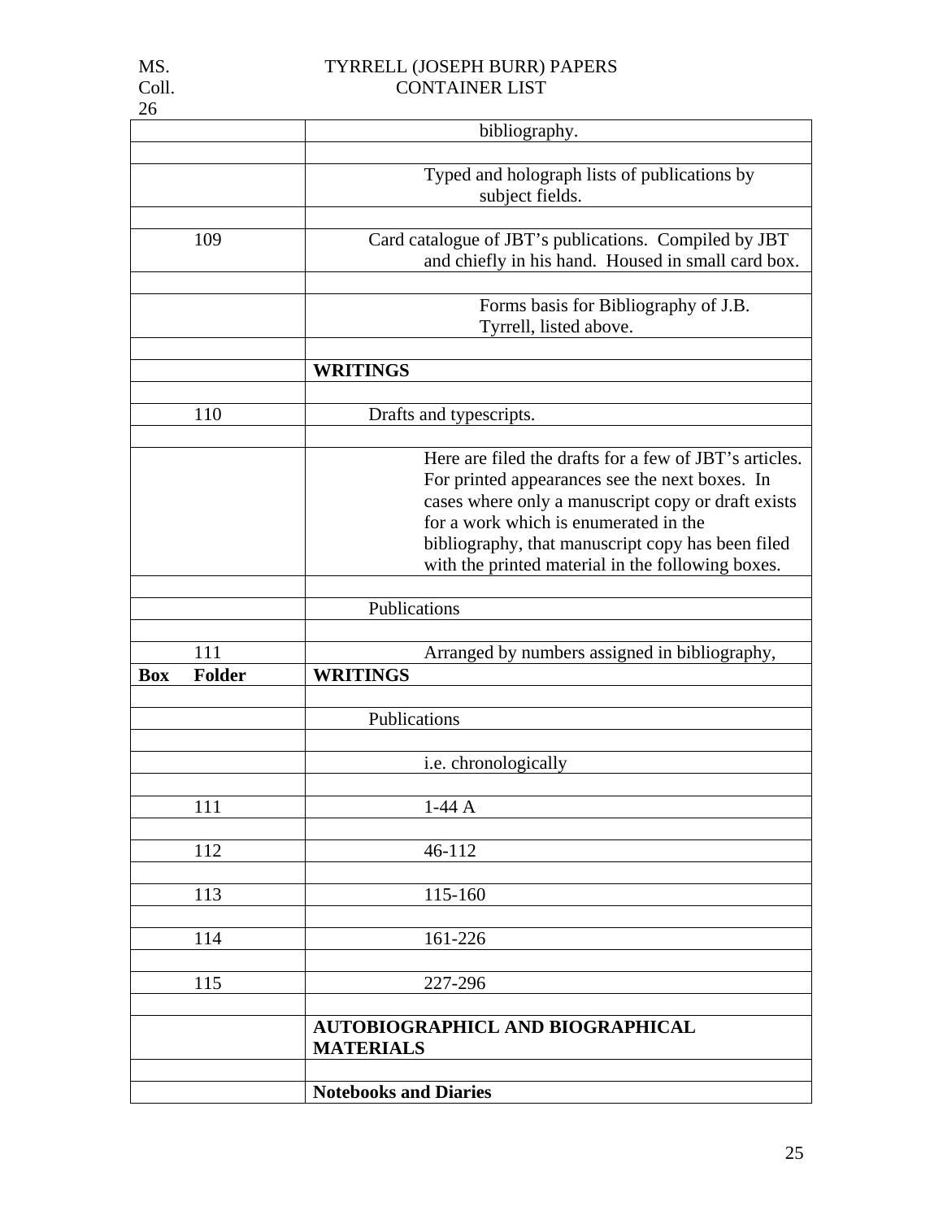| | |
|---|---|
| | bibliography. |
| | |
| | Typed and holograph lists of publications by subject fields. |
| | |
| 109 | Card catalogue of JBT's publications. Compiled by JBT and chiefly in his hand. Housed in small card box. |
| | |
| | Forms basis for Bibliography of J.B. Tyrrell, listed above. |
| | |
| | **WRITINGS** |
| | |
| 110 | Drafts and typescripts. |
| | |
| | Here are filed the drafts for a few of JBT's articles. For printed appearances see the next boxes. In cases where only a manuscript copy or draft exists for a work which is enumerated in the bibliography, that manuscript copy has been filed with the printed material in the following boxes. |
| | |
| | Publications |
| | |
| 111 | Arranged by numbers assigned in bibliography, |

| **Box Folder** | **WRITINGS** |
|---|---|
| | |
| | Publications |
| | |
| | i.e. chronologically |
| | |
| 111 | 1-44 A |
| | |
| 112 | 46-112 |
| | |
| 113 | 115-160 |
| | |
| 114 | 161-226 |
| | |
| 115 | 227-296 |
| | |
| | **AUTOBIOGRAPHICL AND BIOGRAPHICAL MATERIALS** |
| | |
| | **Notebooks and Diaries** |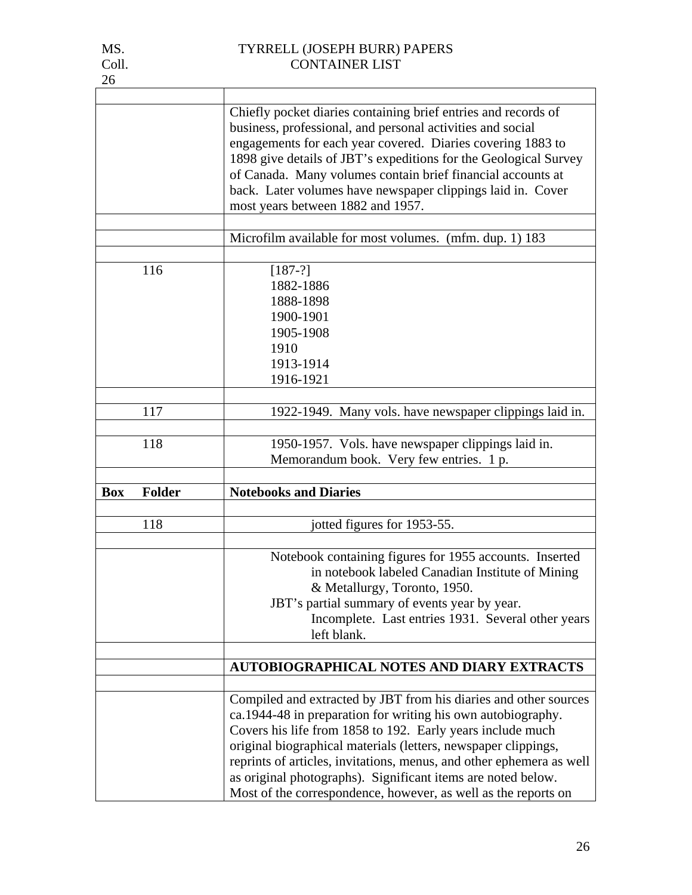| | |
|---|---|
| | |
| | Chiefly pocket diaries containing brief entries and records of business, professional, and personal activities and social engagements for each year covered. Diaries covering 1883 to 1898 give details of JBT's expeditions for the Geological Survey of Canada. Many volumes contain brief financial accounts at back. Later volumes have newspaper clippings laid in. Cover most years between 1882 and 1957. |
| | |
| | Microfilm available for most volumes. (mfm. dup. 1) 183 |
| | |
| 116 | [187-?]<br>1882-1886<br>1888-1898<br>1900-1901<br>1905-1908<br>1910<br>1913-1914<br>1916-1921 |
| | |
| 117 | 1922-1949. Many vols. have newspaper clippings laid in. |
| | |
| 118 | 1950-1957. Vols. have newspaper clippings laid in.<br>Memorandum book. Very few entries. 1 p. |
| | |
| **Box Folder** | **Notebooks and Diaries** |
| | |
| 118 | jotted figures for 1953-55. |
| | |
| | Notebook containing figures for 1955 accounts. Inserted in notebook labeled Canadian Institute of Mining & Metallurgy, Toronto, 1950.<br>JBT's partial summary of events year by year. Incomplete. Last entries 1931. Several other years left blank. |
| | |
| | **AUTOBIOGRAPHICAL NOTES AND DIARY EXTRACTS** |
| | |
| | Compiled and extracted by JBT from his diaries and other sources ca.1944-48 in preparation for writing his own autobiography. Covers his life from 1858 to 192. Early years include much original biographical materials (letters, newspaper clippings, reprints of articles, invitations, menus, and other ephemera as well as original photographs). Significant items are noted below. Most of the correspondence, however, as well as the reports on |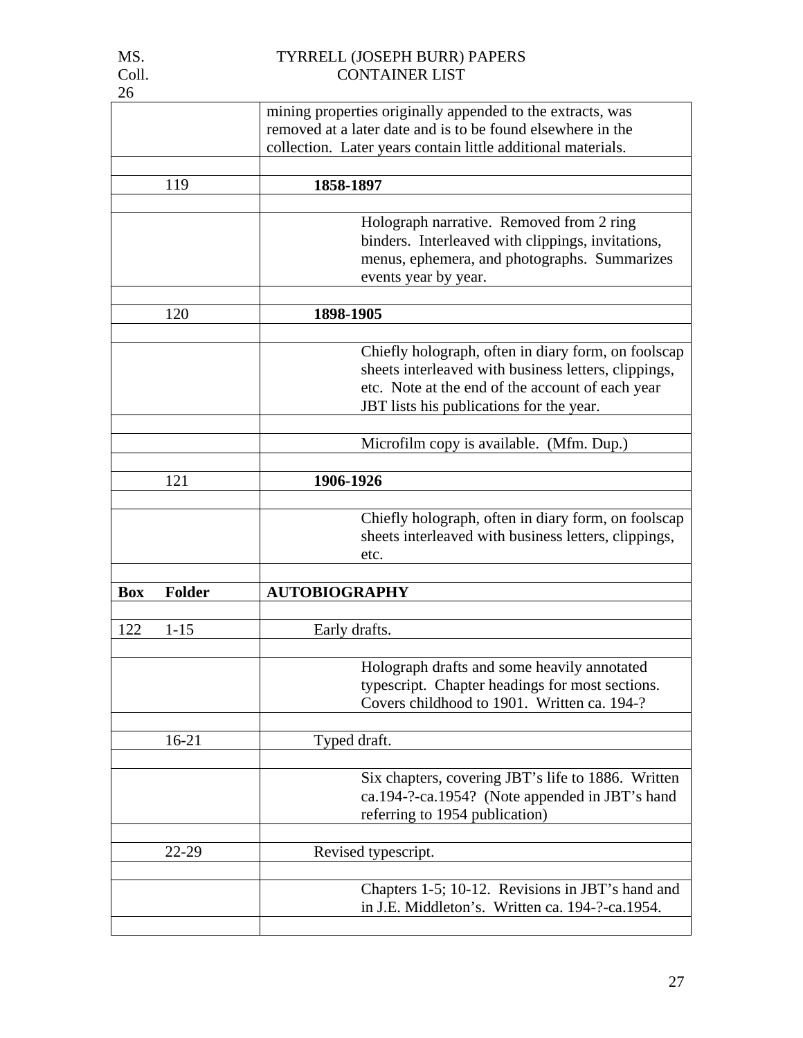| | |
|---|---|
| | mining properties originally appended to the extracts, was removed at a later date and is to be found elsewhere in the collection. Later years contain little additional materials. |
| | |
| 119 | **1858-1897** |
| | |
| | Holograph narrative. Removed from 2 ring binders. Interleaved with clippings, invitations, menus, ephemera, and photographs. Summarizes events year by year. |
| | |
| 120 | **1898-1905** |
| | |
| | Chiefly holograph, often in diary form, on foolscap sheets interleaved with business letters, clippings, etc. Note at the end of the account of each year JBT lists his publications for the year. |
| | |
| | Microfilm copy is available. (Mfm. Dup.) |
| | |
| 121 | **1906-1926** |
| | |
| | Chiefly holograph, often in diary form, on foolscap sheets interleaved with business letters, clippings, etc. |
| | |
| **Box Folder** | **AUTOBIOGRAPHY** |
| | |
| 122 1-15 | Early drafts. |
| | |
| | Holograph drafts and some heavily annotated typescript. Chapter headings for most sections. Covers childhood to 1901. Written ca. 194-? |
| | |
| 16-21 | Typed draft. |
| | |
| | Six chapters, covering JBT's life to 1886. Written ca.194-?-ca.1954? (Note appended in JBT's hand referring to 1954 publication) |
| | |
| 22-29 | Revised typescript. |
| | |
| | Chapters 1-5; 10-12. Revisions in JBT's hand and in J.E. Middleton's. Written ca. 194-?-ca.1954. |
| | |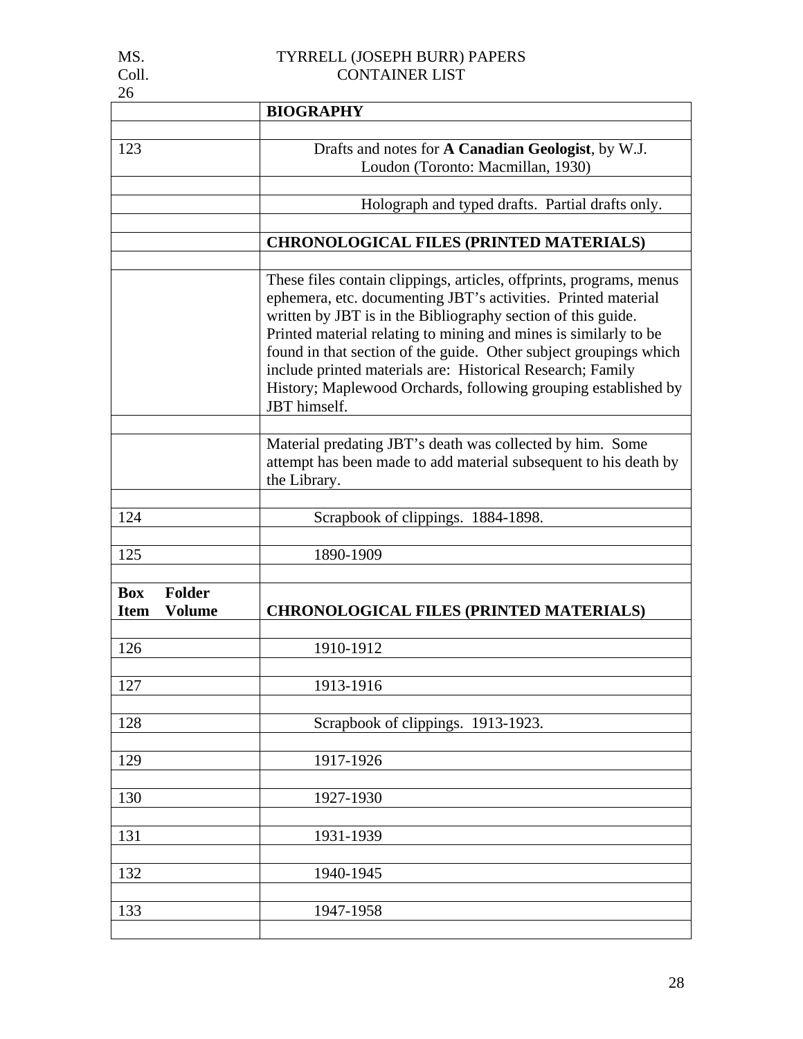| | **BIOGRAPHY** |
|---|---|
| | |
| 123 | Drafts and notes for **A Canadian Geologist**, by W.J. Loudon (Toronto: Macmillan, 1930) |
| | |
| | Holograph and typed drafts. Partial drafts only. |
| | |
| | **CHRONOLOGICAL FILES (PRINTED MATERIALS)** |
| | |
| | These files contain clippings, articles, offprints, programs, menus ephemera, etc. documenting JBT's activities. Printed material written by JBT is in the Bibliography section of this guide. Printed material relating to mining and mines is similarly to be found in that section of the guide. Other subject groupings which include printed materials are: Historical Research; Family History; Maplewood Orchards, following grouping established by JBT himself. |
| | |
| | Material predating JBT's death was collected by him. Some attempt has been made to add material subsequent to his death by the Library. |
| | |
| 124 | Scrapbook of clippings. 1884-1898. |
| | |
| 125 | 1890-1909 |
| | |
| **Box Folder Item Volume** | **CHRONOLOGICAL FILES (PRINTED MATERIALS)** |
| | |
| 126 | 1910-1912 |
| | |
| 127 | 1913-1916 |
| | |
| 128 | Scrapbook of clippings. 1913-1923. |
| | |
| 129 | 1917-1926 |
| | |
| 130 | 1927-1930 |
| | |
| 131 | 1931-1939 |
| | |
| 132 | 1940-1945 |
| | |
| 133 | 1947-1958 |
| | |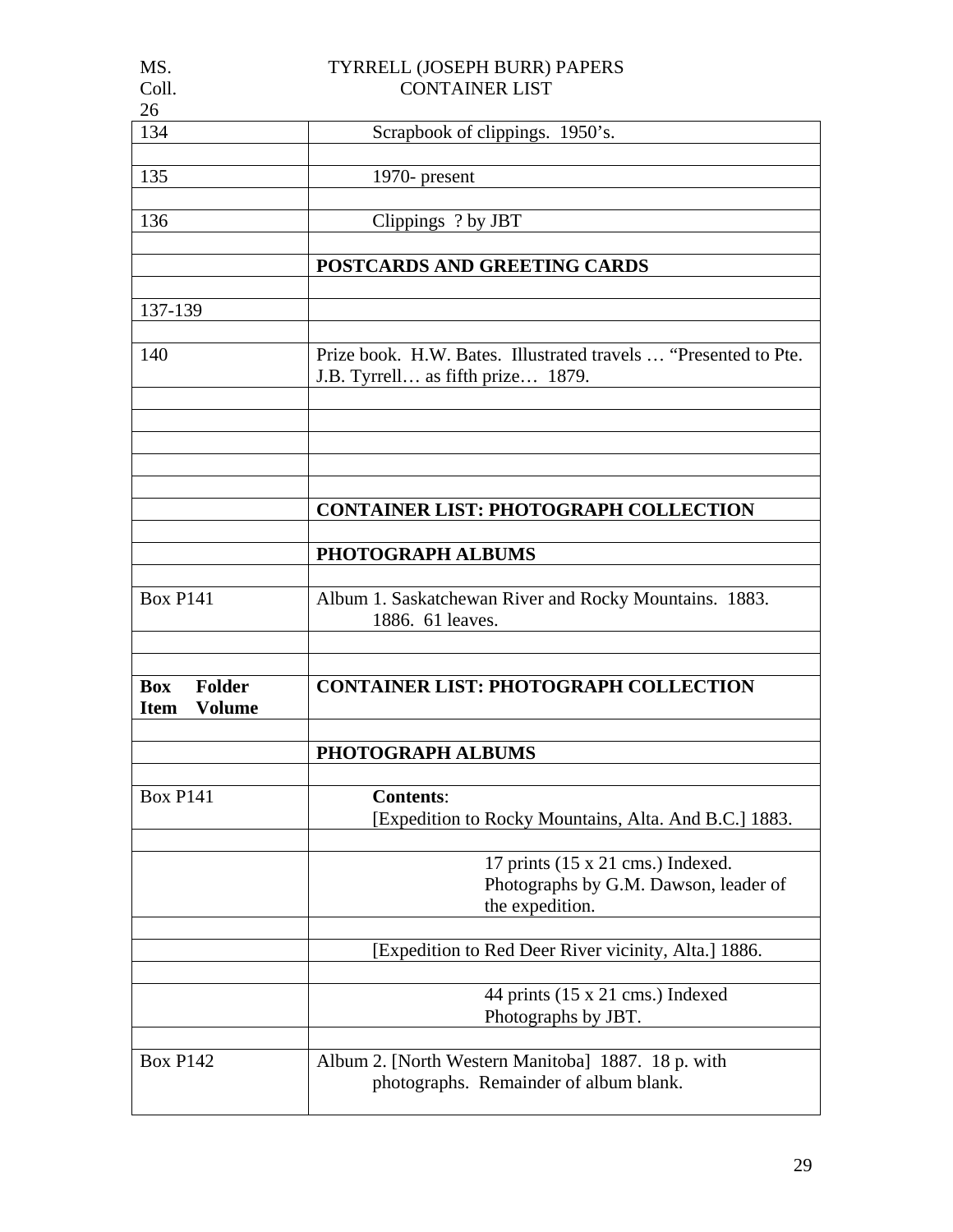MS. Coll. 26 TYRRELL (JOSEPH BURR) PAPERS
CONTAINER LIST

| | |
|---|---|
| 134 | Scrapbook of clippings. 1950's. |
| | |
| 135 | 1970- present |
| | |
| 136 | Clippings ? by JBT |
| | |
| | **POSTCARDS AND GREETING CARDS** |
| | |
| 137-139 | |
| | |
| 140 | Prize book. H.W. Bates. Illustrated travels … "Presented to Pte. J.B. Tyrrell… as fifth prize… 1879. |
| | |
| | |
| | |
| | |
| | |
| | **CONTAINER LIST: PHOTOGRAPH COLLECTION** |
| | |
| | **PHOTOGRAPH ALBUMS** |
| | |
| Box P141 | Album 1. Saskatchewan River and Rocky Mountains. 1883. 1886. 61 leaves. |
| | |
| | |
| **Box Folder Item Volume** | **CONTAINER LIST: PHOTOGRAPH COLLECTION** |
| | |
| | **PHOTOGRAPH ALBUMS** |
| | |
| Box P141 | **Contents**: [Expedition to Rocky Mountains, Alta. And B.C.] 1883. |
| | |
| | 17 prints (15 x 21 cms.) Indexed. Photographs by G.M. Dawson, leader of the expedition. |
| | |
| | [Expedition to Red Deer River vicinity, Alta.] 1886. |
| | |
| | 44 prints (15 x 21 cms.) Indexed Photographs by JBT. |
| | |
| Box P142 | Album 2. [North Western Manitoba] 1887. 18 p. with photographs. Remainder of album blank. |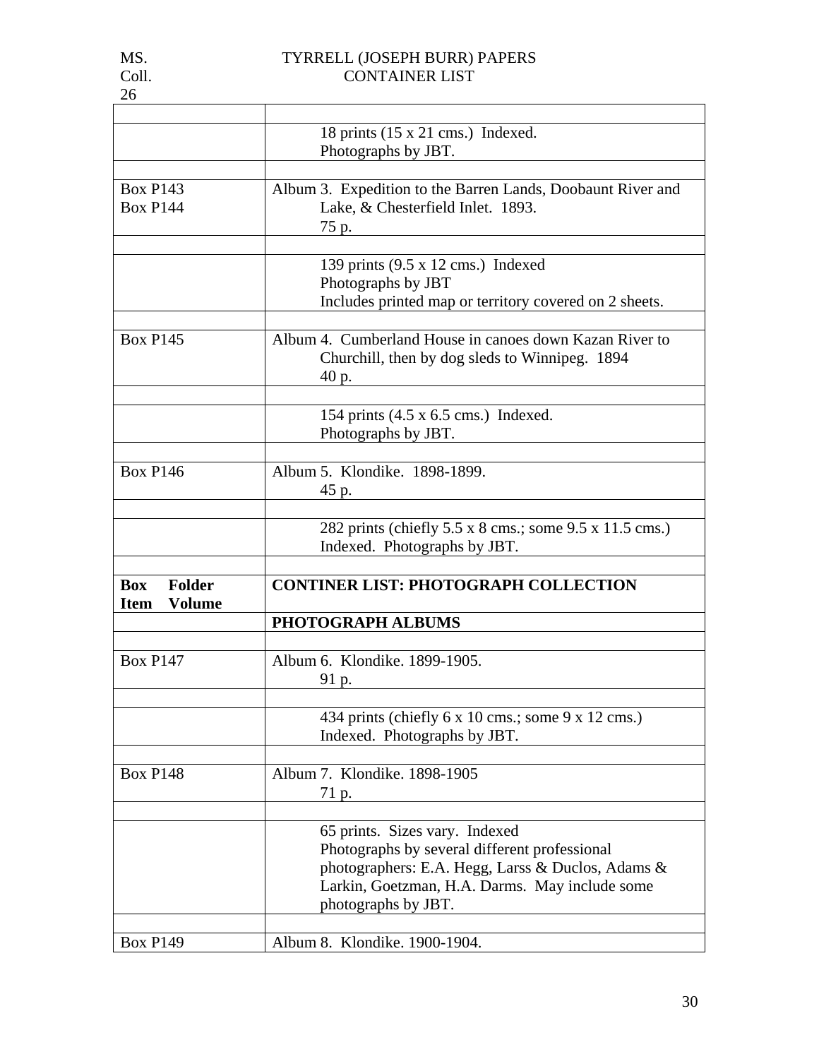| | |
|---|---|
| | 18 prints (15 x 21 cms.) Indexed.<br>Photographs by JBT. |
| | |
| Box P143<br>Box P144 | Album 3. Expedition to the Barren Lands, Doobaunt River and Lake, & Chesterfield Inlet. 1893.<br>75 p. |
| | |
| | 139 prints (9.5 x 12 cms.) Indexed<br>Photographs by JBT<br>Includes printed map or territory covered on 2 sheets. |
| | |
| Box P145 | Album 4. Cumberland House in canoes down Kazan River to Churchill, then by dog sleds to Winnipeg. 1894<br>40 p. |
| | |
| | 154 prints (4.5 x 6.5 cms.) Indexed.<br>Photographs by JBT. |
| | |
| Box P146 | Album 5. Klondike. 1898-1899.<br>45 p. |
| | |
| | 282 prints (chiefly 5.5 x 8 cms.; some 9.5 x 11.5 cms.)<br>Indexed. Photographs by JBT. |
| | |
| **Box Folder Item Volume** | **CONTINER LIST: PHOTOGRAPH COLLECTION** |
| | **PHOTOGRAPH ALBUMS** |
| | |
| Box P147 | Album 6. Klondike. 1899-1905.<br>91 p. |
| | |
| | 434 prints (chiefly 6 x 10 cms.; some 9 x 12 cms.)<br>Indexed. Photographs by JBT. |
| | |
| Box P148 | Album 7. Klondike. 1898-1905<br>71 p. |
| | |
| | 65 prints. Sizes vary. Indexed<br>Photographs by several different professional photographers: E.A. Hegg, Larss & Duclos, Adams & Larkin, Goetzman, H.A. Darms. May include some photographs by JBT. |
| | |
| Box P149 | Album 8. Klondike. 1900-1904. |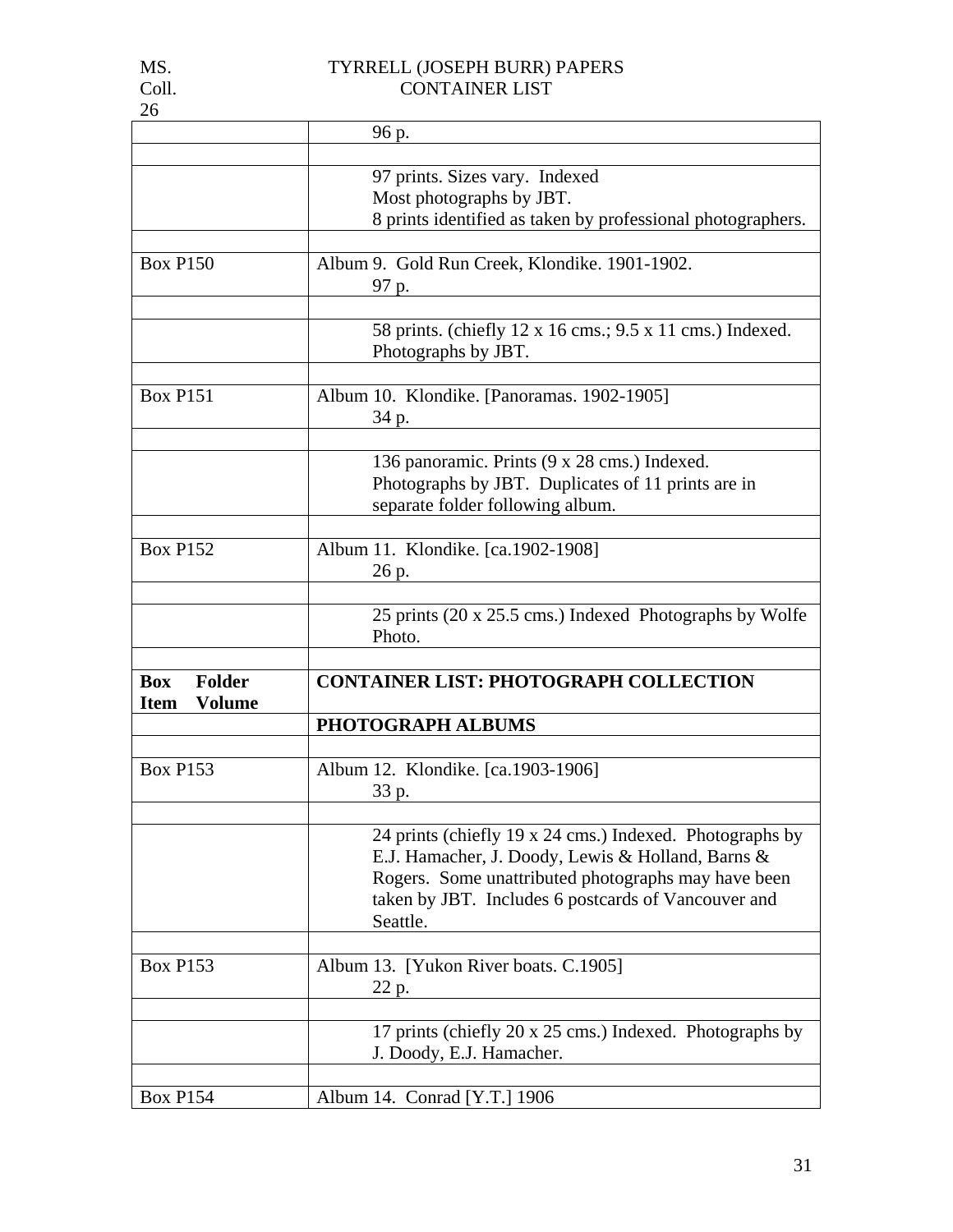| | |
|---|---|
| | 96 p. |
| | |
| | 97 prints. Sizes vary. Indexed<br>Most photographs by JBT.<br>8 prints identified as taken by professional photographers. |
| | |
| Box P150 | Album 9. Gold Run Creek, Klondike. 1901-1902.<br>97 p. |
| | |
| | 58 prints. (chiefly 12 x 16 cms.; 9.5 x 11 cms.) Indexed.<br>Photographs by JBT. |
| | |
| Box P151 | Album 10. Klondike. [Panoramas. 1902-1905]<br>34 p. |
| | |
| | 136 panoramic. Prints (9 x 28 cms.) Indexed.<br>Photographs by JBT. Duplicates of 11 prints are in separate folder following album. |
| | |
| Box P152 | Album 11. Klondike. [ca.1902-1908]<br>26 p. |
| | |
| | 25 prints (20 x 25.5 cms.) Indexed Photographs by Wolfe Photo. |
| | |
| **Box Folder Item Volume** | **CONTAINER LIST: PHOTOGRAPH COLLECTION** |
| | **PHOTOGRAPH ALBUMS** |
| | |
| Box P153 | Album 12. Klondike. [ca.1903-1906]<br>33 p. |
| | |
| | 24 prints (chiefly 19 x 24 cms.) Indexed. Photographs by E.J. Hamacher, J. Doody, Lewis & Holland, Barns & Rogers. Some unattributed photographs may have been taken by JBT. Includes 6 postcards of Vancouver and Seattle. |
| | |
| Box P153 | Album 13. [Yukon River boats. C.1905]<br>22 p. |
| | |
| | 17 prints (chiefly 20 x 25 cms.) Indexed. Photographs by J. Doody, E.J. Hamacher. |
| | |
| Box P154 | Album 14. Conrad [Y.T.] 1906 |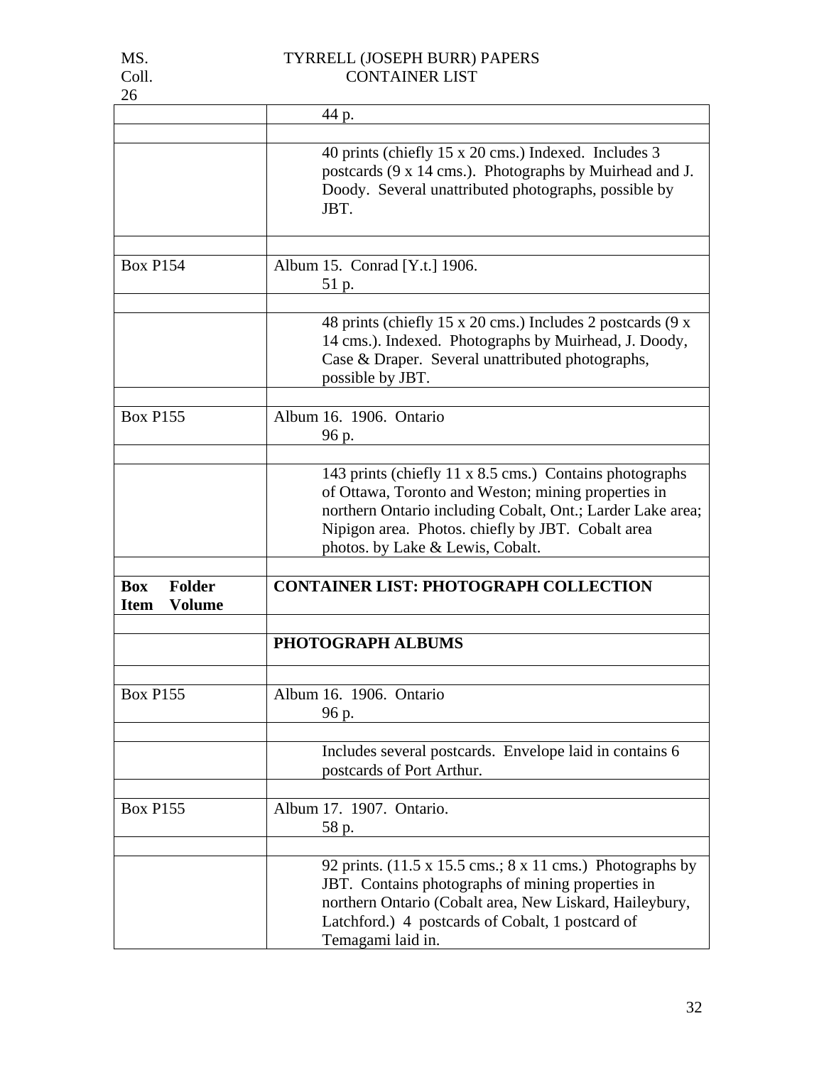| | |
|---|---|
| | 44 p. |
| | |
| | 40 prints (chiefly 15 x 20 cms.) Indexed. Includes 3 postcards (9 x 14 cms.). Photographs by Muirhead and J. Doody. Several unattributed photographs, possible by JBT. |
| | |
| Box P154 | Album 15. Conrad [Y.t.] 1906.<br>51 p. |
| | |
| | 48 prints (chiefly 15 x 20 cms.) Includes 2 postcards (9 x 14 cms.). Indexed. Photographs by Muirhead, J. Doody, Case & Draper. Several unattributed photographs, possible by JBT. |
| | |
| Box P155 | Album 16. 1906. Ontario<br>96 p. |
| | |
| | 143 prints (chiefly 11 x 8.5 cms.) Contains photographs of Ottawa, Toronto and Weston; mining properties in northern Ontario including Cobalt, Ont.; Larder Lake area; Nipigon area. Photos. chiefly by JBT. Cobalt area photos. by Lake & Lewis, Cobalt. |
| | |
| **Box Folder Item Volume** | **CONTAINER LIST: PHOTOGRAPH COLLECTION** |
| | |
| | **PHOTOGRAPH ALBUMS** |
| | |
| Box P155 | Album 16. 1906. Ontario<br>96 p. |
| | |
| | Includes several postcards. Envelope laid in contains 6 postcards of Port Arthur. |
| | |
| Box P155 | Album 17. 1907. Ontario.<br>58 p. |
| | |
| | 92 prints. (11.5 x 15.5 cms.; 8 x 11 cms.) Photographs by JBT. Contains photographs of mining properties in northern Ontario (Cobalt area, New Liskard, Haileybury, Latchford.) 4 postcards of Cobalt, 1 postcard of Temagami laid in. |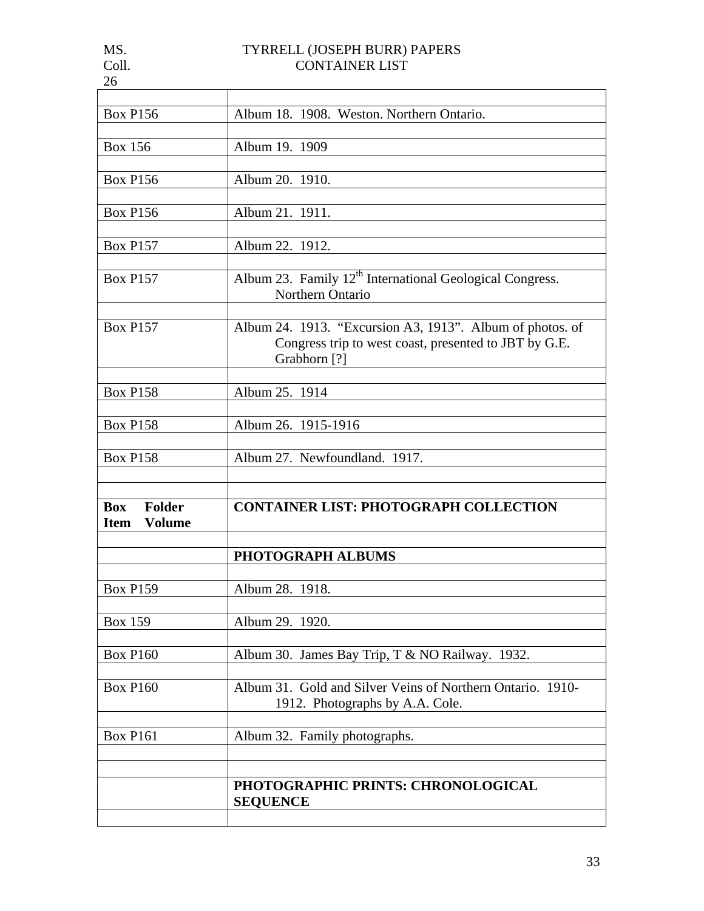| | |
|---|---|
| Box P156 | Album 18. 1908. Weston. Northern Ontario. |
| Box 156 | Album 19. 1909 |
| Box P156 | Album 20. 1910. |
| Box P156 | Album 21. 1911. |
| Box P157 | Album 22. 1912. |
| Box P157 | Album 23. Family 12th International Geological Congress. Northern Ontario |
| Box P157 | Album 24. 1913. "Excursion A3, 1913". Album of photos. of Congress trip to west coast, presented to JBT by G.E. Grabhorn [?] |
| Box P158 | Album 25. 1914 |
| Box P158 | Album 26. 1915-1916 |
| Box P158 | Album 27. Newfoundland. 1917. |
| | |
| **Box Folder Item Volume** | **CONTAINER LIST: PHOTOGRAPH COLLECTION** |
| | |
| | **PHOTOGRAPH ALBUMS** |
| | |
| Box P159 | Album 28. 1918. |
| Box 159 | Album 29. 1920. |
| Box P160 | Album 30. James Bay Trip, T & NO Railway. 1932. |
| Box P160 | Album 31. Gold and Silver Veins of Northern Ontario. 1910-1912. Photographs by A.A. Cole. |
| Box P161 | Album 32. Family photographs. |
| | |
| | **PHOTOGRAPHIC PRINTS: CHRONOLOGICAL SEQUENCE** |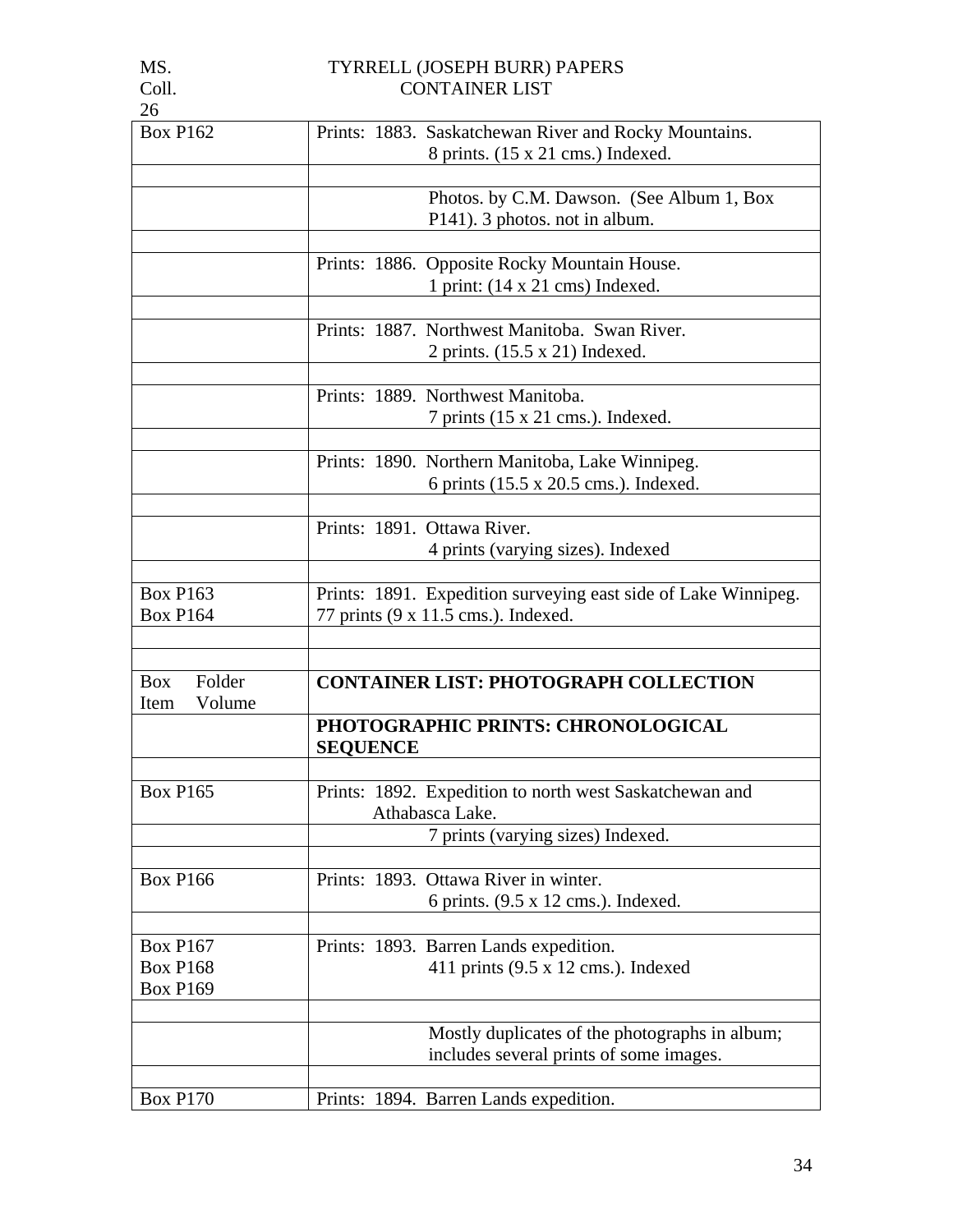MS. Coll. 26 — TYRRELL (JOSEPH BURR) PAPERS
CONTAINER LIST

| | |
|---|---|
| Box P162 | Prints: 1883. Saskatchewan River and Rocky Mountains. 8 prints. (15 x 21 cms.) Indexed. |
| | |
| | Photos. by C.M. Dawson. (See Album 1, Box P141). 3 photos. not in album. |
| | |
| | Prints: 1886. Opposite Rocky Mountain House. 1 print: (14 x 21 cms) Indexed. |
| | |
| | Prints: 1887. Northwest Manitoba. Swan River. 2 prints. (15.5 x 21) Indexed. |
| | |
| | Prints: 1889. Northwest Manitoba. 7 prints (15 x 21 cms.). Indexed. |
| | |
| | Prints: 1890. Northern Manitoba, Lake Winnipeg. 6 prints (15.5 x 20.5 cms.). Indexed. |
| | |
| | Prints: 1891. Ottawa River. 4 prints (varying sizes). Indexed |
| | |
| Box P163<br>Box P164 | Prints: 1891. Expedition surveying east side of Lake Winnipeg. 77 prints (9 x 11.5 cms.). Indexed. |
| | |
| | |
| Box Folder<br>Item Volume | **CONTAINER LIST: PHOTOGRAPH COLLECTION** |
| | **PHOTOGRAPHIC PRINTS: CHRONOLOGICAL SEQUENCE** |
| | |
| Box P165 | Prints: 1892. Expedition to north west Saskatchewan and Athabasca Lake. |
| | 7 prints (varying sizes) Indexed. |
| | |
| Box P166 | Prints: 1893. Ottawa River in winter. 6 prints. (9.5 x 12 cms.). Indexed. |
| | |
| Box P167<br>Box P168<br>Box P169 | Prints: 1893. Barren Lands expedition. 411 prints (9.5 x 12 cms.). Indexed |
| | |
| | Mostly duplicates of the photographs in album; includes several prints of some images. |
| | |
| Box P170 | Prints: 1894. Barren Lands expedition. |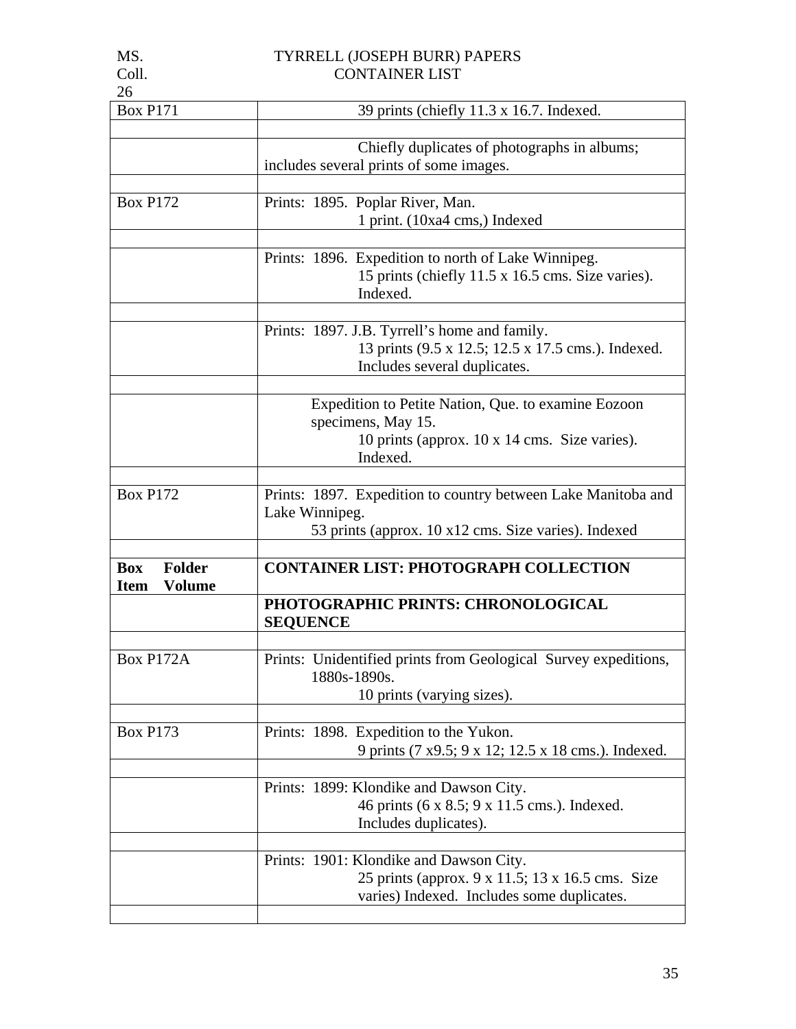| Box P171 | 39 prints (chiefly 11.3 x 16.7. Indexed. |
|---|---|
| | |
| | Chiefly duplicates of photographs in albums; includes several prints of some images. |
| | |
| Box P172 | Prints: 1895. Poplar River, Man.<br>1 print. (10xa4 cms,) Indexed |
| | |
| | Prints: 1896. Expedition to north of Lake Winnipeg.<br>15 prints (chiefly 11.5 x 16.5 cms. Size varies). Indexed. |
| | |
| | Prints: 1897. J.B. Tyrrell's home and family.<br>13 prints (9.5 x 12.5; 12.5 x 17.5 cms.). Indexed. Includes several duplicates. |
| | |
| | Expedition to Petite Nation, Que. to examine Eozoon specimens, May 15.<br>10 prints (approx. 10 x 14 cms. Size varies). Indexed. |
| | |
| Box P172 | Prints: 1897. Expedition to country between Lake Manitoba and Lake Winnipeg.<br>53 prints (approx. 10 x12 cms. Size varies). Indexed |
| | |
| **Box Folder Item Volume** | **CONTAINER LIST: PHOTOGRAPH COLLECTION** |
| | **PHOTOGRAPHIC PRINTS: CHRONOLOGICAL SEQUENCE** |
| | |
| Box P172A | Prints: Unidentified prints from Geological Survey expeditions, 1880s-1890s.<br>10 prints (varying sizes). |
| | |
| Box P173 | Prints: 1898. Expedition to the Yukon.<br>9 prints (7 x9.5; 9 x 12; 12.5 x 18 cms.). Indexed. |
| | |
| | Prints: 1899: Klondike and Dawson City.<br>46 prints (6 x 8.5; 9 x 11.5 cms.). Indexed. Includes duplicates). |
| | |
| | Prints: 1901: Klondike and Dawson City.<br>25 prints (approx. 9 x 11.5; 13 x 16.5 cms. Size varies) Indexed. Includes some duplicates. |
| | |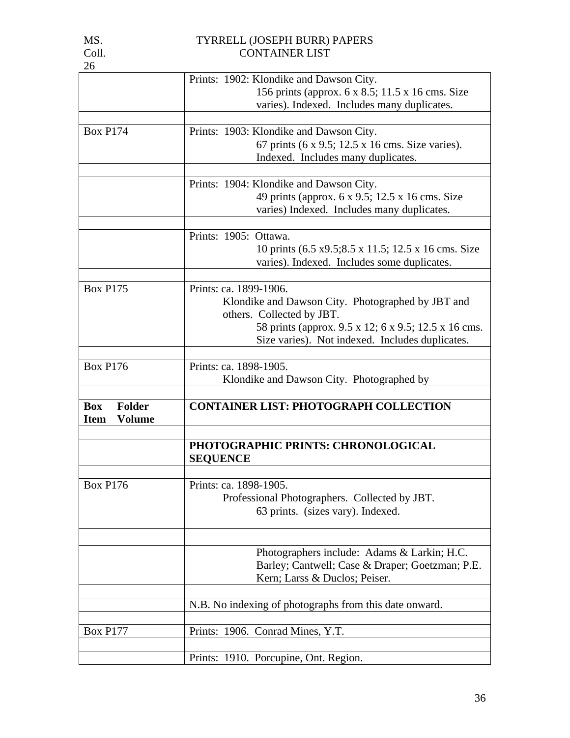| | |
|---|---|
| | Prints: 1902: Klondike and Dawson City.<br>156 prints (approx. 6 x 8.5; 11.5 x 16 cms. Size varies). Indexed. Includes many duplicates. |
| | |
| Box P174 | Prints: 1903: Klondike and Dawson City.<br>67 prints (6 x 9.5; 12.5 x 16 cms. Size varies). Indexed. Includes many duplicates. |
| | |
| | Prints: 1904: Klondike and Dawson City.<br>49 prints (approx. 6 x 9.5; 12.5 x 16 cms. Size varies) Indexed. Includes many duplicates. |
| | |
| | Prints: 1905: Ottawa.<br>10 prints (6.5 x9.5;8.5 x 11.5; 12.5 x 16 cms. Size varies). Indexed. Includes some duplicates. |
| | |
| Box P175 | Prints: ca. 1899-1906.<br>Klondike and Dawson City. Photographed by JBT and others. Collected by JBT.<br>58 prints (approx. 9.5 x 12; 6 x 9.5; 12.5 x 16 cms. Size varies). Not indexed. Includes duplicates. |
| | |
| Box P176 | Prints: ca. 1898-1905.<br>Klondike and Dawson City. Photographed by |
| | |
| **Box Folder Item Volume** | **CONTAINER LIST: PHOTOGRAPH COLLECTION** |
| | |
| | **PHOTOGRAPHIC PRINTS: CHRONOLOGICAL SEQUENCE** |
| | |
| Box P176 | Prints: ca. 1898-1905.<br>Professional Photographers. Collected by JBT.<br>63 prints. (sizes vary). Indexed. |
| | |
| | Photographers include: Adams & Larkin; H.C. Barley; Cantwell; Case & Draper; Goetzman; P.E. Kern; Larss & Duclos; Peiser. |
| | |
| | N.B. No indexing of photographs from this date onward. |
| | |
| Box P177 | Prints: 1906. Conrad Mines, Y.T. |
| | |
| | Prints: 1910. Porcupine, Ont. Region. |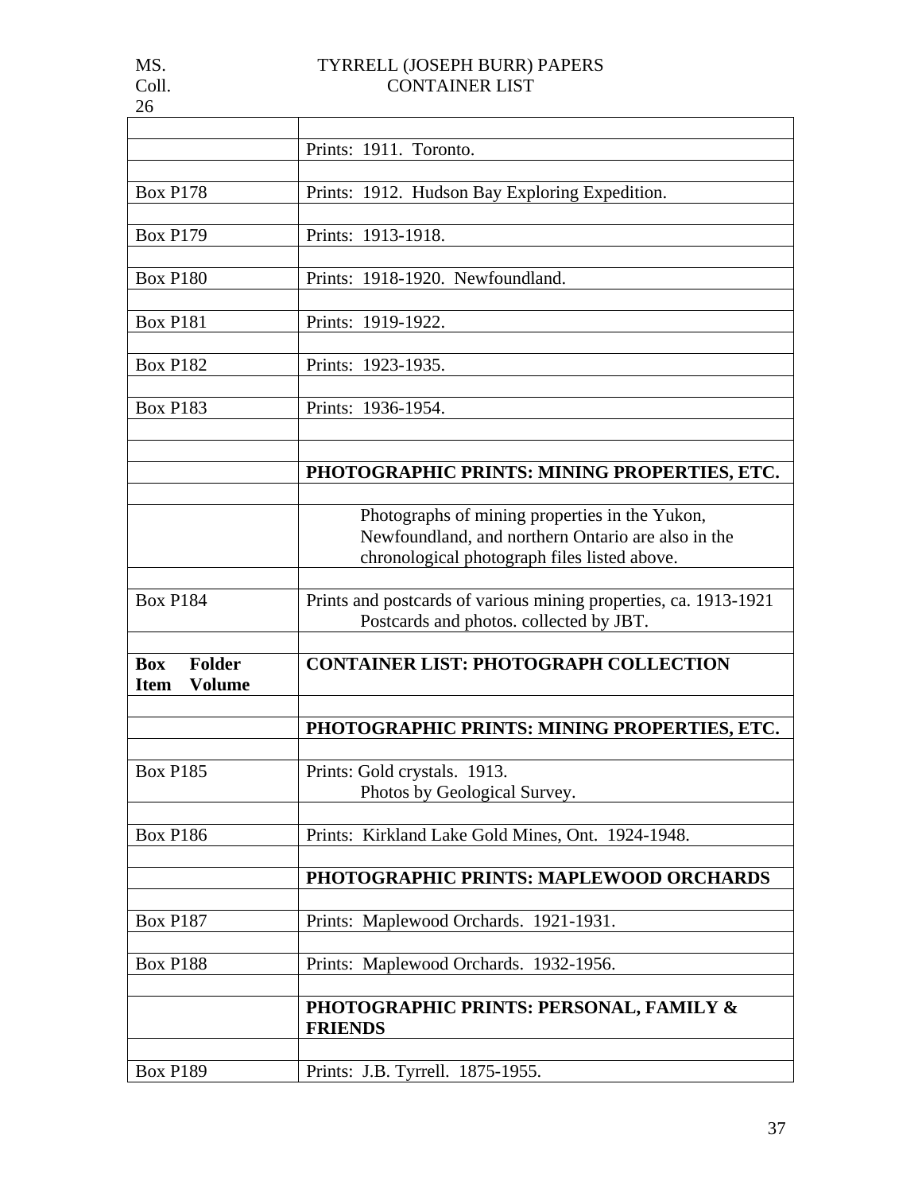| | |
|---|---|
| | Prints: 1911. Toronto. |
| | |
| Box P178 | Prints: 1912. Hudson Bay Exploring Expedition. |
| | |
| Box P179 | Prints: 1913-1918. |
| | |
| Box P180 | Prints: 1918-1920. Newfoundland. |
| | |
| Box P181 | Prints: 1919-1922. |
| | |
| Box P182 | Prints: 1923-1935. |
| | |
| Box P183 | Prints: 1936-1954. |
| | |
| | |
| | **PHOTOGRAPHIC PRINTS: MINING PROPERTIES, ETC.** |
| | |
| | Photographs of mining properties in the Yukon, Newfoundland, and northern Ontario are also in the chronological photograph files listed above. |
| | |
| Box P184 | Prints and postcards of various mining properties, ca. 1913-1921<br>Postcards and photos. collected by JBT. |
| | |
| **Box Folder Item Volume** | **CONTAINER LIST: PHOTOGRAPH COLLECTION** |
| | |
| | **PHOTOGRAPHIC PRINTS: MINING PROPERTIES, ETC.** |
| | |
| Box P185 | Prints: Gold crystals. 1913.<br>Photos by Geological Survey. |
| | |
| Box P186 | Prints: Kirkland Lake Gold Mines, Ont. 1924-1948. |
| | |
| | **PHOTOGRAPHIC PRINTS: MAPLEWOOD ORCHARDS** |
| | |
| Box P187 | Prints: Maplewood Orchards. 1921-1931. |
| | |
| Box P188 | Prints: Maplewood Orchards. 1932-1956. |
| | |
| | **PHOTOGRAPHIC PRINTS: PERSONAL, FAMILY & FRIENDS** |
| | |
| Box P189 | Prints: J.B. Tyrrell. 1875-1955. |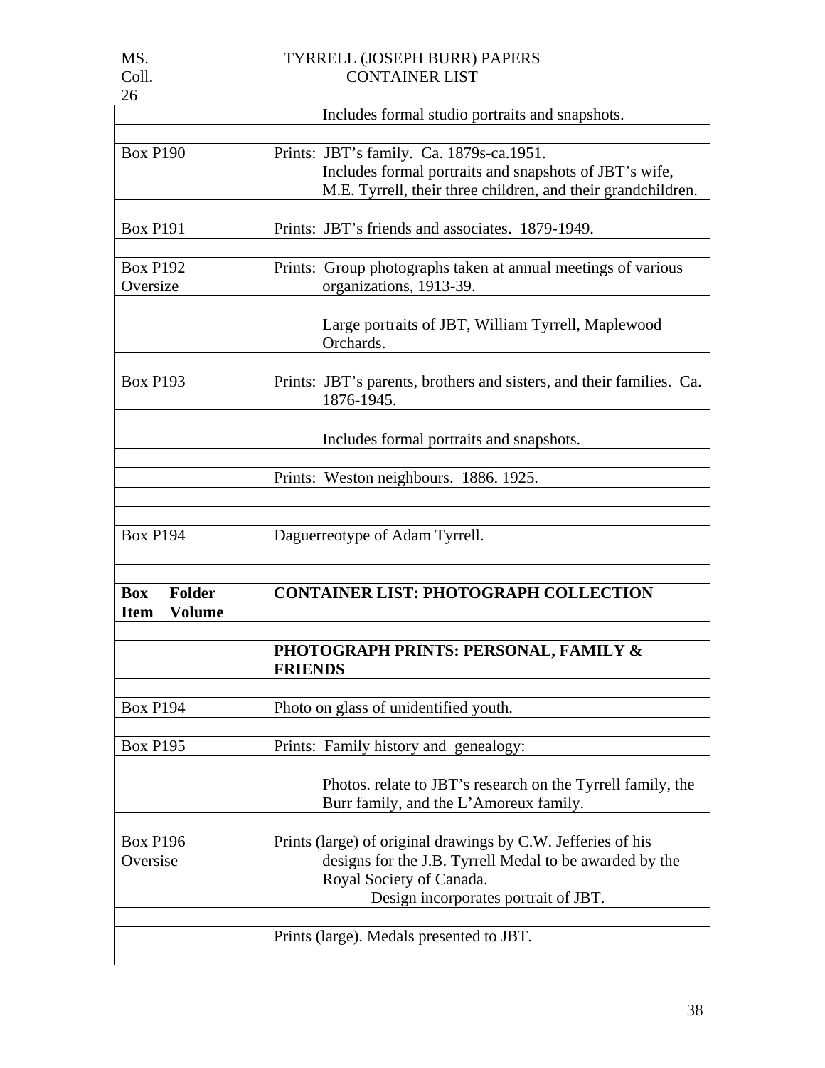| | |
|---|---|
| | Includes formal studio portraits and snapshots. |
| | |
| Box P190 | Prints: JBT's family. Ca. 1879s-ca.1951. Includes formal portraits and snapshots of JBT's wife, M.E. Tyrrell, their three children, and their grandchildren. |
| | |
| Box P191 | Prints: JBT's friends and associates. 1879-1949. |
| | |
| Box P192 Oversize | Prints: Group photographs taken at annual meetings of various organizations, 1913-39. |
| | |
| | Large portraits of JBT, William Tyrrell, Maplewood Orchards. |
| | |
| Box P193 | Prints: JBT's parents, brothers and sisters, and their families. Ca. 1876-1945. |
| | |
| | Includes formal portraits and snapshots. |
| | |
| | Prints: Weston neighbours. 1886. 1925. |
| | |
| | |
| Box P194 | Daguerreotype of Adam Tyrrell. |
| | |
| | |
| **Box Folder Item Volume** | **CONTAINER LIST: PHOTOGRAPH COLLECTION** |
| | |
| | **PHOTOGRAPH PRINTS: PERSONAL, FAMILY & FRIENDS** |
| | |
| Box P194 | Photo on glass of unidentified youth. |
| | |
| Box P195 | Prints: Family history and genealogy: |
| | |
| | Photos. relate to JBT's research on the Tyrrell family, the Burr family, and the L'Amoreux family. |
| | |
| Box P196 Oversise | Prints (large) of original drawings by C.W. Jefferies of his designs for the J.B. Tyrrell Medal to be awarded by the Royal Society of Canada. Design incorporates portrait of JBT. |
| | |
| | Prints (large). Medals presented to JBT. |
| | |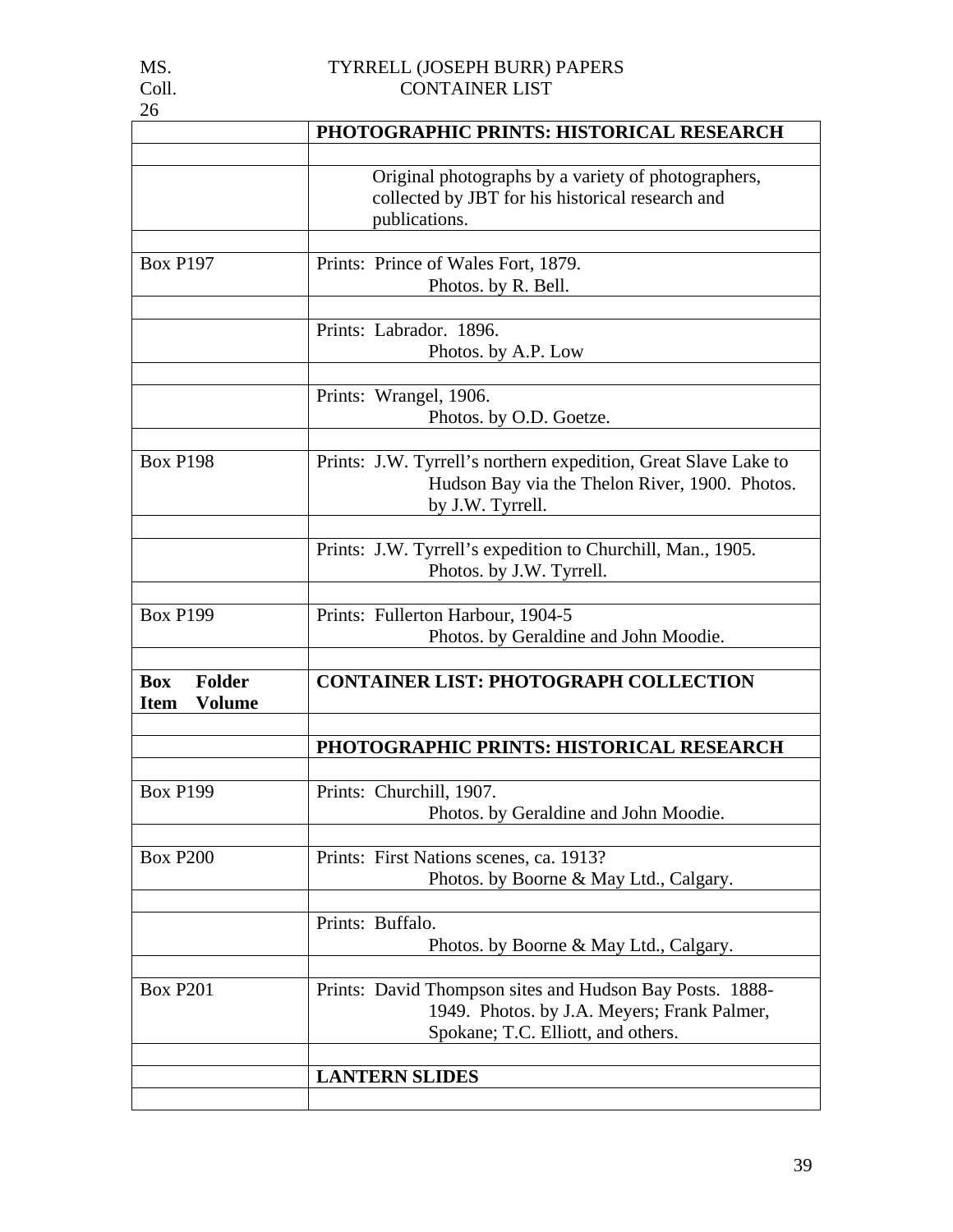| | PHOTOGRAPHIC PRINTS: HISTORICAL RESEARCH |
|---|---|
| | |
| | Original photographs by a variety of photographers, collected by JBT for his historical research and publications. |
| | |
| Box P197 | Prints: Prince of Wales Fort, 1879. Photos. by R. Bell. |
| | |
| | Prints: Labrador. 1896. Photos. by A.P. Low |
| | |
| | Prints: Wrangel, 1906. Photos. by O.D. Goetze. |
| | |
| Box P198 | Prints: J.W. Tyrrell's northern expedition, Great Slave Lake to Hudson Bay via the Thelon River, 1900. Photos. by J.W. Tyrrell. |
| | |
| | Prints: J.W. Tyrrell's expedition to Churchill, Man., 1905. Photos. by J.W. Tyrrell. |
| | |
| Box P199 | Prints: Fullerton Harbour, 1904-5 Photos. by Geraldine and John Moodie. |
| | |
| **Box Folder Item Volume** | **CONTAINER LIST: PHOTOGRAPH COLLECTION** |
| | |
| | **PHOTOGRAPHIC PRINTS: HISTORICAL RESEARCH** |
| | |
| Box P199 | Prints: Churchill, 1907. Photos. by Geraldine and John Moodie. |
| | |
| Box P200 | Prints: First Nations scenes, ca. 1913? Photos. by Boorne & May Ltd., Calgary. |
| | |
| | Prints: Buffalo. Photos. by Boorne & May Ltd., Calgary. |
| | |
| Box P201 | Prints: David Thompson sites and Hudson Bay Posts. 1888-1949. Photos. by J.A. Meyers; Frank Palmer, Spokane; T.C. Elliott, and others. |
| | |
| | **LANTERN SLIDES** |
| | |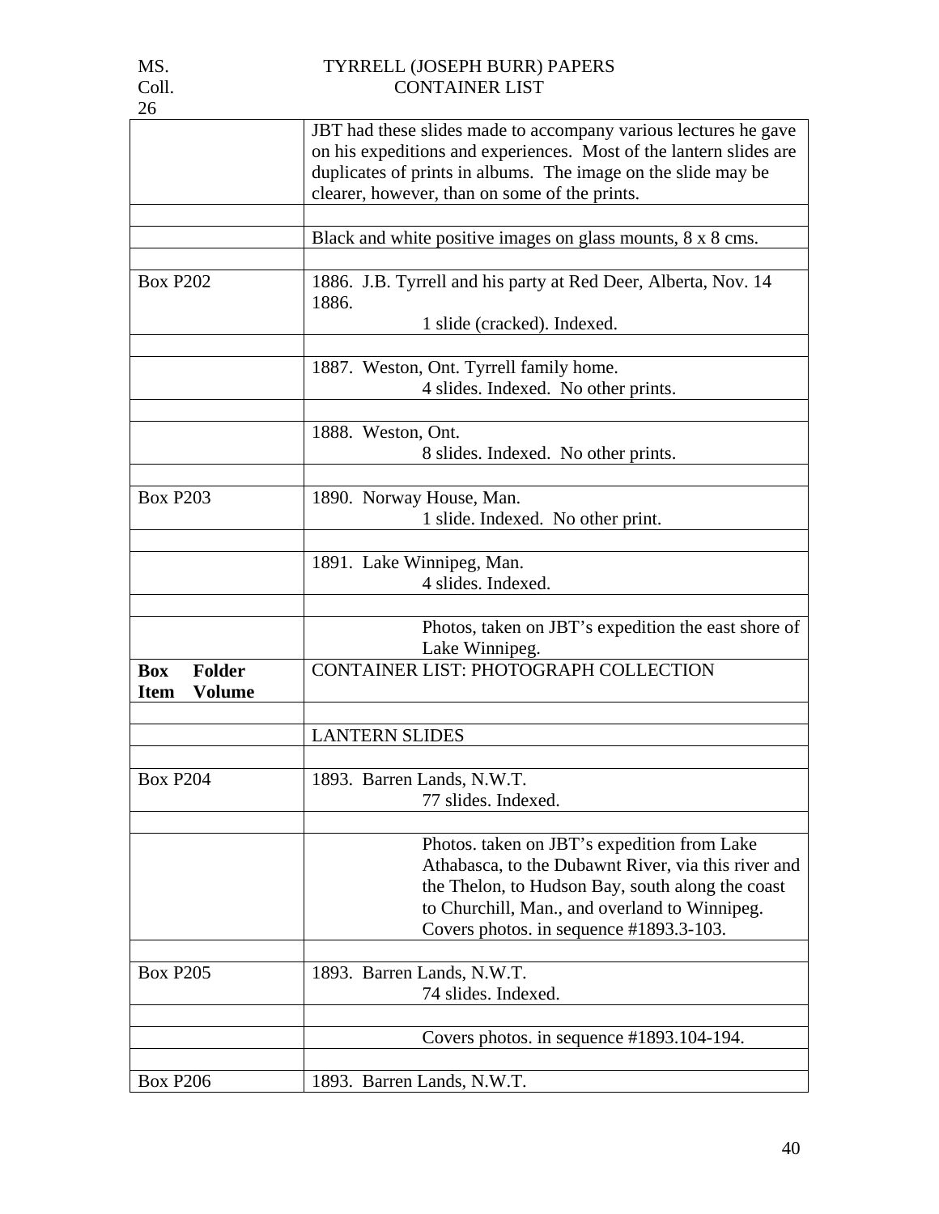| | |
|---|---|
| | JBT had these slides made to accompany various lectures he gave on his expeditions and experiences. Most of the lantern slides are duplicates of prints in albums. The image on the slide may be clearer, however, than on some of the prints. |
| | |
| | Black and white positive images on glass mounts, 8 x 8 cms. |
| | |
| Box P202 | 1886. J.B. Tyrrell and his party at Red Deer, Alberta, Nov. 14 1886.<br>1 slide (cracked). Indexed. |
| | |
| | 1887. Weston, Ont. Tyrrell family home.<br>4 slides. Indexed. No other prints. |
| | |
| | 1888. Weston, Ont.<br>8 slides. Indexed. No other prints. |
| | |
| Box P203 | 1890. Norway House, Man.<br>1 slide. Indexed. No other print. |
| | |
| | 1891. Lake Winnipeg, Man.<br>4 slides. Indexed. |
| | |
| | Photos, taken on JBT's expedition the east shore of Lake Winnipeg. |
| **Box Folder Item Volume** | CONTAINER LIST: PHOTOGRAPH COLLECTION |
| | |
| | LANTERN SLIDES |
| | |
| Box P204 | 1893. Barren Lands, N.W.T.<br>77 slides. Indexed. |
| | |
| | Photos. taken on JBT's expedition from Lake Athabasca, to the Dubawnt River, via this river and the Thelon, to Hudson Bay, south along the coast to Churchill, Man., and overland to Winnipeg. Covers photos. in sequence #1893.3-103. |
| | |
| Box P205 | 1893. Barren Lands, N.W.T.<br>74 slides. Indexed. |
| | |
| | Covers photos. in sequence #1893.104-194. |
| | |
| Box P206 | 1893. Barren Lands, N.W.T. |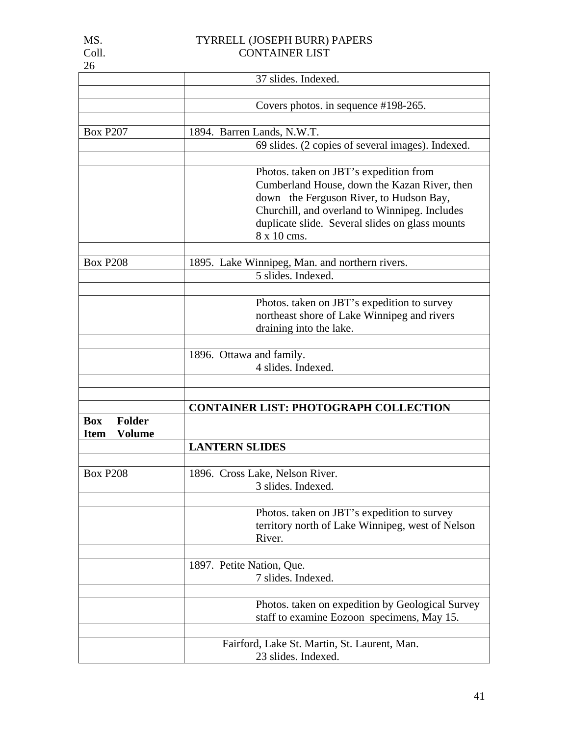| | |
|---|---|
| | 37 slides. Indexed. |
| | |
| | Covers photos. in sequence #198-265. |
| | |
| Box P207 | 1894. Barren Lands, N.W.T. |
| | 69 slides. (2 copies of several images). Indexed. |
| | |
| | Photos. taken on JBT's expedition from Cumberland House, down the Kazan River, then down the Ferguson River, to Hudson Bay, Churchill, and overland to Winnipeg. Includes duplicate slide. Several slides on glass mounts 8 x 10 cms. |
| | |
| Box P208 | 1895. Lake Winnipeg, Man. and northern rivers. |
| | 5 slides. Indexed. |
| | |
| | Photos. taken on JBT's expedition to survey northeast shore of Lake Winnipeg and rivers draining into the lake. |
| | |
| | 1896. Ottawa and family. |
| | 4 slides. Indexed. |
| | |
| | |
| | **CONTAINER LIST: PHOTOGRAPH COLLECTION** |
| **Box Folder Item Volume** | |
| | **LANTERN SLIDES** |
| | |
| Box P208 | 1896. Cross Lake, Nelson River. |
| | 3 slides. Indexed. |
| | |
| | Photos. taken on JBT's expedition to survey territory north of Lake Winnipeg, west of Nelson River. |
| | |
| | 1897. Petite Nation, Que. |
| | 7 slides. Indexed. |
| | |
| | Photos. taken on expedition by Geological Survey staff to examine Eozoon specimens, May 15. |
| | |
| | Fairford, Lake St. Martin, St. Laurent, Man. |
| | 23 slides. Indexed. |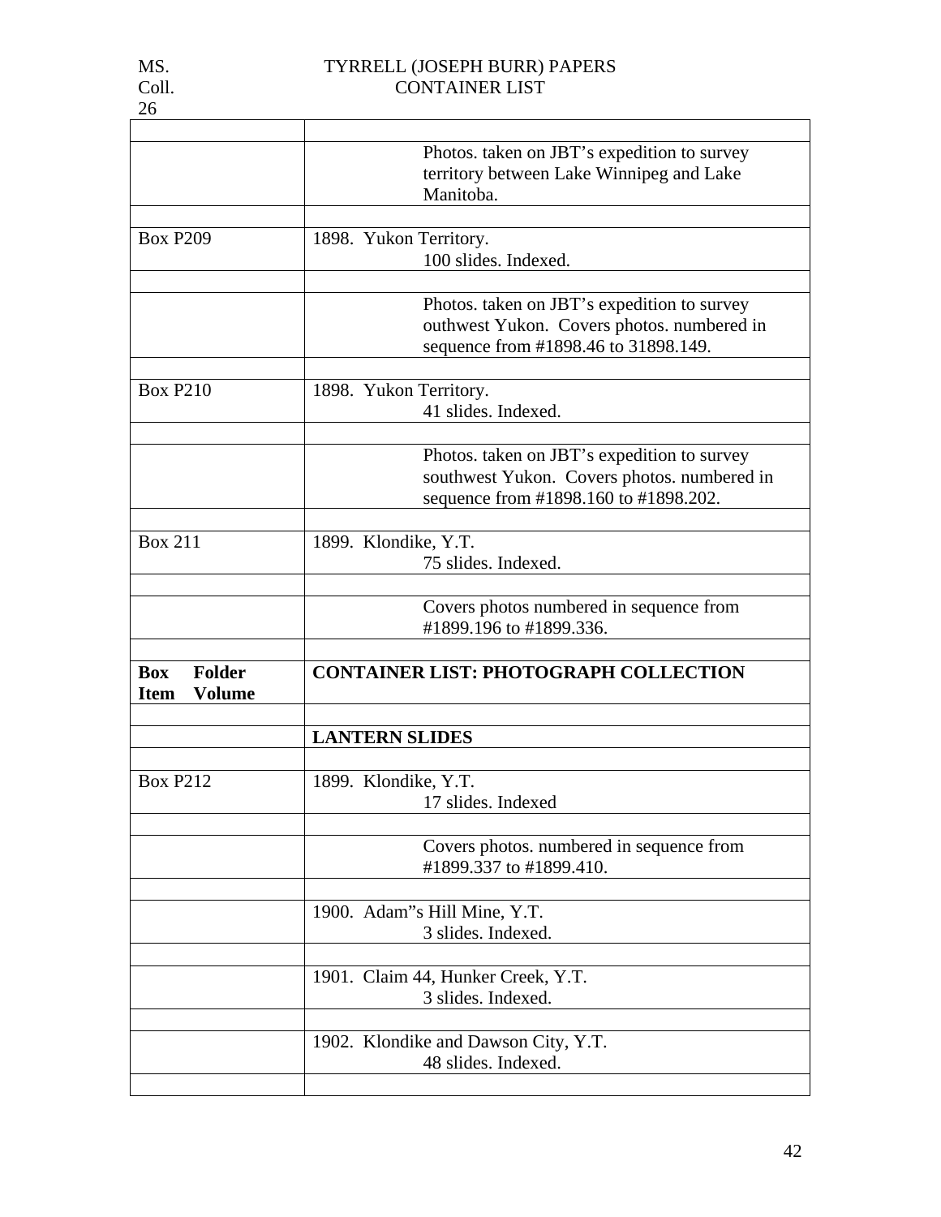| | |
|---|---|
| | Photos. taken on JBT's expedition to survey territory between Lake Winnipeg and Lake Manitoba. |
| | |
| Box P209 | 1898. Yukon Territory.<br>100 slides. Indexed. |
| | |
| | Photos. taken on JBT's expedition to survey outhwest Yukon. Covers photos. numbered in sequence from #1898.46 to 31898.149. |
| | |
| Box P210 | 1898. Yukon Territory.<br>41 slides. Indexed. |
| | |
| | Photos. taken on JBT's expedition to survey southwest Yukon. Covers photos. numbered in sequence from #1898.160 to #1898.202. |
| | |
| Box 211 | 1899. Klondike, Y.T.<br>75 slides. Indexed. |
| | |
| | Covers photos numbered in sequence from #1899.196 to #1899.336. |
| | |
| **Box Folder Item Volume** | **CONTAINER LIST: PHOTOGRAPH COLLECTION** |
| | |
| | **LANTERN SLIDES** |
| | |
| Box P212 | 1899. Klondike, Y.T.<br>17 slides. Indexed |
| | |
| | Covers photos. numbered in sequence from #1899.337 to #1899.410. |
| | |
| | 1900. Adam"s Hill Mine, Y.T.<br>3 slides. Indexed. |
| | |
| | 1901. Claim 44, Hunker Creek, Y.T.<br>3 slides. Indexed. |
| | |
| | 1902. Klondike and Dawson City, Y.T.<br>48 slides. Indexed. |
| | |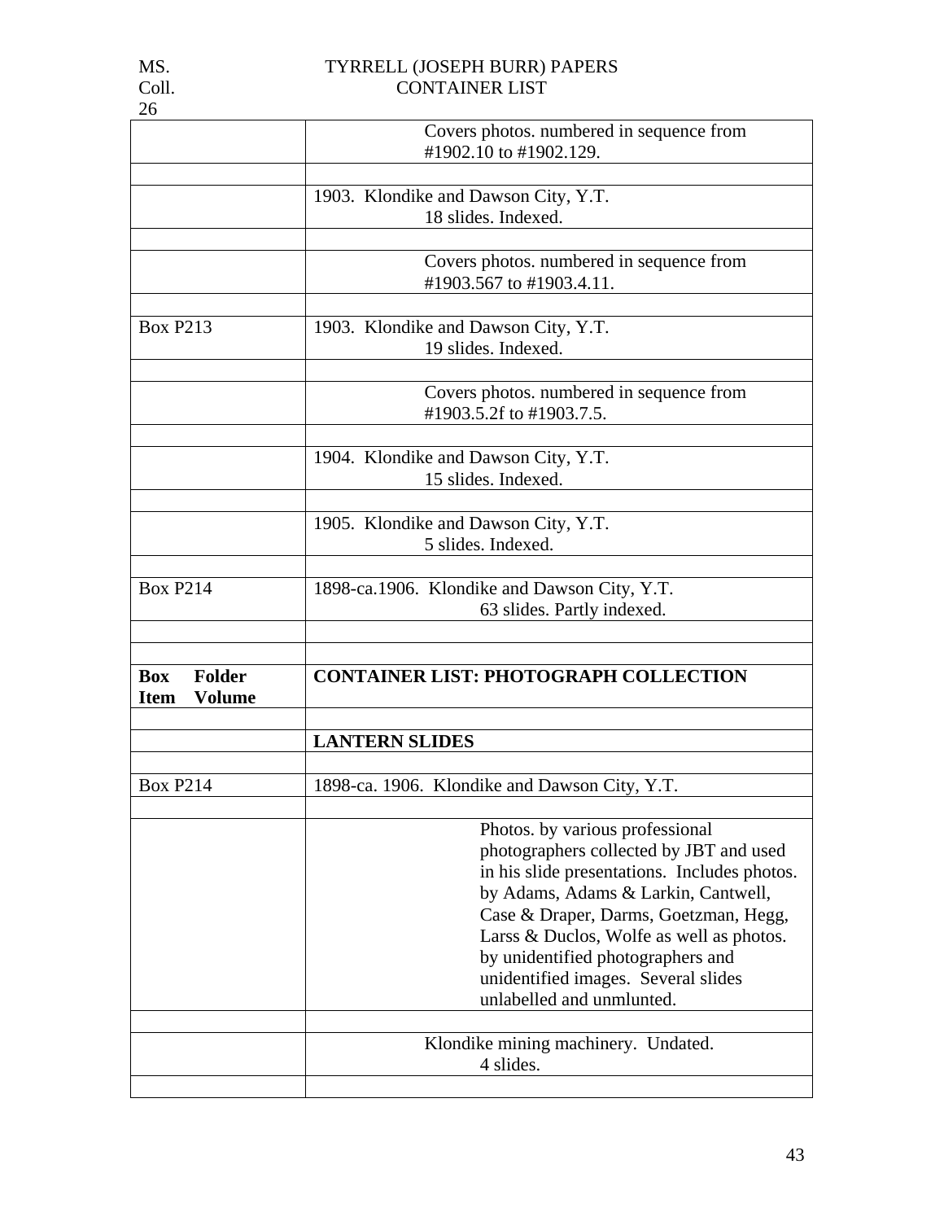| | |
|---|---|
| | Covers photos. numbered in sequence from #1902.10 to #1902.129. |
| | |
| | 1903. Klondike and Dawson City, Y.T. 18 slides. Indexed. |
| | |
| | Covers photos. numbered in sequence from #1903.567 to #1903.4.11. |
| | |
| Box P213 | 1903. Klondike and Dawson City, Y.T. 19 slides. Indexed. |
| | |
| | Covers photos. numbered in sequence from #1903.5.2f to #1903.7.5. |
| | |
| | 1904. Klondike and Dawson City, Y.T. 15 slides. Indexed. |
| | |
| | 1905. Klondike and Dawson City, Y.T. 5 slides. Indexed. |
| | |
| Box P214 | 1898-ca.1906. Klondike and Dawson City, Y.T. 63 slides. Partly indexed. |
| | |
| | |
| **Box Folder Item Volume** | **CONTAINER LIST: PHOTOGRAPH COLLECTION** |
| | |
| | **LANTERN SLIDES** |
| | |
| Box P214 | 1898-ca. 1906. Klondike and Dawson City, Y.T. |
| | |
| | Photos. by various professional photographers collected by JBT and used in his slide presentations. Includes photos. by Adams, Adams & Larkin, Cantwell, Case & Draper, Darms, Goetzman, Hegg, Larss & Duclos, Wolfe as well as photos. by unidentified photographers and unidentified images. Several slides unlabelled and unmlunted. |
| | |
| | Klondike mining machinery. Undated. 4 slides. |
| | |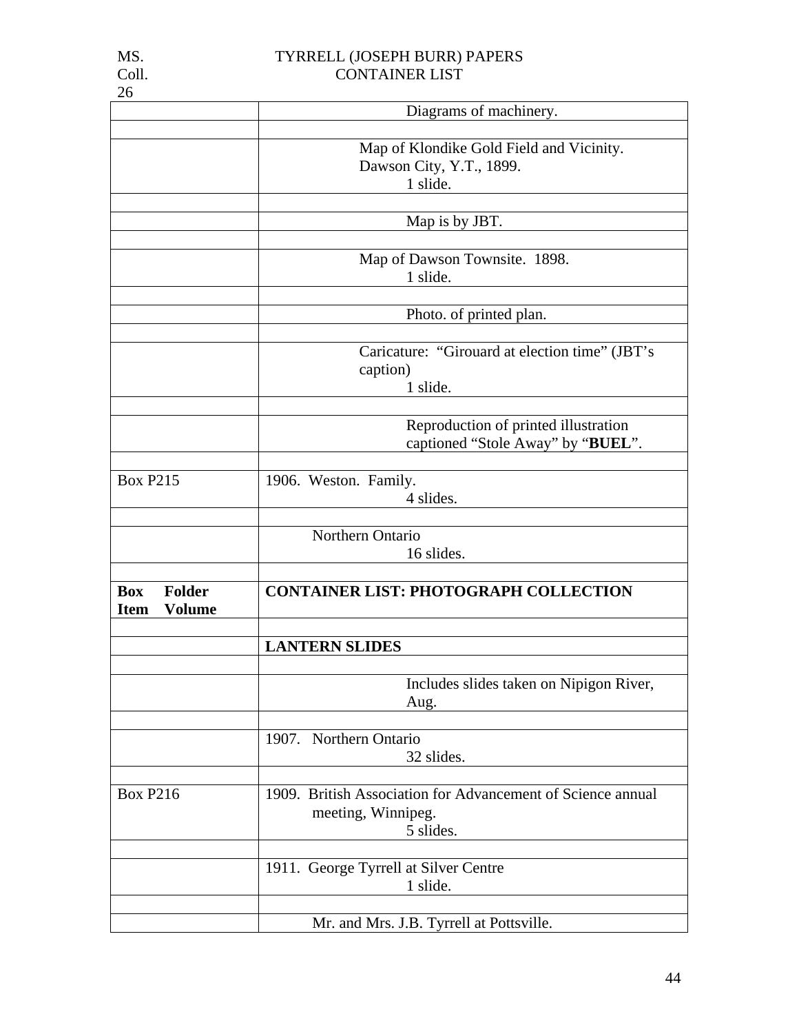| | |
|---|---|
| | Diagrams of machinery. |
| | |
| | Map of Klondike Gold Field and Vicinity. Dawson City, Y.T., 1899. 1 slide. |
| | |
| | Map is by JBT. |
| | |
| | Map of Dawson Townsite. 1898. 1 slide. |
| | |
| | Photo. of printed plan. |
| | |
| | Caricature: "Girouard at election time" (JBT's caption) 1 slide. |
| | |
| | Reproduction of printed illustration captioned "Stole Away" by "**BUEL**". |
| | |
| Box P215 | 1906. Weston. Family. 4 slides. |
| | |
| | Northern Ontario 16 slides. |
| | |
| **Box Folder Item Volume** | **CONTAINER LIST: PHOTOGRAPH COLLECTION** |
| | |
| | **LANTERN SLIDES** |
| | |
| | Includes slides taken on Nipigon River, Aug. |
| | |
| | 1907. Northern Ontario 32 slides. |
| | |
| Box P216 | 1909. British Association for Advancement of Science annual meeting, Winnipeg. 5 slides. |
| | |
| | 1911. George Tyrrell at Silver Centre 1 slide. |
| | |
| | Mr. and Mrs. J.B. Tyrrell at Pottsville. |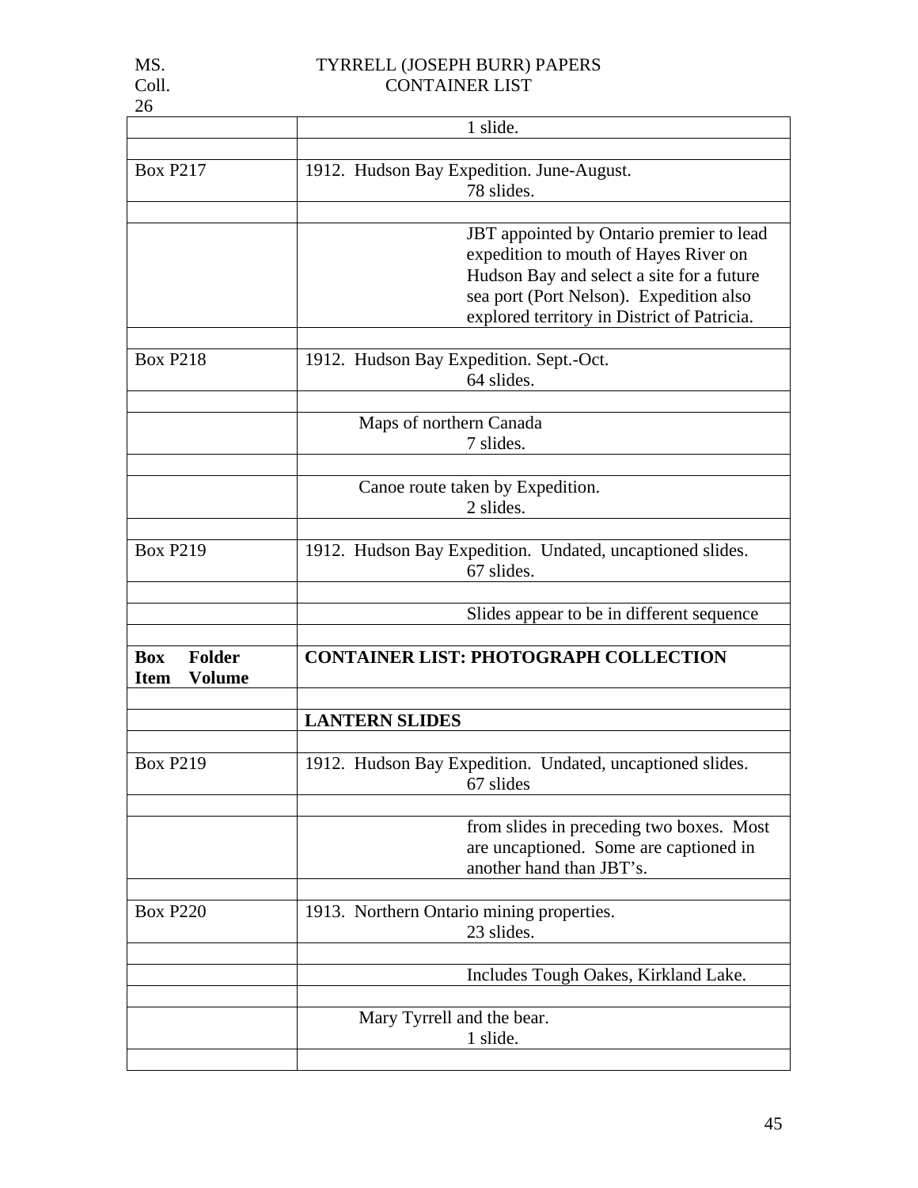| | |
|---|---|
| | 1 slide. |
| | |
| Box P217 | 1912. Hudson Bay Expedition. June-August. 78 slides. |
| | |
| | JBT appointed by Ontario premier to lead expedition to mouth of Hayes River on Hudson Bay and select a site for a future sea port (Port Nelson). Expedition also explored territory in District of Patricia. |
| | |
| Box P218 | 1912. Hudson Bay Expedition. Sept.-Oct. 64 slides. |
| | |
| | Maps of northern Canada 7 slides. |
| | |
| | Canoe route taken by Expedition. 2 slides. |
| | |
| Box P219 | 1912. Hudson Bay Expedition. Undated, uncaptioned slides. 67 slides. |
| | |
| | Slides appear to be in different sequence |
| | |
| **Box Folder Item Volume** | **CONTAINER LIST: PHOTOGRAPH COLLECTION** |
| | |
| | **LANTERN SLIDES** |
| | |
| Box P219 | 1912. Hudson Bay Expedition. Undated, uncaptioned slides. 67 slides |
| | |
| | from slides in preceding two boxes. Most are uncaptioned. Some are captioned in another hand than JBT's. |
| | |
| Box P220 | 1913. Northern Ontario mining properties. 23 slides. |
| | |
| | Includes Tough Oakes, Kirkland Lake. |
| | |
| | Mary Tyrrell and the bear. 1 slide. |
| | |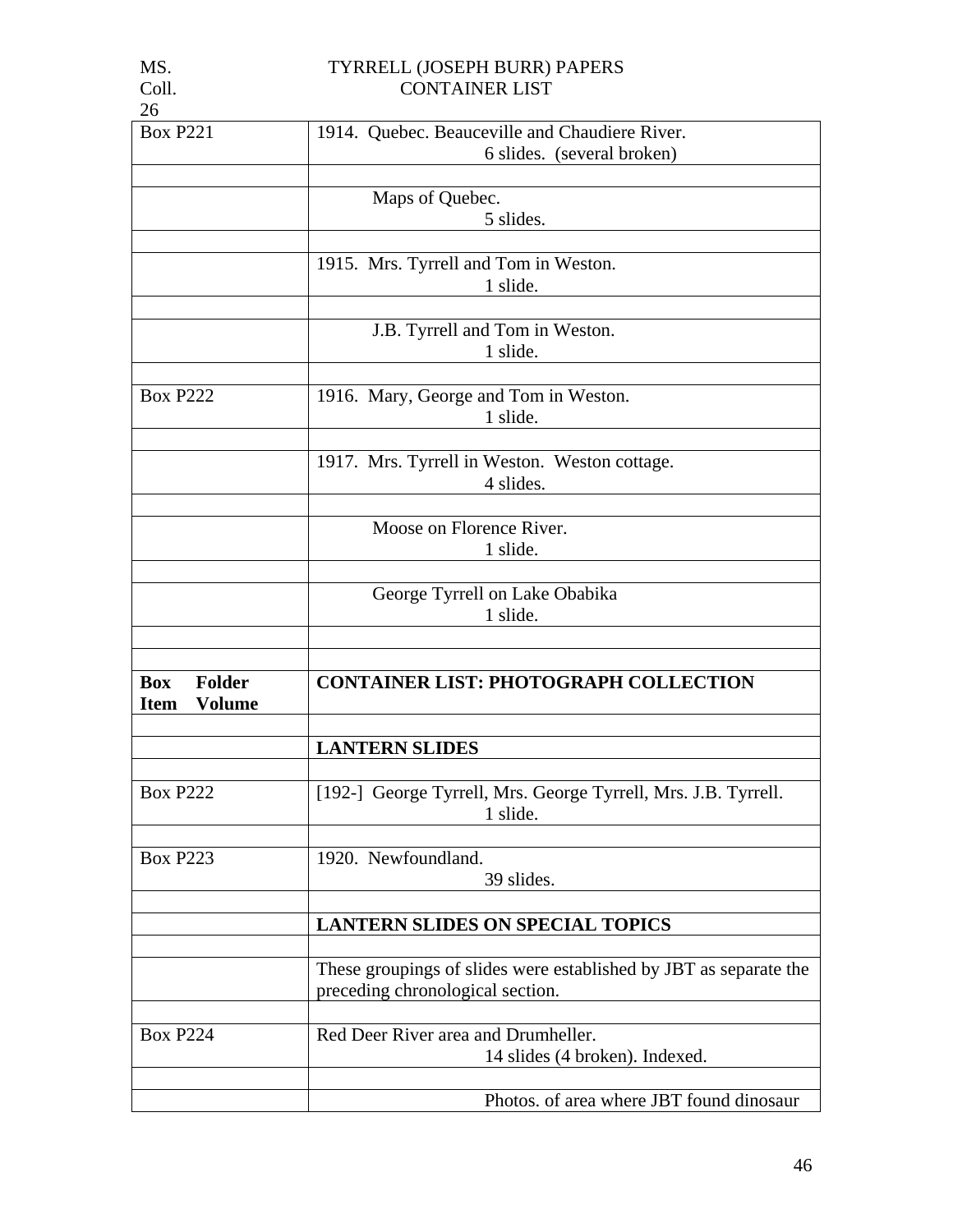| | |
|---|---|
| Box P221 | 1914. Quebec. Beauceville and Chaudiere River.<br>6 slides. (several broken) |
| | |
| | Maps of Quebec.<br>5 slides. |
| | |
| | 1915. Mrs. Tyrrell and Tom in Weston.<br>1 slide. |
| | |
| | J.B. Tyrrell and Tom in Weston.<br>1 slide. |
| | |
| Box P222 | 1916. Mary, George and Tom in Weston.<br>1 slide. |
| | |
| | 1917. Mrs. Tyrrell in Weston. Weston cottage.<br>4 slides. |
| | |
| | Moose on Florence River.<br>1 slide. |
| | |
| | George Tyrrell on Lake Obabika<br>1 slide. |
| | |
| | |
| **Box Folder Item Volume** | **CONTAINER LIST: PHOTOGRAPH COLLECTION** |
| | |
| | **LANTERN SLIDES** |
| | |
| Box P222 | [192-] George Tyrrell, Mrs. George Tyrrell, Mrs. J.B. Tyrrell.<br>1 slide. |
| | |
| Box P223 | 1920. Newfoundland.<br>39 slides. |
| | |
| | **LANTERN SLIDES ON SPECIAL TOPICS** |
| | |
| | These groupings of slides were established by JBT as separate the preceding chronological section. |
| | |
| Box P224 | Red Deer River area and Drumheller.<br>14 slides (4 broken). Indexed. |
| | |
| | Photos. of area where JBT found dinosaur |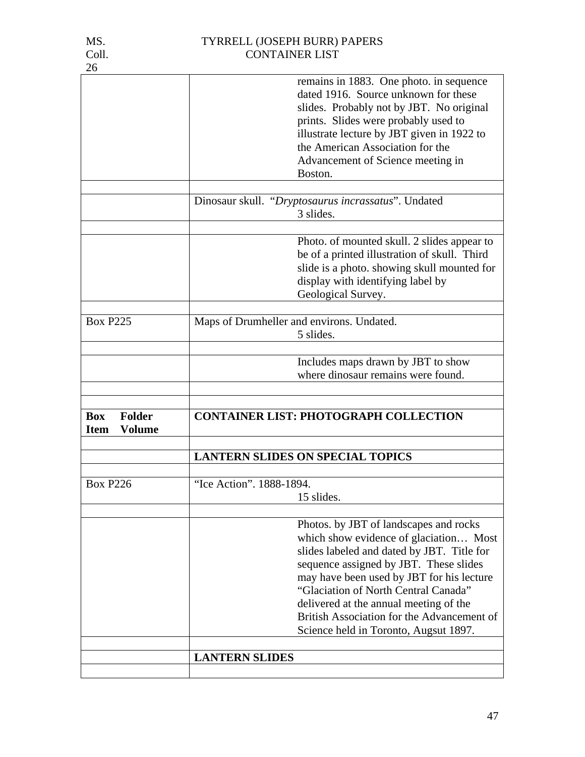| | |
|---|---|
| | remains in 1883. One photo. in sequence dated 1916. Source unknown for these slides. Probably not by JBT. No original prints. Slides were probably used to illustrate lecture by JBT given in 1922 to the American Association for the Advancement of Science meeting in Boston. |
| | |
| | Dinosaur skull. "*Dryptosaurus incrassatus*". Undated<br>3 slides. |
| | |
| | Photo. of mounted skull. 2 slides appear to be of a printed illustration of skull. Third slide is a photo. showing skull mounted for display with identifying label by Geological Survey. |
| | |
| Box P225 | Maps of Drumheller and environs. Undated.<br>5 slides. |
| | |
| | Includes maps drawn by JBT to show where dinosaur remains were found. |
| | |
| | |
| **Box Folder Item Volume** | **CONTAINER LIST: PHOTOGRAPH COLLECTION** |
| | |
| | **LANTERN SLIDES ON SPECIAL TOPICS** |
| | |
| Box P226 | "Ice Action". 1888-1894.<br>15 slides. |
| | |
| | Photos. by JBT of landscapes and rocks which show evidence of glaciation… Most slides labeled and dated by JBT. Title for sequence assigned by JBT. These slides may have been used by JBT for his lecture "Glaciation of North Central Canada" delivered at the annual meeting of the British Association for the Advancement of Science held in Toronto, Augsut 1897. |
| | |
| | **LANTERN SLIDES** |
| | |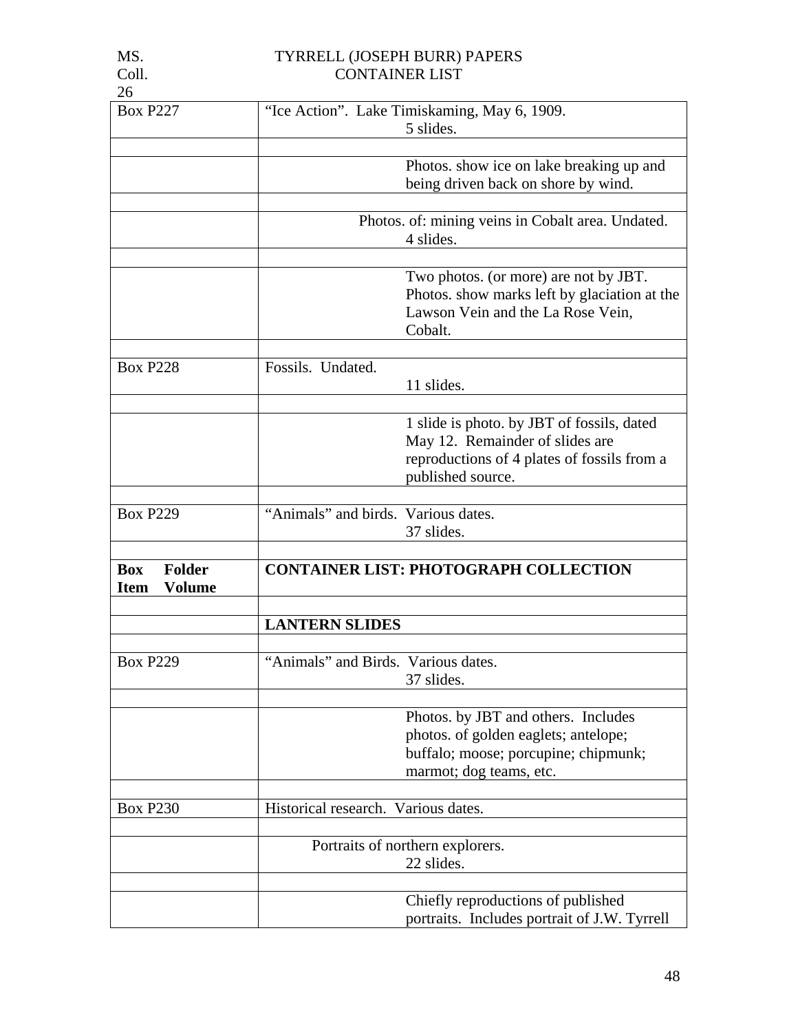| | |
|---|---|
| Box P227 | "Ice Action". Lake Timiskaming, May 6, 1909. 5 slides. |
| | |
| | Photos. show ice on lake breaking up and being driven back on shore by wind. |
| | |
| | Photos. of: mining veins in Cobalt area. Undated. 4 slides. |
| | |
| | Two photos. (or more) are not by JBT. Photos. show marks left by glaciation at the Lawson Vein and the La Rose Vein, Cobalt. |
| | |
| Box P228 | Fossils. Undated. 11 slides. |
| | |
| | 1 slide is photo. by JBT of fossils, dated May 12. Remainder of slides are reproductions of 4 plates of fossils from a published source. |
| | |
| Box P229 | "Animals" and birds. Various dates. 37 slides. |
| | |
| **Box Folder Item Volume** | **CONTAINER LIST: PHOTOGRAPH COLLECTION** |
| | |
| | **LANTERN SLIDES** |
| | |
| Box P229 | "Animals" and Birds. Various dates. 37 slides. |
| | |
| | Photos. by JBT and others. Includes photos. of golden eaglets; antelope; buffalo; moose; porcupine; chipmunk; marmot; dog teams, etc. |
| | |
| Box P230 | Historical research. Various dates. |
| | |
| | Portraits of northern explorers. 22 slides. |
| | |
| | Chiefly reproductions of published portraits. Includes portrait of J.W. Tyrrell |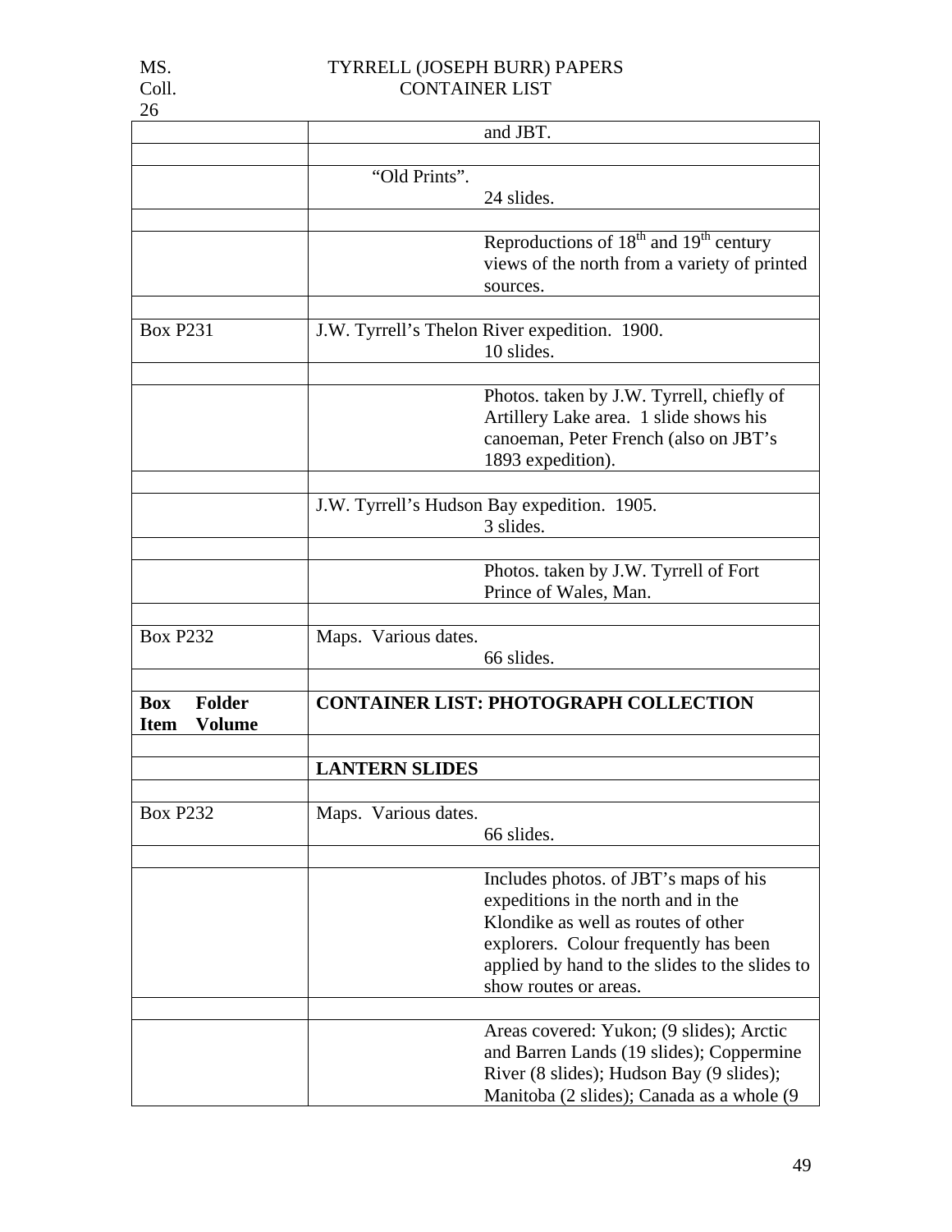| | |
|---|---|
| | and JBT. |
| | |
| | "Old Prints".<br>24 slides. |
| | |
| | Reproductions of 18th and 19th century views of the north from a variety of printed sources. |
| | |
| Box P231 | J.W. Tyrrell's Thelon River expedition. 1900.<br>10 slides. |
| | |
| | Photos. taken by J.W. Tyrrell, chiefly of Artillery Lake area. 1 slide shows his canoeman, Peter French (also on JBT's 1893 expedition). |
| | |
| | J.W. Tyrrell's Hudson Bay expedition. 1905.<br>3 slides. |
| | |
| | Photos. taken by J.W. Tyrrell of Fort Prince of Wales, Man. |
| | |
| Box P232 | Maps. Various dates.<br>66 slides. |
| | |
| **Box Folder Item Volume** | **CONTAINER LIST: PHOTOGRAPH COLLECTION** |
| | |
| | **LANTERN SLIDES** |
| | |
| Box P232 | Maps. Various dates.<br>66 slides. |
| | |
| | Includes photos. of JBT's maps of his expeditions in the north and in the Klondike as well as routes of other explorers. Colour frequently has been applied by hand to the slides to the slides to show routes or areas. |
| | |
| | Areas covered: Yukon; (9 slides); Arctic and Barren Lands (19 slides); Coppermine River (8 slides); Hudson Bay (9 slides); Manitoba (2 slides); Canada as a whole (9 |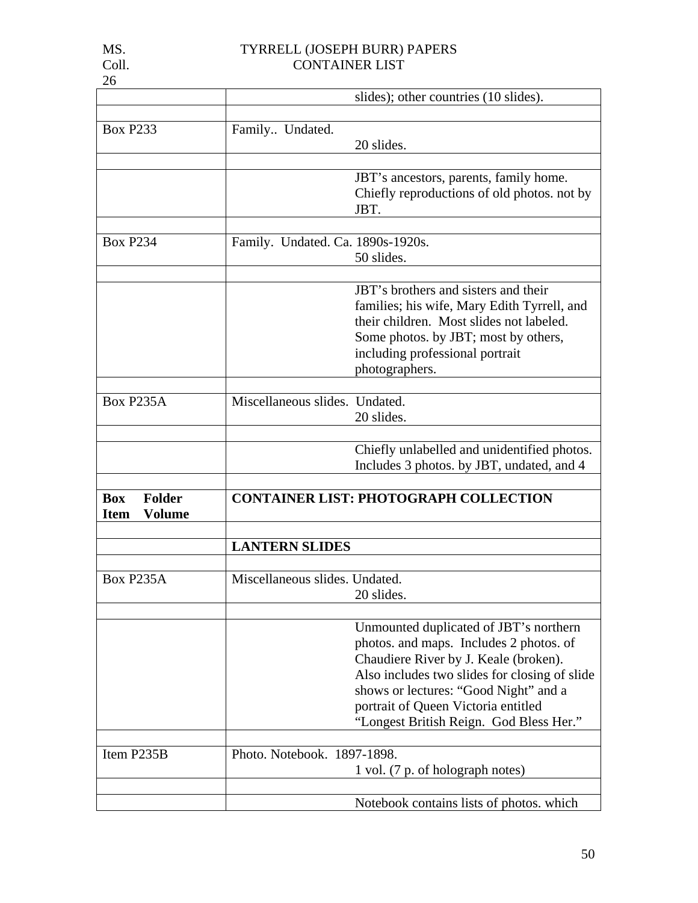| | |
|---|---|
| | slides); other countries (10 slides). |
| | |
| Box P233 | Family.. Undated.<br>20 slides. |
| | |
| | JBT's ancestors, parents, family home. Chiefly reproductions of old photos. not by JBT. |
| | |
| Box P234 | Family. Undated. Ca. 1890s-1920s.<br>50 slides. |
| | |
| | JBT's brothers and sisters and their families; his wife, Mary Edith Tyrrell, and their children. Most slides not labeled. Some photos. by JBT; most by others, including professional portrait photographers. |
| | |
| Box P235A | Miscellaneous slides. Undated.<br>20 slides. |
| | |
| | Chiefly unlabelled and unidentified photos. Includes 3 photos. by JBT, undated, and 4 |
| | |
| **Box Folder Item Volume** | **CONTAINER LIST: PHOTOGRAPH COLLECTION** |
| | |
| | **LANTERN SLIDES** |
| | |
| Box P235A | Miscellaneous slides. Undated.<br>20 slides. |
| | |
| | Unmounted duplicated of JBT's northern photos. and maps. Includes 2 photos. of Chaudiere River by J. Keale (broken). Also includes two slides for closing of slide shows or lectures: "Good Night" and a portrait of Queen Victoria entitled "Longest British Reign. God Bless Her." |
| | |
| Item P235B | Photo. Notebook. 1897-1898.<br>1 vol. (7 p. of holograph notes) |
| | |
| | Notebook contains lists of photos. which |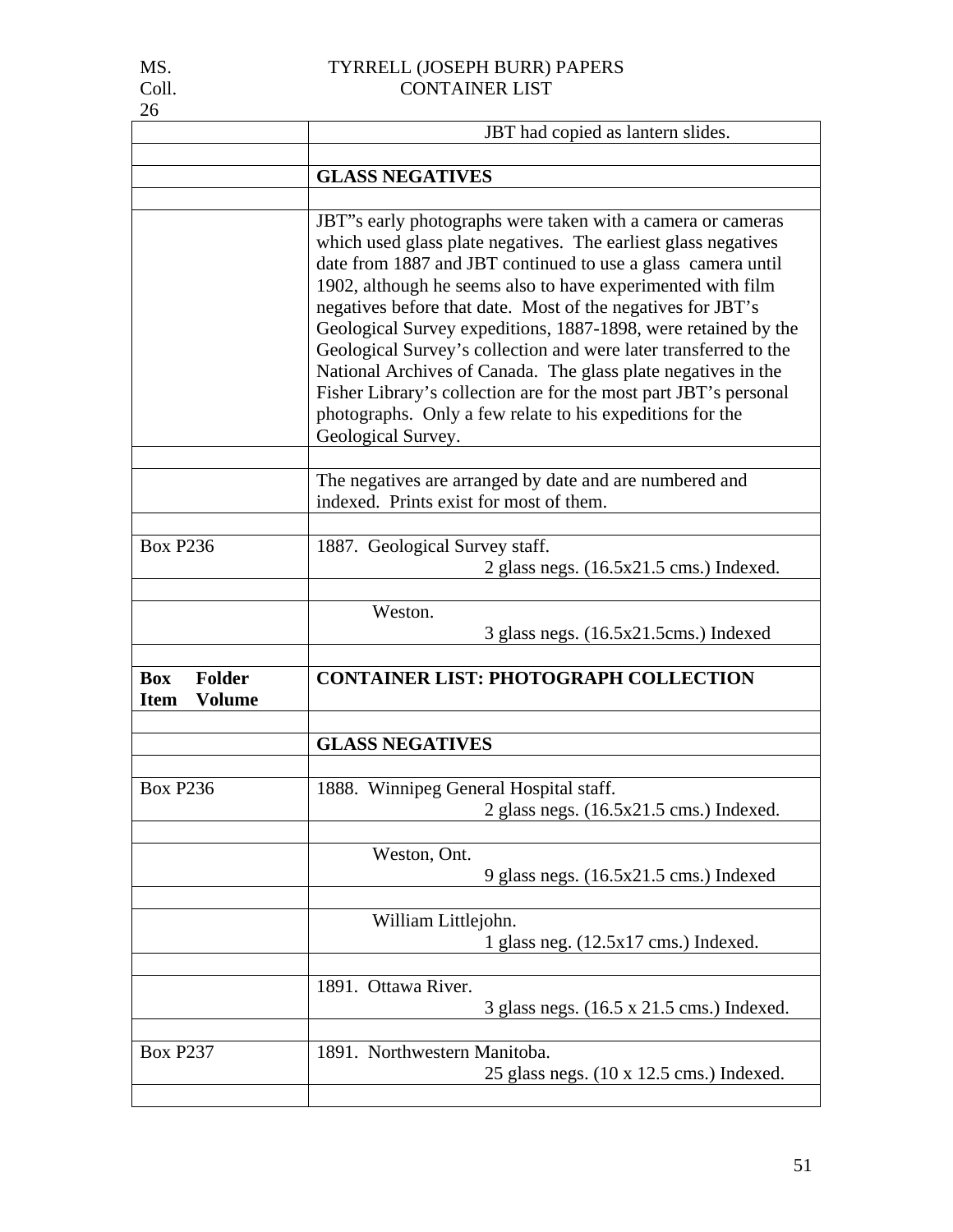| | |
|---|---|
| | JBT had copied as lantern slides. |
| | |
| | **GLASS NEGATIVES** |
| | |
| | JBT"s early photographs were taken with a camera or cameras which used glass plate negatives. The earliest glass negatives date from 1887 and JBT continued to use a glass camera until 1902, although he seems also to have experimented with film negatives before that date. Most of the negatives for JBT's Geological Survey expeditions, 1887-1898, were retained by the Geological Survey's collection and were later transferred to the National Archives of Canada. The glass plate negatives in the Fisher Library's collection are for the most part JBT's personal photographs. Only a few relate to his expeditions for the Geological Survey. |
| | |
| | The negatives are arranged by date and are numbered and indexed. Prints exist for most of them. |
| | |
| Box P236 | 1887. Geological Survey staff. 2 glass negs. (16.5x21.5 cms.) Indexed. |
| | |
| | Weston. 3 glass negs. (16.5x21.5cms.) Indexed |
| | |
| **Box Folder Item Volume** | **CONTAINER LIST: PHOTOGRAPH COLLECTION** |
| | |
| | **GLASS NEGATIVES** |
| | |
| Box P236 | 1888. Winnipeg General Hospital staff. 2 glass negs. (16.5x21.5 cms.) Indexed. |
| | |
| | Weston, Ont. 9 glass negs. (16.5x21.5 cms.) Indexed |
| | |
| | William Littlejohn. 1 glass neg. (12.5x17 cms.) Indexed. |
| | |
| | 1891. Ottawa River. 3 glass negs. (16.5 x 21.5 cms.) Indexed. |
| | |
| Box P237 | 1891. Northwestern Manitoba. 25 glass negs. (10 x 12.5 cms.) Indexed. |
| | |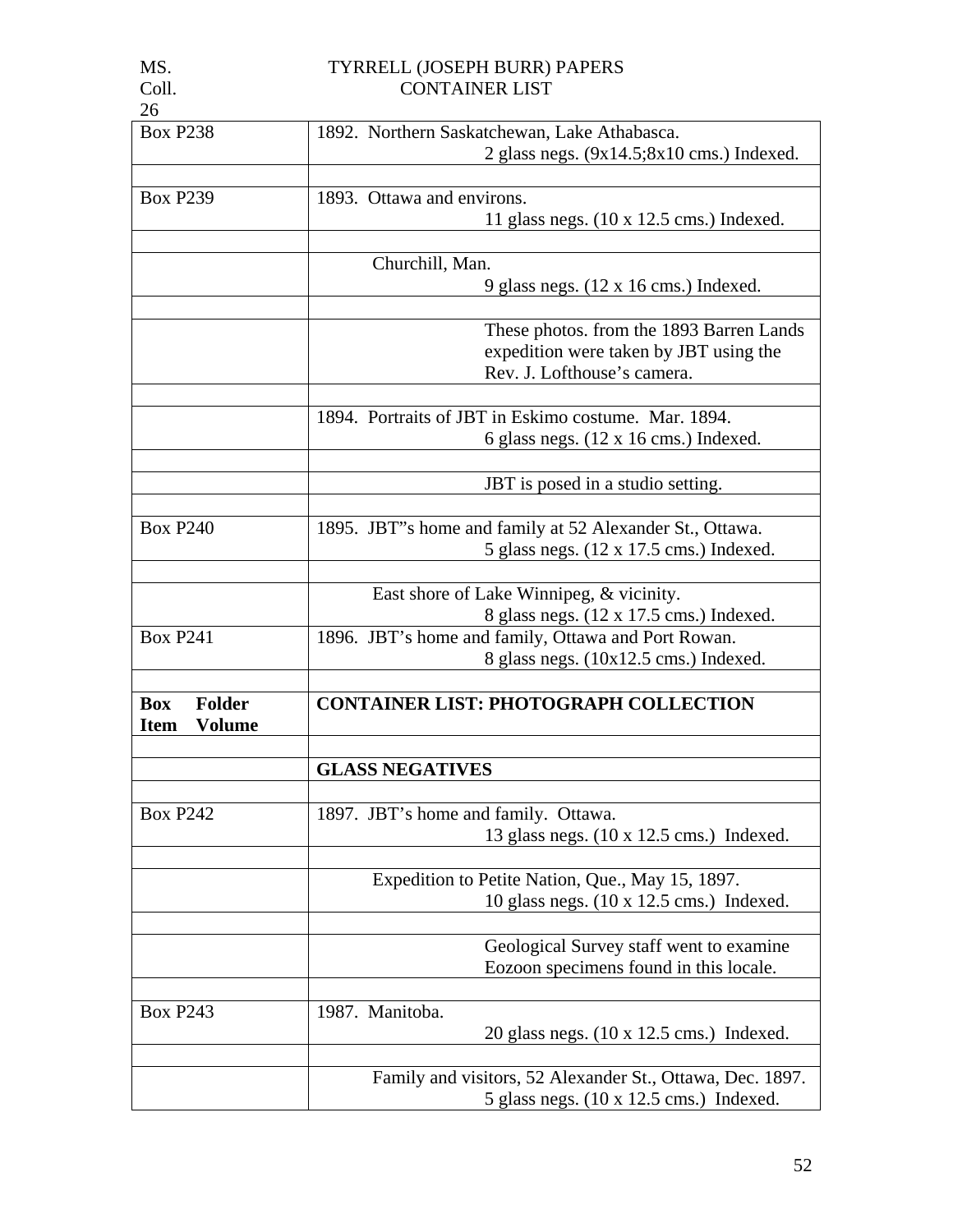| | |
|---|---|
| Box P238 | 1892. Northern Saskatchewan, Lake Athabasca.<br>2 glass negs. (9x14.5;8x10 cms.) Indexed. |
| | |
| Box P239 | 1893. Ottawa and environs.<br>11 glass negs. (10 x 12.5 cms.) Indexed. |
| | |
| | Churchill, Man.<br>9 glass negs. (12 x 16 cms.) Indexed. |
| | |
| | These photos. from the 1893 Barren Lands expedition were taken by JBT using the Rev. J. Lofthouse's camera. |
| | |
| | 1894. Portraits of JBT in Eskimo costume. Mar. 1894.<br>6 glass negs. (12 x 16 cms.) Indexed. |
| | |
| | JBT is posed in a studio setting. |
| | |
| Box P240 | 1895. JBT"s home and family at 52 Alexander St., Ottawa.<br>5 glass negs. (12 x 17.5 cms.) Indexed. |
| | |
| | East shore of Lake Winnipeg, & vicinity.<br>8 glass negs. (12 x 17.5 cms.) Indexed. |
| Box P241 | 1896. JBT's home and family, Ottawa and Port Rowan.<br>8 glass negs. (10x12.5 cms.) Indexed. |
| | |
| **Box Folder Item Volume** | **CONTAINER LIST: PHOTOGRAPH COLLECTION** |
| | |
| | **GLASS NEGATIVES** |
| | |
| Box P242 | 1897. JBT's home and family. Ottawa.<br>13 glass negs. (10 x 12.5 cms.) Indexed. |
| | |
| | Expedition to Petite Nation, Que., May 15, 1897.<br>10 glass negs. (10 x 12.5 cms.) Indexed. |
| | |
| | Geological Survey staff went to examine Eozoon specimens found in this locale. |
| | |
| Box P243 | 1987. Manitoba.<br>20 glass negs. (10 x 12.5 cms.) Indexed. |
| | |
| | Family and visitors, 52 Alexander St., Ottawa, Dec. 1897.<br>5 glass negs. (10 x 12.5 cms.) Indexed. |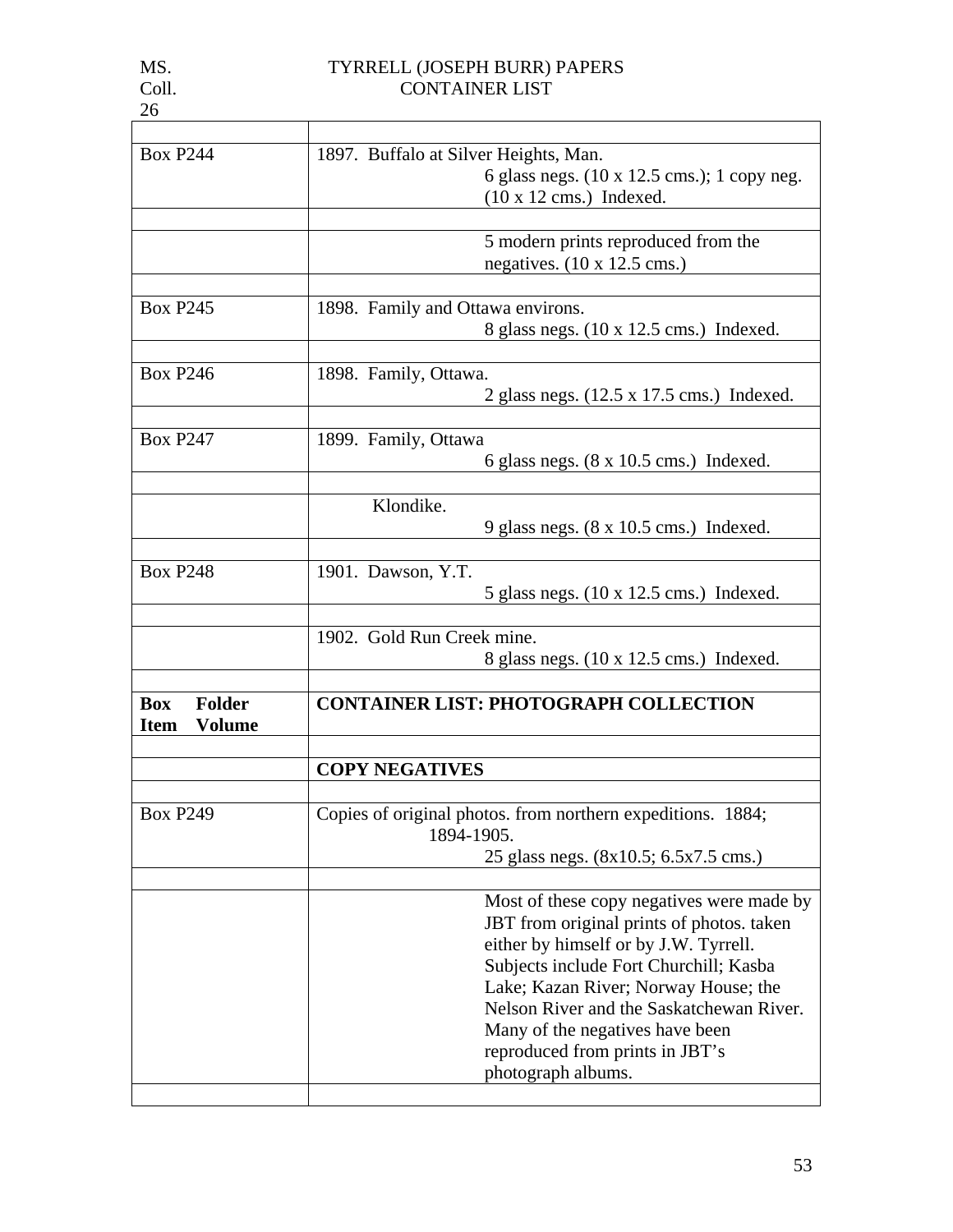MS. Coll. 26 — TYRRELL (JOSEPH BURR) PAPERS
CONTAINER LIST

| | |
|---|---|
| Box P244 | 1897. Buffalo at Silver Heights, Man.<br>6 glass negs. (10 x 12.5 cms.); 1 copy neg. (10 x 12 cms.) Indexed. |
| | |
| | 5 modern prints reproduced from the negatives. (10 x 12.5 cms.) |
| | |
| Box P245 | 1898. Family and Ottawa environs.<br>8 glass negs. (10 x 12.5 cms.) Indexed. |
| | |
| Box P246 | 1898. Family, Ottawa.<br>2 glass negs. (12.5 x 17.5 cms.) Indexed. |
| | |
| Box P247 | 1899. Family, Ottawa<br>6 glass negs. (8 x 10.5 cms.) Indexed. |
| | |
| | Klondike.<br>9 glass negs. (8 x 10.5 cms.) Indexed. |
| | |
| Box P248 | 1901. Dawson, Y.T.<br>5 glass negs. (10 x 12.5 cms.) Indexed. |
| | |
| | 1902. Gold Run Creek mine.<br>8 glass negs. (10 x 12.5 cms.) Indexed. |
| | |
| **Box Folder Item Volume** | **CONTAINER LIST: PHOTOGRAPH COLLECTION** |
| | |
| | **COPY NEGATIVES** |
| | |
| Box P249 | Copies of original photos. from northern expeditions. 1884; 1894-1905.<br>25 glass negs. (8x10.5; 6.5x7.5 cms.) |
| | |
| | Most of these copy negatives were made by JBT from original prints of photos. taken either by himself or by J.W. Tyrrell. Subjects include Fort Churchill; Kasba Lake; Kazan River; Norway House; the Nelson River and the Saskatchewan River. Many of the negatives have been reproduced from prints in JBT's photograph albums. |
| | |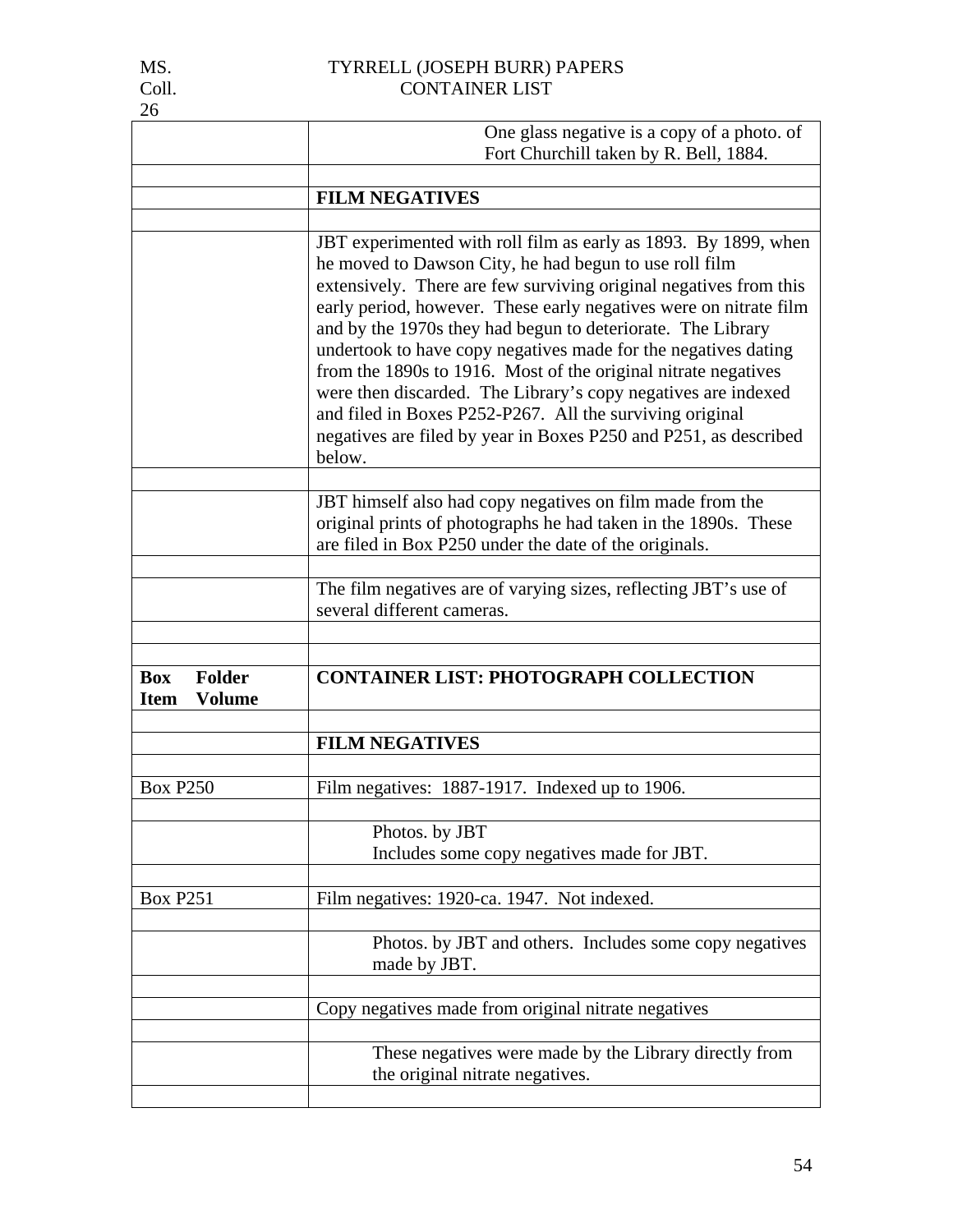| | |
|---|---|
| | One glass negative is a copy of a photo. of Fort Churchill taken by R. Bell, 1884. |
| | |
| | **FILM NEGATIVES** |
| | |
| | JBT experimented with roll film as early as 1893. By 1899, when he moved to Dawson City, he had begun to use roll film extensively. There are few surviving original negatives from this early period, however. These early negatives were on nitrate film and by the 1970s they had begun to deteriorate. The Library undertook to have copy negatives made for the negatives dating from the 1890s to 1916. Most of the original nitrate negatives were then discarded. The Library's copy negatives are indexed and filed in Boxes P252-P267. All the surviving original negatives are filed by year in Boxes P250 and P251, as described below. |
| | |
| | JBT himself also had copy negatives on film made from the original prints of photographs he had taken in the 1890s. These are filed in Box P250 under the date of the originals. |
| | |
| | The film negatives are of varying sizes, reflecting JBT's use of several different cameras. |
| | |
| | |
| **Box Folder Item Volume** | **CONTAINER LIST: PHOTOGRAPH COLLECTION** |
| | |
| | **FILM NEGATIVES** |
| | |
| Box P250 | Film negatives: 1887-1917. Indexed up to 1906. |
| | |
| | Photos. by JBT<br>Includes some copy negatives made for JBT. |
| | |
| Box P251 | Film negatives: 1920-ca. 1947. Not indexed. |
| | |
| | Photos. by JBT and others. Includes some copy negatives made by JBT. |
| | |
| | Copy negatives made from original nitrate negatives |
| | |
| | These negatives were made by the Library directly from the original nitrate negatives. |
| | |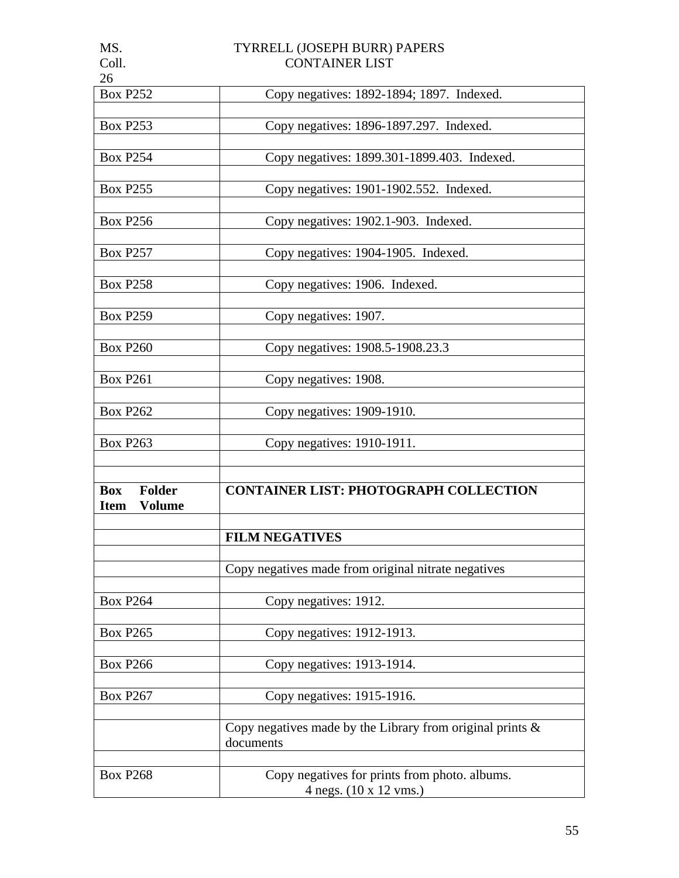| | |
|---|---|
| Box P252 | Copy negatives: 1892-1894; 1897. Indexed. |
| | |
| Box P253 | Copy negatives: 1896-1897.297. Indexed. |
| | |
| Box P254 | Copy negatives: 1899.301-1899.403. Indexed. |
| | |
| Box P255 | Copy negatives: 1901-1902.552. Indexed. |
| | |
| Box P256 | Copy negatives: 1902.1-903. Indexed. |
| | |
| Box P257 | Copy negatives: 1904-1905. Indexed. |
| | |
| Box P258 | Copy negatives: 1906. Indexed. |
| | |
| Box P259 | Copy negatives: 1907. |
| | |
| Box P260 | Copy negatives: 1908.5-1908.23.3 |
| | |
| Box P261 | Copy negatives: 1908. |
| | |
| Box P262 | Copy negatives: 1909-1910. |
| | |
| Box P263 | Copy negatives: 1910-1911. |
| | |
| | |
| **Box Folder Item Volume** | **CONTAINER LIST: PHOTOGRAPH COLLECTION** |
| | |
| | **FILM NEGATIVES** |
| | |
| | Copy negatives made from original nitrate negatives |
| | |
| Box P264 | Copy negatives: 1912. |
| | |
| Box P265 | Copy negatives: 1912-1913. |
| | |
| Box P266 | Copy negatives: 1913-1914. |
| | |
| Box P267 | Copy negatives: 1915-1916. |
| | |
| | Copy negatives made by the Library from original prints & documents |
| | |
| Box P268 | Copy negatives for prints from photo. albums. 4 negs. (10 x 12 vms.) |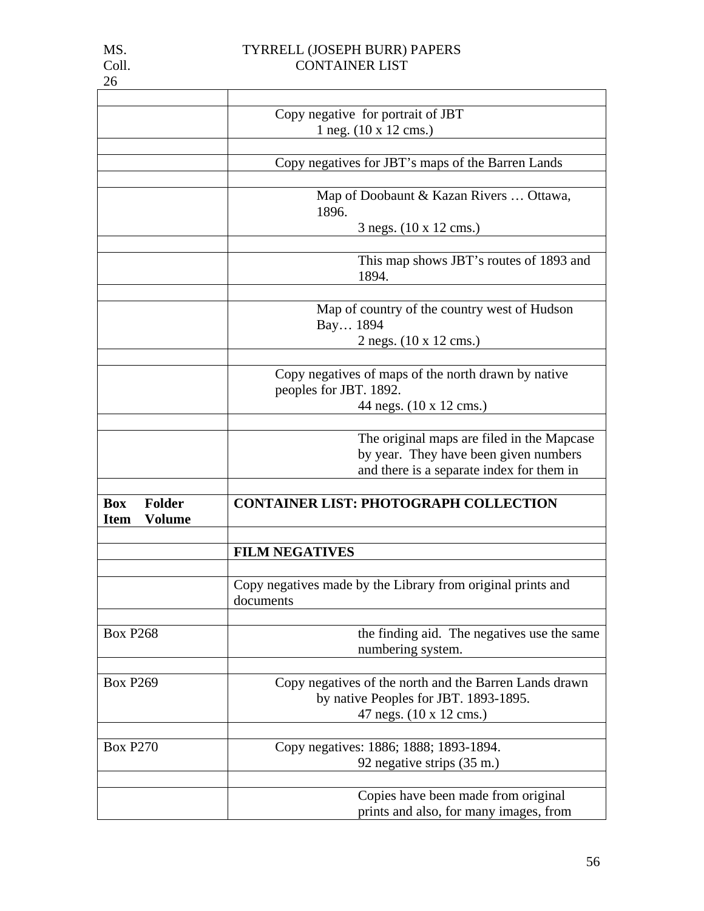| | |
|---|---|
| | Copy negative for portrait of JBT<br>1 neg. (10 x 12 cms.) |
| | |
| | Copy negatives for JBT's maps of the Barren Lands |
| | |
| | Map of Doobaunt & Kazan Rivers … Ottawa, 1896.<br>3 negs. (10 x 12 cms.) |
| | |
| | This map shows JBT's routes of 1893 and 1894. |
| | |
| | Map of country of the country west of Hudson Bay… 1894<br>2 negs. (10 x 12 cms.) |
| | |
| | Copy negatives of maps of the north drawn by native peoples for JBT. 1892.<br>44 negs. (10 x 12 cms.) |
| | |
| | The original maps are filed in the Mapcase by year. They have been given numbers and there is a separate index for them in |
| | |
| **Box Folder Item Volume** | **CONTAINER LIST: PHOTOGRAPH COLLECTION** |
| | |
| | **FILM NEGATIVES** |
| | |
| | Copy negatives made by the Library from original prints and documents |
| | |
| Box P268 | the finding aid. The negatives use the same numbering system. |
| | |
| Box P269 | Copy negatives of the north and the Barren Lands drawn by native Peoples for JBT. 1893-1895.<br>47 negs. (10 x 12 cms.) |
| | |
| Box P270 | Copy negatives: 1886; 1888; 1893-1894.<br>92 negative strips (35 m.) |
| | |
| | Copies have been made from original prints and also, for many images, from |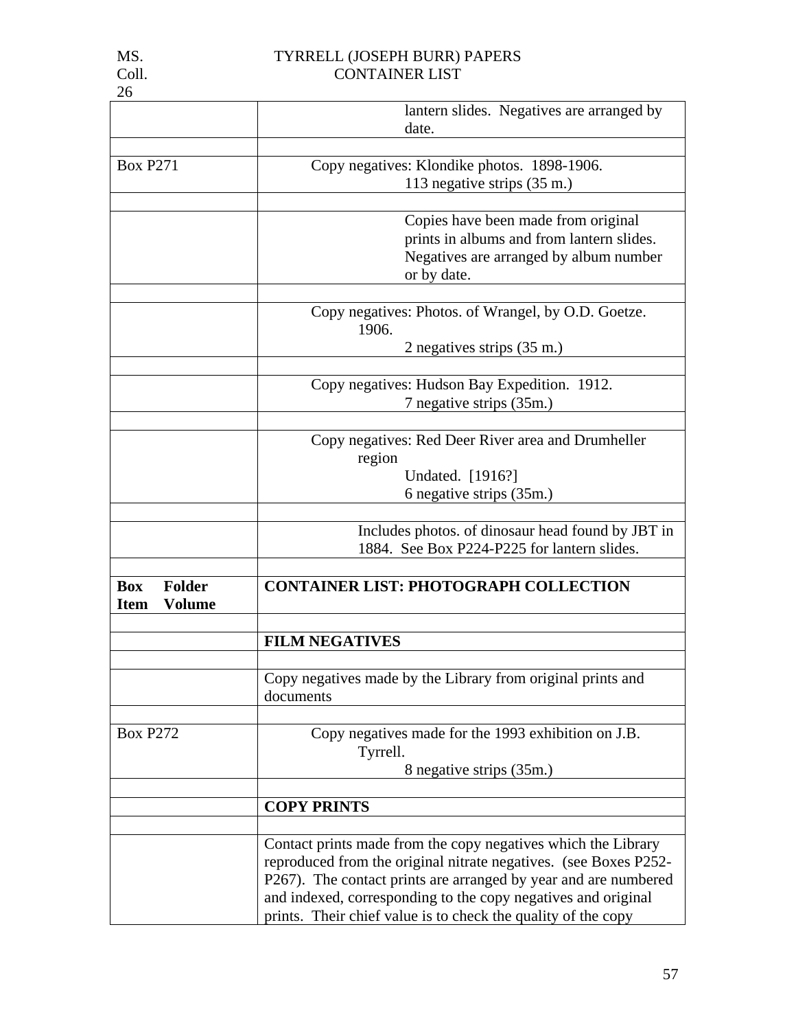| | |
|---|---|
| | lantern slides. Negatives are arranged by date. |
| | |
| Box P271 | Copy negatives: Klondike photos. 1898-1906. 113 negative strips (35 m.) |
| | |
| | Copies have been made from original prints in albums and from lantern slides. Negatives are arranged by album number or by date. |
| | |
| | Copy negatives: Photos. of Wrangel, by O.D. Goetze. 1906. 2 negatives strips (35 m.) |
| | |
| | Copy negatives: Hudson Bay Expedition. 1912. 7 negative strips (35m.) |
| | |
| | Copy negatives: Red Deer River area and Drumheller region Undated. [1916?] 6 negative strips (35m.) |
| | |
| | Includes photos. of dinosaur head found by JBT in 1884. See Box P224-P225 for lantern slides. |
| | |
| **Box Folder Item Volume** | **CONTAINER LIST: PHOTOGRAPH COLLECTION** |
| | |
| | **FILM NEGATIVES** |
| | |
| | Copy negatives made by the Library from original prints and documents |
| | |
| Box P272 | Copy negatives made for the 1993 exhibition on J.B. Tyrrell. 8 negative strips (35m.) |
| | |
| | **COPY PRINTS** |
| | |
| | Contact prints made from the copy negatives which the Library reproduced from the original nitrate negatives. (see Boxes P252-P267). The contact prints are arranged by year and are numbered and indexed, corresponding to the copy negatives and original prints. Their chief value is to check the quality of the copy |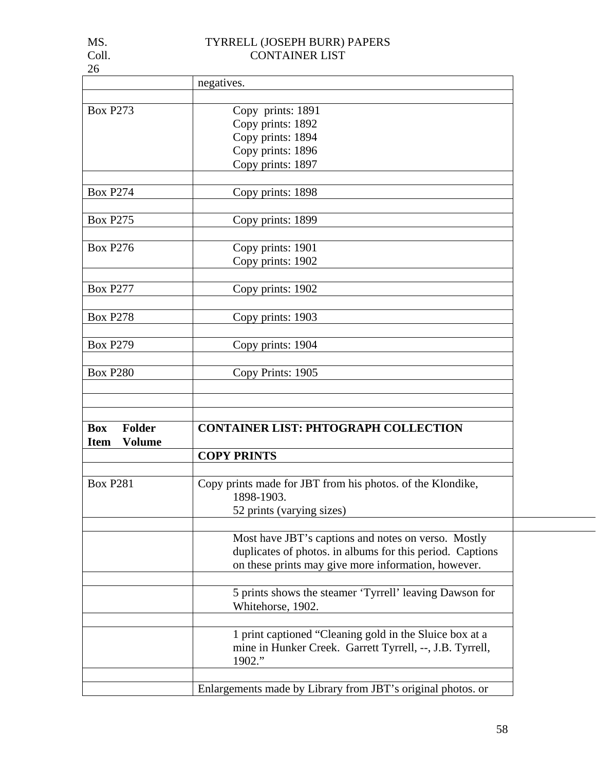| | |
|---|---|
| | negatives. |
| | |
| Box P273 | Copy prints: 1891<br>Copy prints: 1892<br>Copy prints: 1894<br>Copy prints: 1896<br>Copy prints: 1897 |
| | |
| Box P274 | Copy prints: 1898 |
| | |
| Box P275 | Copy prints: 1899 |
| | |
| Box P276 | Copy prints: 1901<br>Copy prints: 1902 |
| | |
| Box P277 | Copy prints: 1902 |
| | |
| Box P278 | Copy prints: 1903 |
| | |
| Box P279 | Copy prints: 1904 |
| | |
| Box P280 | Copy Prints: 1905 |
| | |
| | |
| | |
| **Box Folder Item Volume** | **CONTAINER LIST: PHTOGRAPH COLLECTION** |
| | **COPY PRINTS** |
| | |
| Box P281 | Copy prints made for JBT from his photos. of the Klondike, 1898-1903.<br>52 prints (varying sizes) |
| | |
| | Most have JBT's captions and notes on verso. Mostly duplicates of photos. in albums for this period. Captions on these prints may give more information, however. |
| | |
| | 5 prints shows the steamer 'Tyrrell' leaving Dawson for Whitehorse, 1902. |
| | |
| | 1 print captioned "Cleaning gold in the Sluice box at a mine in Hunker Creek. Garrett Tyrrell, --, J.B. Tyrrell, 1902." |
| | |
| | Enlargements made by Library from JBT's original photos. or |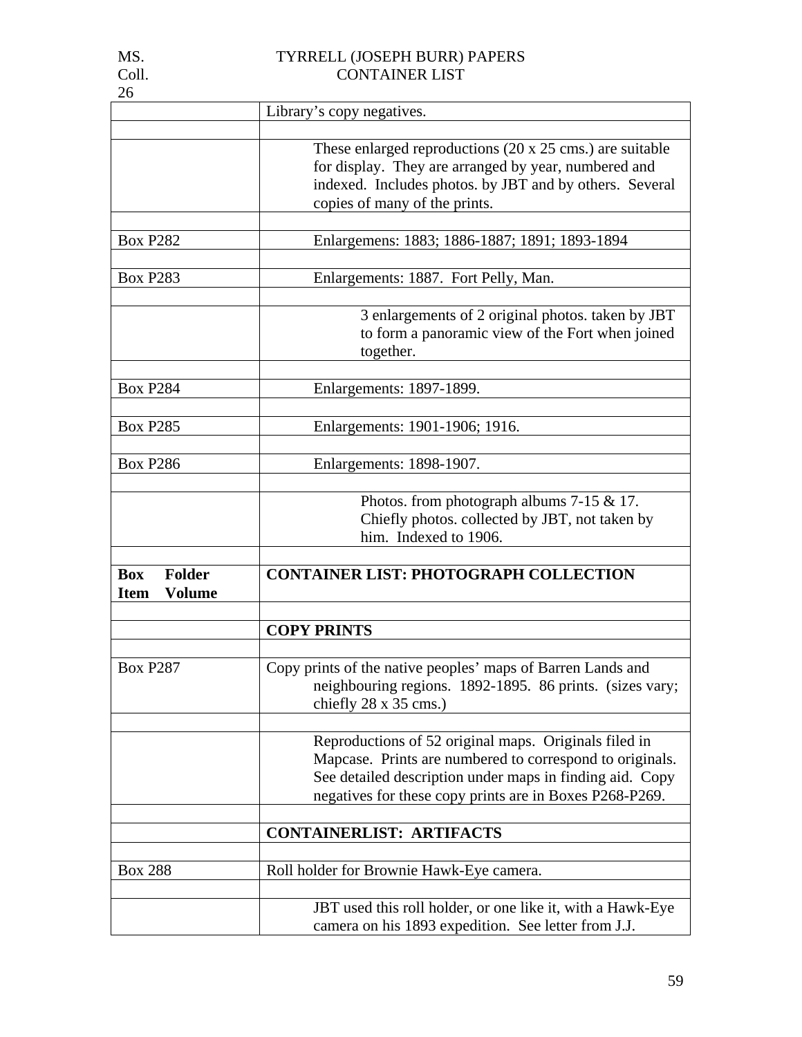| | Library's copy negatives. |
|---|---|
| | |
| | These enlarged reproductions (20 x 25 cms.) are suitable for display. They are arranged by year, numbered and indexed. Includes photos. by JBT and by others. Several copies of many of the prints. |
| | |
| Box P282 | Enlargemens: 1883; 1886-1887; 1891; 1893-1894 |
| | |
| Box P283 | Enlargements: 1887. Fort Pelly, Man. |
| | |
| | 3 enlargements of 2 original photos. taken by JBT to form a panoramic view of the Fort when joined together. |
| | |
| Box P284 | Enlargements: 1897-1899. |
| | |
| Box P285 | Enlargements: 1901-1906; 1916. |
| | |
| Box P286 | Enlargements: 1898-1907. |
| | |
| | Photos. from photograph albums 7-15 & 17. Chiefly photos. collected by JBT, not taken by him. Indexed to 1906. |
| | |
| **Box Folder Item Volume** | **CONTAINER LIST: PHOTOGRAPH COLLECTION** |
| | |
| | **COPY PRINTS** |
| | |
| Box P287 | Copy prints of the native peoples' maps of Barren Lands and neighbouring regions. 1892-1895. 86 prints. (sizes vary; chiefly 28 x 35 cms.) |
| | |
| | Reproductions of 52 original maps. Originals filed in Mapcase. Prints are numbered to correspond to originals. See detailed description under maps in finding aid. Copy negatives for these copy prints are in Boxes P268-P269. |
| | |
| | **CONTAINERLIST: ARTIFACTS** |
| | |
| Box 288 | Roll holder for Brownie Hawk-Eye camera. |
| | |
| | JBT used this roll holder, or one like it, with a Hawk-Eye camera on his 1893 expedition. See letter from J.J. |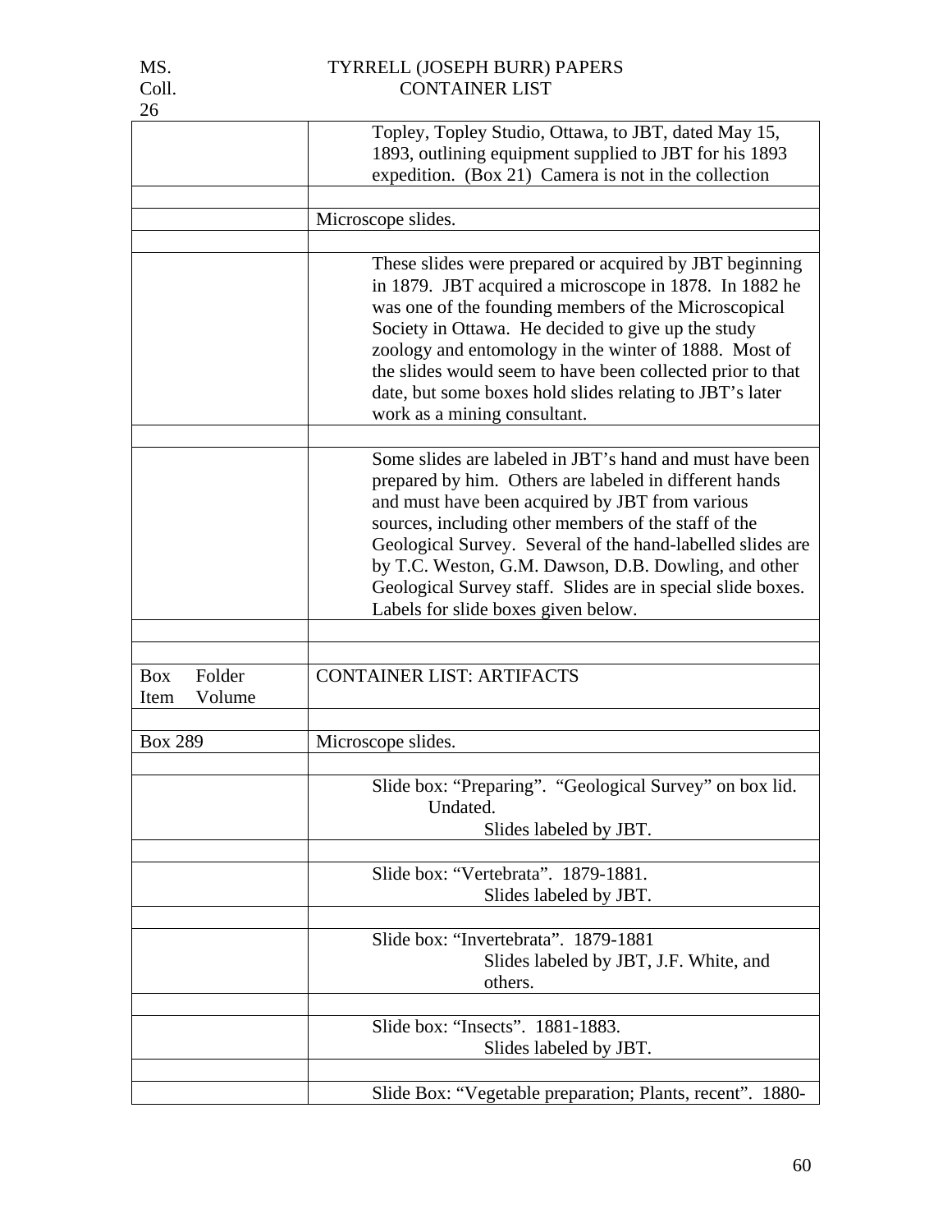| | |
|---|---|
| | Topley, Topley Studio, Ottawa, to JBT, dated May 15, 1893, outlining equipment supplied to JBT for his 1893 expedition. (Box 21) Camera is not in the collection |
| | |
| | Microscope slides. |
| | |
| | These slides were prepared or acquired by JBT beginning in 1879. JBT acquired a microscope in 1878. In 1882 he was one of the founding members of the Microscopical Society in Ottawa. He decided to give up the study zoology and entomology in the winter of 1888. Most of the slides would seem to have been collected prior to that date, but some boxes hold slides relating to JBT's later work as a mining consultant. |
| | |
| | Some slides are labeled in JBT's hand and must have been prepared by him. Others are labeled in different hands and must have been acquired by JBT from various sources, including other members of the staff of the Geological Survey. Several of the hand-labelled slides are by T.C. Weston, G.M. Dawson, D.B. Dowling, and other Geological Survey staff. Slides are in special slide boxes. Labels for slide boxes given below. |
| | |
| | |
| Box Folder Item Volume | CONTAINER LIST: ARTIFACTS |
| | |
| Box 289 | Microscope slides. |
| | |
| | Slide box: "Preparing". "Geological Survey" on box lid. Undated. Slides labeled by JBT. |
| | |
| | Slide box: "Vertebrata". 1879-1881. Slides labeled by JBT. |
| | |
| | Slide box: "Invertebrata". 1879-1881 Slides labeled by JBT, J.F. White, and others. |
| | |
| | Slide box: "Insects". 1881-1883. Slides labeled by JBT. |
| | |
| | Slide Box: "Vegetable preparation; Plants, recent". 1880- |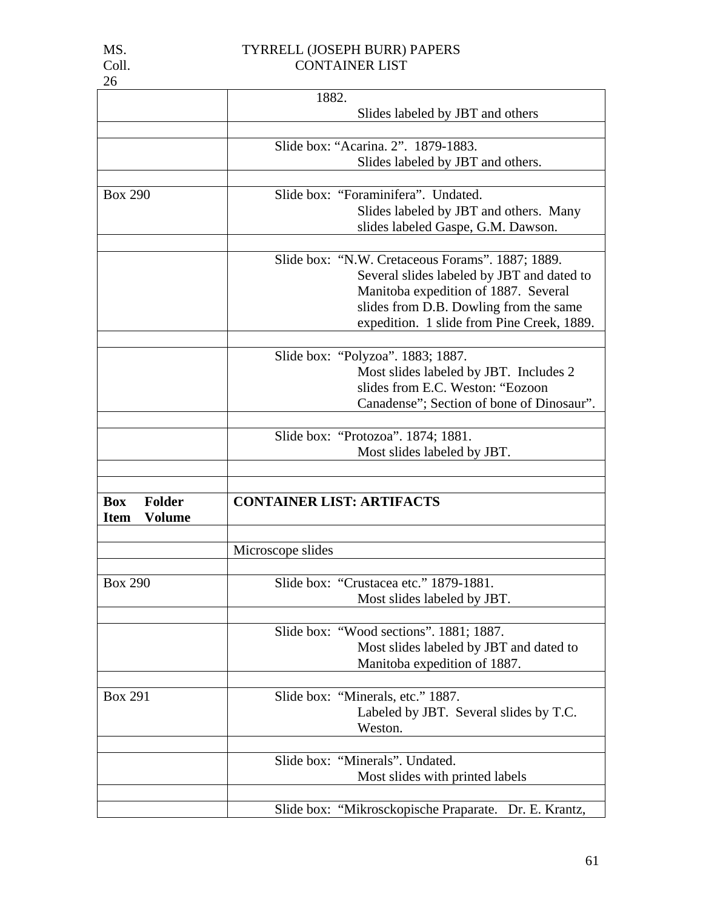| | |
|---|---|
| | 1882. Slides labeled by JBT and others |
| | |
| | Slide box: “Acarina. 2”. 1879-1883. Slides labeled by JBT and others. |
| | |
| Box 290 | Slide box: “Foraminifera”. Undated. Slides labeled by JBT and others. Many slides labeled Gaspe, G.M. Dawson. |
| | |
| | Slide box: “N.W. Cretaceous Forams”. 1887; 1889. Several slides labeled by JBT and dated to Manitoba expedition of 1887. Several slides from D.B. Dowling from the same expedition. 1 slide from Pine Creek, 1889. |
| | |
| | Slide box: “Polyzoa”. 1883; 1887. Most slides labeled by JBT. Includes 2 slides from E.C. Weston: “Eozoon Canadense”; Section of bone of Dinosaur”. |
| | |
| | Slide box: “Protozoa”. 1874; 1881. Most slides labeled by JBT. |
| | |
| | |
| **Box Folder Item Volume** | **CONTAINER LIST: ARTIFACTS** |
| | |
| | Microscope slides |
| | |
| Box 290 | Slide box: “Crustacea etc.” 1879-1881. Most slides labeled by JBT. |
| | |
| | Slide box: “Wood sections”. 1881; 1887. Most slides labeled by JBT and dated to Manitoba expedition of 1887. |
| | |
| Box 291 | Slide box: “Minerals, etc.” 1887. Labeled by JBT. Several slides by T.C. Weston. |
| | |
| | Slide box: “Minerals”. Undated. Most slides with printed labels |
| | |
| | Slide box: “Mikrosckopische Praparate. Dr. E. Krantz, |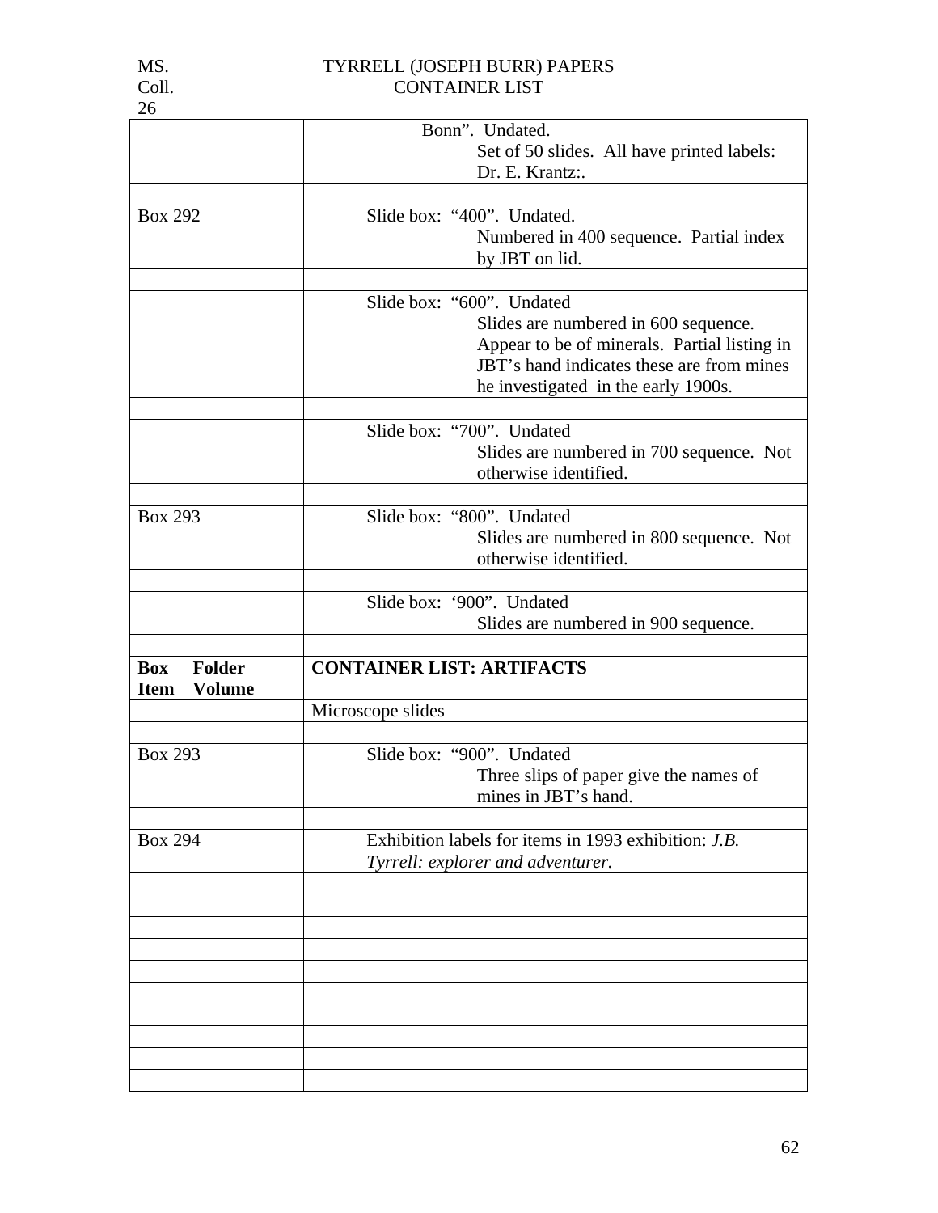| | |
|---|---|
| | Bonn". Undated.<br>Set of 50 slides. All have printed labels: Dr. E. Krantz:. |
| | |
| Box 292 | Slide box: "400". Undated.<br>Numbered in 400 sequence. Partial index by JBT on lid. |
| | |
| | Slide box: "600". Undated<br>Slides are numbered in 600 sequence. Appear to be of minerals. Partial listing in JBT's hand indicates these are from mines he investigated in the early 1900s. |
| | |
| | Slide box: "700". Undated<br>Slides are numbered in 700 sequence. Not otherwise identified. |
| | |
| Box 293 | Slide box: "800". Undated<br>Slides are numbered in 800 sequence. Not otherwise identified. |
| | |
| | Slide box: '900". Undated<br>Slides are numbered in 900 sequence. |
| | |
| **Box Folder Item Volume** | **CONTAINER LIST: ARTIFACTS** |
| | Microscope slides |
| | |
| Box 293 | Slide box: "900". Undated<br>Three slips of paper give the names of mines in JBT's hand. |
| | |
| Box 294 | Exhibition labels for items in 1993 exhibition: *J.B. Tyrrell: explorer and adventurer.* |